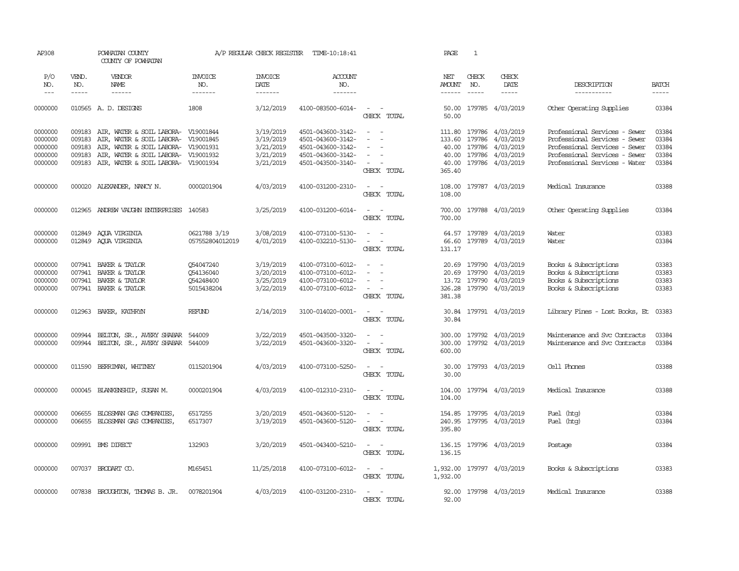AP308 POWHATAN COUNTY A/P REGULAR CHECK REGISTER TIME-10:18:41 PAGE 1

COUNTY OF POWHATAN

| P/O NO. | VEND. NO. | VENDOR NAME | INVOICE NO. | INVOICE DATE | ACCOUNT NO. | | NET AMOUNT | CHECK NO. | CHECK DATE | DESCRIPTION | BATCH |
|---|---|---|---|---|---|---|---|---|---|---|---|
| 0000000 | 010565 | A. D. DESIGNS | 1808 | 3/12/2019 | 4100-083500-6014- | - - | 50.00 | 179785 | 4/03/2019 | Other Operating Supplies | 03384 |
| | | | | | | CHECK TOTAL | 50.00 | | | | |
| 0000000 | 009183 | AIR, WATER & SOIL LABORA- | V19001844 | 3/19/2019 | 4501-043600-3142- | - - | 111.80 | 179786 | 4/03/2019 | Professional Services - Sewer | 03384 |
| 0000000 | 009183 | AIR, WATER & SOIL LABORA- | V19001845 | 3/19/2019 | 4501-043600-3142- | - - | 133.60 | 179786 | 4/03/2019 | Professional Services - Sewer | 03384 |
| 0000000 | 009183 | AIR, WATER & SOIL LABORA- | V19001931 | 3/21/2019 | 4501-043600-3142- | - - | 40.00 | 179786 | 4/03/2019 | Professional Services - Sewer | 03384 |
| 0000000 | 009183 | AIR, WATER & SOIL LABORA- | V19001932 | 3/21/2019 | 4501-043600-3142- | - - | 40.00 | 179786 | 4/03/2019 | Professional Services - Sewer | 03384 |
| 0000000 | 009183 | AIR, WATER & SOIL LABORA- | V19001934 | 3/21/2019 | 4501-043500-3140- | - - | 40.00 | 179786 | 4/03/2019 | Professional Services - Water | 03384 |
| | | | | | | CHECK TOTAL | 365.40 | | | | |
| 0000000 | 000020 | ALEXANDER, NANCY N. | 0000201904 | 4/03/2019 | 4100-031200-2310- | - - | 108.00 | 179787 | 4/03/2019 | Medical Insurance | 03388 |
| | | | | | | CHECK TOTAL | 108.00 | | | | |
| 0000000 | 012965 | ANDREW VAUGHN ENTERPRISES | 140583 | 3/25/2019 | 4100-031200-6014- | - - | 700.00 | 179788 | 4/03/2019 | Other Operating Supplies | 03384 |
| | | | | | | CHECK TOTAL | 700.00 | | | | |
| 0000000 | 012849 | AQUA VIRGINIA | 0621788 3/19 | 3/08/2019 | 4100-073100-5130- | - - | 64.57 | 179789 | 4/03/2019 | Water | 03383 |
| 0000000 | 012849 | AQUA VIRGINIA | 057552804012019 | 4/01/2019 | 4100-032210-5130- | - - | 66.60 | 179789 | 4/03/2019 | Water | 03384 |
| | | | | | | CHECK TOTAL | 131.17 | | | | |
| 0000000 | 007941 | BAKER & TAYLOR | Q54047240 | 3/19/2019 | 4100-073100-6012- | - - | 20.69 | 179790 | 4/03/2019 | Books & Subscriptions | 03383 |
| 0000000 | 007941 | BAKER & TAYLOR | Q54136040 | 3/20/2019 | 4100-073100-6012- | - - | 20.69 | 179790 | 4/03/2019 | Books & Subscriptions | 03383 |
| 0000000 | 007941 | BAKER & TAYLOR | Q54248400 | 3/25/2019 | 4100-073100-6012- | - - | 13.72 | 179790 | 4/03/2019 | Books & Subscriptions | 03383 |
| 0000000 | 007941 | BAKER & TAYLOR | 5015438204 | 3/22/2019 | 4100-073100-6012- | - - | 326.28 | 179790 | 4/03/2019 | Books & Subscriptions | 03383 |
| | | | | | | CHECK TOTAL | 381.38 | | | | |
| 0000000 | 012963 | BAKER, KATHRYN | REFUND | 2/14/2019 | 3100-014020-0001- | - - | 30.84 | 179791 | 4/03/2019 | Library Fines - Lost Books, Et | 03383 |
| | | | | | | CHECK TOTAL | 30.84 | | | | |
| 0000000 | 009944 | BELTON, SR., AVERY SHABAR | 544009 | 3/22/2019 | 4501-043500-3320- | - - | 300.00 | 179792 | 4/03/2019 | Maintenance and Svc Contracts | 03384 |
| 0000000 | 009944 | BELTON, SR., AVERY SHABAR | 544009 | 3/22/2019 | 4501-043600-3320- | - - | 300.00 | 179792 | 4/03/2019 | Maintenance and Svc Contracts | 03384 |
| | | | | | | CHECK TOTAL | 600.00 | | | | |
| 0000000 | 011590 | BERRIMAN, WHITNEY | 0115201904 | 4/03/2019 | 4100-073100-5250- | - - | 30.00 | 179793 | 4/03/2019 | Cell Phones | 03388 |
| | | | | | | CHECK TOTAL | 30.00 | | | | |
| 0000000 | 000045 | BLANKENSHIP, SUSAN M. | 0000201904 | 4/03/2019 | 4100-012310-2310- | - - | 104.00 | 179794 | 4/03/2019 | Medical Insurance | 03388 |
| | | | | | | CHECK TOTAL | 104.00 | | | | |
| 0000000 | 006655 | BLOSSMAN GAS COMPANIES, | 6517255 | 3/20/2019 | 4501-043600-5120- | - - | 154.85 | 179795 | 4/03/2019 | Fuel (htg) | 03384 |
| 0000000 | 006655 | BLOSSMAN GAS COMPANIES, | 6517307 | 3/19/2019 | 4501-043600-5120- | - - | 240.95 | 179795 | 4/03/2019 | Fuel (htg) | 03384 |
| | | | | | | CHECK TOTAL | 395.80 | | | | |
| 0000000 | 009991 | BMS DIRECT | 132903 | 3/20/2019 | 4501-043400-5210- | - - | 136.15 | 179796 | 4/03/2019 | Postage | 03384 |
| | | | | | | CHECK TOTAL | 136.15 | | | | |
| 0000000 | 007037 | BRODART CO. | M165451 | 11/25/2018 | 4100-073100-6012- | - - | 1,932.00 | 179797 | 4/03/2019 | Books & Subscriptions | 03383 |
| | | | | | | CHECK TOTAL | 1,932.00 | | | | |
| 0000000 | 007838 | BROUGHTON, THOMAS B. JR. | 0078201904 | 4/03/2019 | 4100-031200-2310- | - - | 92.00 | 179798 | 4/03/2019 | Medical Insurance | 03388 |
| | | | | | | CHECK TOTAL | 92.00 | | | | |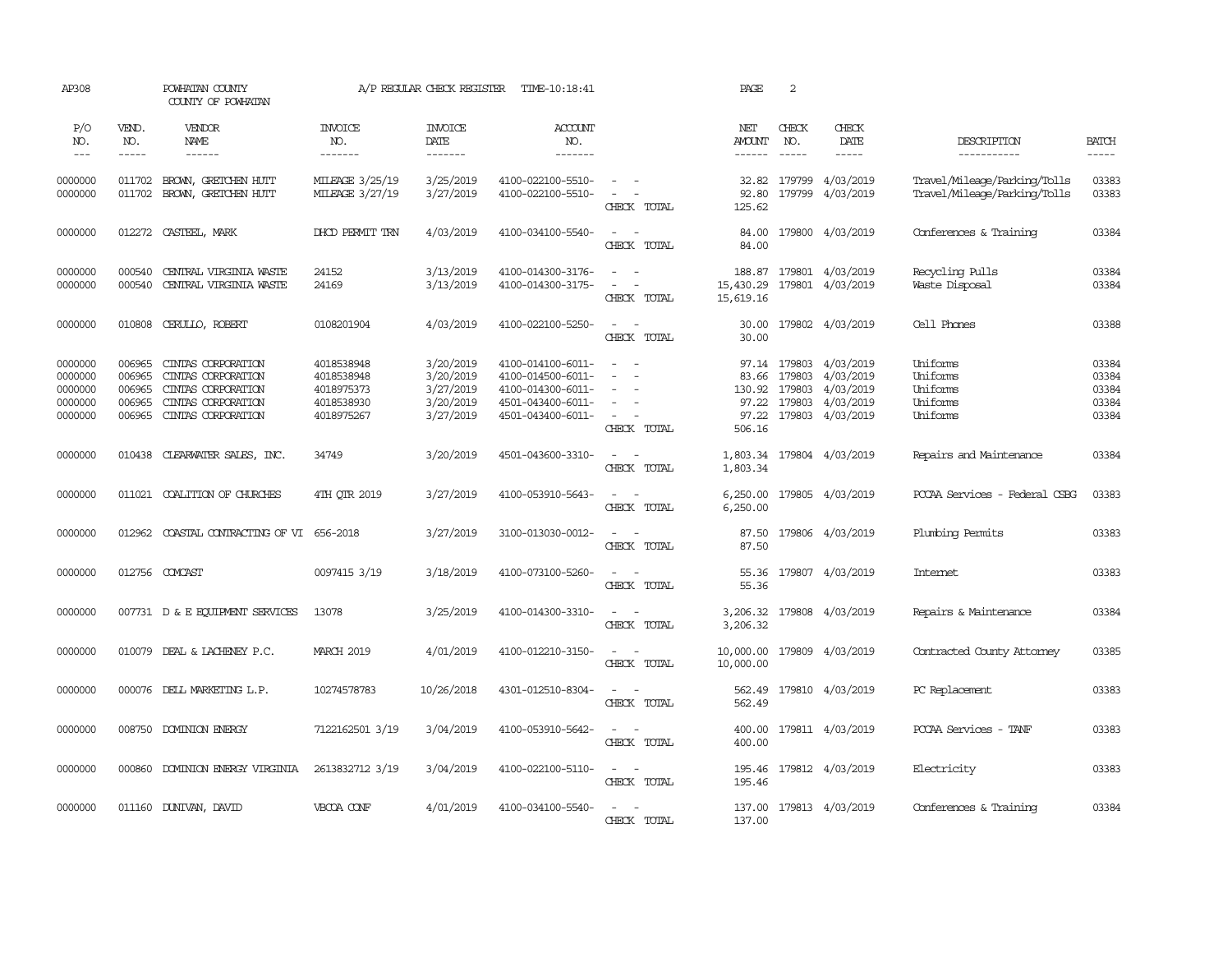AP308 POWHATAN COUNTY COUNTY OF POWHATAN A/P REGULAR CHECK REGISTER TIME-10:18:41 PAGE 2

| P/O NO. | VEND. NO. | VENDOR NAME | INVOICE NO. | INVOICE DATE | ACCOUNT NO. | | NET AMOUNT | CHECK NO. | CHECK DATE | DESCRIPTION | BATCH |
|---|---|---|---|---|---|---|---|---|---|---|---|
| 0000000 | 011702 | BROWN, GRETCHEN HUTT | MILEAGE 3/25/19 | 3/25/2019 | 4100-022100-5510- | - - | 32.82 | 179799 | 4/03/2019 | Travel/Mileage/Parking/Tolls | 03383 |
| 0000000 | 011702 | BROWN, GRETCHEN HUTT | MILEAGE 3/27/19 | 3/27/2019 | 4100-022100-5510- | - - | 92.80 | 179799 | 4/03/2019 | Travel/Mileage/Parking/Tolls | 03383 |
| | | | | | | CHECK TOTAL | 125.62 | | | | |
| 0000000 | 012272 | CASTEEL, MARK | DHCD PERMIT TRN | 4/03/2019 | 4100-034100-5540- | - - | 84.00 | 179800 | 4/03/2019 | Conferences & Training | 03384 |
| | | | | | | CHECK TOTAL | 84.00 | | | | |
| 0000000 | 000540 | CENTRAL VIRGINIA WASTE | 24152 | 3/13/2019 | 4100-014300-3176- | - - | 188.87 | 179801 | 4/03/2019 | Recycling Pulls | 03384 |
| 0000000 | 000540 | CENTRAL VIRGINIA WASTE | 24169 | 3/13/2019 | 4100-014300-3175- | - - | 15,430.29 | 179801 | 4/03/2019 | Waste Disposal | 03384 |
| | | | | | | CHECK TOTAL | 15,619.16 | | | | |
| 0000000 | 010808 | CERULLO, ROBERT | 0108201904 | 4/03/2019 | 4100-022100-5250- | - - | 30.00 | 179802 | 4/03/2019 | Cell Phones | 03388 |
| | | | | | | CHECK TOTAL | 30.00 | | | | |
| 0000000 | 006965 | CINTAS CORPORATION | 4018538948 | 3/20/2019 | 4100-014100-6011- | - - | 97.14 | 179803 | 4/03/2019 | Uniforms | 03384 |
| 0000000 | 006965 | CINTAS CORPORATION | 4018538948 | 3/20/2019 | 4100-014500-6011- | - - | 83.66 | 179803 | 4/03/2019 | Uniforms | 03384 |
| 0000000 | 006965 | CINTAS CORPORATION | 4018975373 | 3/27/2019 | 4100-014300-6011- | - - | 130.92 | 179803 | 4/03/2019 | Uniforms | 03384 |
| 0000000 | 006965 | CINTAS CORPORATION | 4018538930 | 3/20/2019 | 4501-043400-6011- | - - | 97.22 | 179803 | 4/03/2019 | Uniforms | 03384 |
| 0000000 | 006965 | CINTAS CORPORATION | 4018975267 | 3/27/2019 | 4501-043400-6011- | - - | 97.22 | 179803 | 4/03/2019 | Uniforms | 03384 |
| | | | | | | CHECK TOTAL | 506.16 | | | | |
| 0000000 | 010438 | CLEARWATER SALES, INC. | 34749 | 3/20/2019 | 4501-043600-3310- | - - | 1,803.34 | 179804 | 4/03/2019 | Repairs and Maintenance | 03384 |
| | | | | | | CHECK TOTAL | 1,803.34 | | | | |
| 0000000 | 011021 | COALITION OF CHURCHES | 4TH QTR 2019 | 3/27/2019 | 4100-053910-5643- | - - | 6,250.00 | 179805 | 4/03/2019 | PCCAA Services - Federal CSBG | 03383 |
| | | | | | | CHECK TOTAL | 6,250.00 | | | | |
| 0000000 | 012962 | COASTAL CONTRACTING OF VI | 656-2018 | 3/27/2019 | 3100-013030-0012- | - - | 87.50 | 179806 | 4/03/2019 | Plumbing Permits | 03383 |
| | | | | | | CHECK TOTAL | 87.50 | | | | |
| 0000000 | 012756 | COMCAST | 0097415 3/19 | 3/18/2019 | 4100-073100-5260- | - - | 55.36 | 179807 | 4/03/2019 | Internet | 03383 |
| | | | | | | CHECK TOTAL | 55.36 | | | | |
| 0000000 | 007731 | D & E EQUIPMENT SERVICES | 13078 | 3/25/2019 | 4100-014300-3310- | - - | 3,206.32 | 179808 | 4/03/2019 | Repairs & Maintenance | 03384 |
| | | | | | | CHECK TOTAL | 3,206.32 | | | | |
| 0000000 | 010079 | DEAL & LACHENEY P.C. | MARCH 2019 | 4/01/2019 | 4100-012210-3150- | - - | 10,000.00 | 179809 | 4/03/2019 | Contracted County Attorney | 03385 |
| | | | | | | CHECK TOTAL | 10,000.00 | | | | |
| 0000000 | 000076 | DELL MARKETING L.P. | 10274578783 | 10/26/2018 | 4301-012510-8304- | - - | 562.49 | 179810 | 4/03/2019 | PC Replacement | 03383 |
| | | | | | | CHECK TOTAL | 562.49 | | | | |
| 0000000 | 008750 | DOMINION ENERGY | 7122162501 3/19 | 3/04/2019 | 4100-053910-5642- | - - | 400.00 | 179811 | 4/03/2019 | PCCAA Services - TANF | 03383 |
| | | | | | | CHECK TOTAL | 400.00 | | | | |
| 0000000 | 000860 | DOMINION ENERGY VIRGINIA | 2613832712 3/19 | 3/04/2019 | 4100-022100-5110- | - - | 195.46 | 179812 | 4/03/2019 | Electricity | 03383 |
| | | | | | | CHECK TOTAL | 195.46 | | | | |
| 0000000 | 011160 | DUNIVAN, DAVID | VBCOA CONF | 4/01/2019 | 4100-034100-5540- | - - | 137.00 | 179813 | 4/03/2019 | Conferences & Training | 03384 |
| | | | | | | CHECK TOTAL | 137.00 | | | | |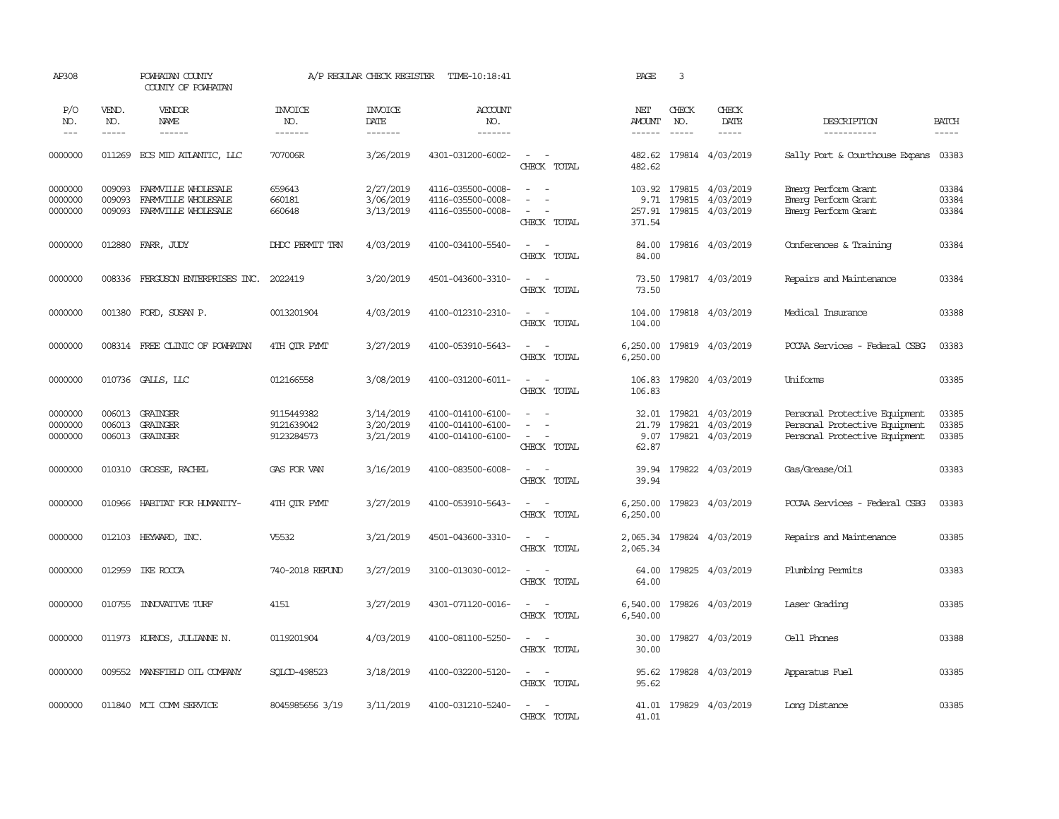AP308 POWHATAN COUNTY A/P REGULAR CHECK REGISTER TIME-10:18:41 PAGE 3

COUNTY OF POWHATAN

| P/O NO. | VEND. NO. | VENDOR NAME | INVOICE NO. | INVOICE DATE | ACCOUNT NO. | | NET AMOUNT | CHECK NO. | CHECK DATE | DESCRIPTION | BATCH |
|---|---|---|---|---|---|---|---|---|---|---|---|
| 0000000 | 011269 | ECS MID ATLANTIC, LLC | 707006R | 3/26/2019 | 4301-031200-6002- | - - | 482.62 | 179814 | 4/03/2019 | Sally Port & Courthouse Expans | 03383 |
| | | | | | | CHECK TOTAL | 482.62 | | | | |
| 0000000 | 009093 | FARMVILLE WHOLESALE | 659643 | 2/27/2019 | 4116-035500-0008- | - - | 103.92 | 179815 | 4/03/2019 | Emerg Perform Grant | 03384 |
| 0000000 | 009093 | FARMVILLE WHOLESALE | 660181 | 3/06/2019 | 4116-035500-0008- | - - | 9.71 | 179815 | 4/03/2019 | Emerg Perform Grant | 03384 |
| 0000000 | 009093 | FARMVILLE WHOLESALE | 660648 | 3/13/2019 | 4116-035500-0008- | - - | 257.91 | 179815 | 4/03/2019 | Emerg Perform Grant | 03384 |
| | | | | | | CHECK TOTAL | 371.54 | | | | |
| 0000000 | 012880 | FARR, JUDY | DHDC PERMIT TRN | 4/03/2019 | 4100-034100-5540- | - - | 84.00 | 179816 | 4/03/2019 | Conferences & Training | 03384 |
| | | | | | | CHECK TOTAL | 84.00 | | | | |
| 0000000 | 008336 | FERGUSON ENTERPRISES INC. | 2022419 | 3/20/2019 | 4501-043600-3310- | - - | 73.50 | 179817 | 4/03/2019 | Repairs and Maintenance | 03384 |
| | | | | | | CHECK TOTAL | 73.50 | | | | |
| 0000000 | 001380 | FORD, SUSAN P. | 0013201904 | 4/03/2019 | 4100-012310-2310- | - - | 104.00 | 179818 | 4/03/2019 | Medical Insurance | 03388 |
| | | | | | | CHECK TOTAL | 104.00 | | | | |
| 0000000 | 008314 | FREE CLINIC OF POWHATAN | 4TH QTR PYMT | 3/27/2019 | 4100-053910-5643- | - - | 6,250.00 | 179819 | 4/03/2019 | PCCAA Services - Federal CSBG | 03383 |
| | | | | | | CHECK TOTAL | 6,250.00 | | | | |
| 0000000 | 010736 | GALLS, LLC | 012166558 | 3/08/2019 | 4100-031200-6011- | - - | 106.83 | 179820 | 4/03/2019 | Uniforms | 03385 |
| | | | | | | CHECK TOTAL | 106.83 | | | | |
| 0000000 | 006013 | GRAINGER | 9115449382 | 3/14/2019 | 4100-014100-6100- | - - | 32.01 | 179821 | 4/03/2019 | Personal Protective Equipment | 03385 |
| 0000000 | 006013 | GRAINGER | 9121639042 | 3/20/2019 | 4100-014100-6100- | - - | 21.79 | 179821 | 4/03/2019 | Personal Protective Equipment | 03385 |
| 0000000 | 006013 | GRAINGER | 9123284573 | 3/21/2019 | 4100-014100-6100- | - - | 9.07 | 179821 | 4/03/2019 | Personal Protective Equipment | 03385 |
| | | | | | | CHECK TOTAL | 62.87 | | | | |
| 0000000 | 010310 | GROSSE, RACHEL | GAS FOR VAN | 3/16/2019 | 4100-083500-6008- | - - | 39.94 | 179822 | 4/03/2019 | Gas/Grease/Oil | 03383 |
| | | | | | | CHECK TOTAL | 39.94 | | | | |
| 0000000 | 010966 | HABITAT FOR HUMANITY- | 4TH QTR PYMT | 3/27/2019 | 4100-053910-5643- | - - | 6,250.00 | 179823 | 4/03/2019 | PCCAA Services - Federal CSBG | 03383 |
| | | | | | | CHECK TOTAL | 6,250.00 | | | | |
| 0000000 | 012103 | HEYWARD, INC. | V5532 | 3/21/2019 | 4501-043600-3310- | - - | 2,065.34 | 179824 | 4/03/2019 | Repairs and Maintenance | 03385 |
| | | | | | | CHECK TOTAL | 2,065.34 | | | | |
| 0000000 | 012959 | IKE ROCCA | 740-2018 REFUND | 3/27/2019 | 3100-013030-0012- | - - | 64.00 | 179825 | 4/03/2019 | Plumbing Permits | 03383 |
| | | | | | | CHECK TOTAL | 64.00 | | | | |
| 0000000 | 010755 | INNOVATIVE TURF | 4151 | 3/27/2019 | 4301-071120-0016- | - - | 6,540.00 | 179826 | 4/03/2019 | Laser Grading | 03385 |
| | | | | | | CHECK TOTAL | 6,540.00 | | | | |
| 0000000 | 011973 | KURNOS, JULIANNE N. | 0119201904 | 4/03/2019 | 4100-081100-5250- | - - | 30.00 | 179827 | 4/03/2019 | Cell Phones | 03388 |
| | | | | | | CHECK TOTAL | 30.00 | | | | |
| 0000000 | 009552 | MANSFIELD OIL COMPANY | SQLCD-498523 | 3/18/2019 | 4100-032200-5120- | - - | 95.62 | 179828 | 4/03/2019 | Apparatus Fuel | 03385 |
| | | | | | | CHECK TOTAL | 95.62 | | | | |
| 0000000 | 011840 | MCI COMM SERVICE | 8045985656 3/19 | 3/11/2019 | 4100-031210-5240- | - - | 41.01 | 179829 | 4/03/2019 | Long Distance | 03385 |
| | | | | | | CHECK TOTAL | 41.01 | | | | |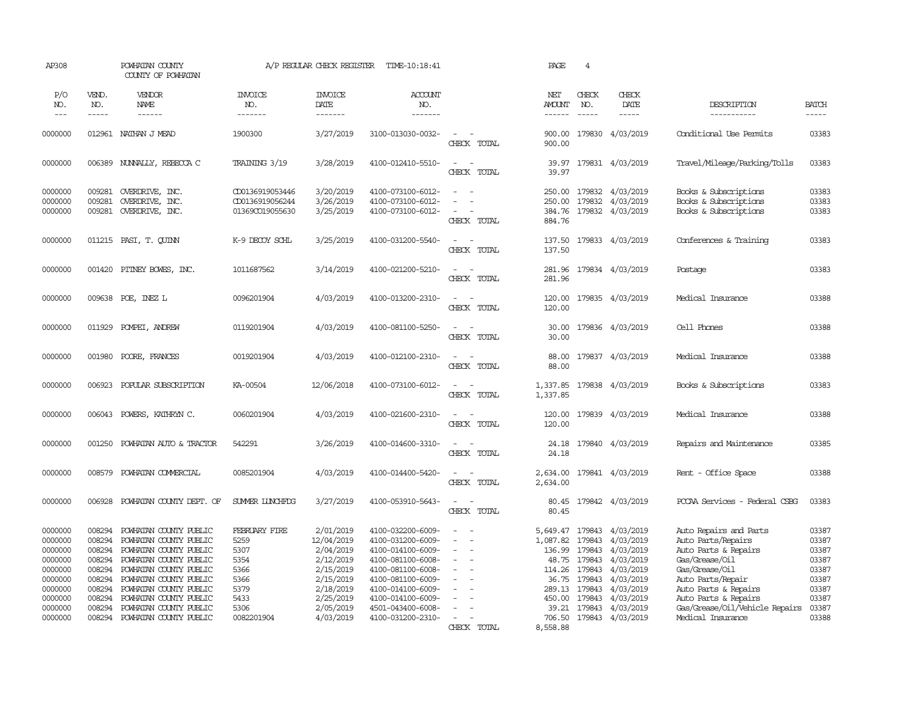AP308 POWHATAN COUNTY A/P REGULAR CHECK REGISTER TIME-10:18:41
COUNTY OF POWHATAN

| P/O NO. | VEND. NO. | VENDOR NAME | INVOICE NO. | INVOICE DATE | ACCOUNT NO. | | NET AMOUNT | CHECK NO. | CHECK DATE | DESCRIPTION | BATCH |
|---|---|---|---|---|---|---|---|---|---|---|---|
| 0000000 | 012961 | NATHAN J MEAD | 1900300 | 3/27/2019 | 3100-013030-0032- | - - | 900.00 | 179830 | 4/03/2019 | Conditional Use Permits | 03383 |
| | | | | | | CHECK TOTAL | 900.00 | | | | |
| 0000000 | 006389 | NUNNALLY, REBECCA C | TRAINING 3/19 | 3/28/2019 | 4100-012410-5510- | - - | 39.97 | 179831 | 4/03/2019 | Travel/Mileage/Parking/Tolls | 03383 |
| | | | | | | CHECK TOTAL | 39.97 | | | | |
| 0000000 | 009281 | OVERDRIVE, INC. | CD0136919053446 | 3/20/2019 | 4100-073100-6012- | - - | 250.00 | 179832 | 4/03/2019 | Books & Subscriptions | 03383 |
| 0000000 | 009281 | OVERDRIVE, INC. | CD0136919056244 | 3/26/2019 | 4100-073100-6012- | - - | 250.00 | 179832 | 4/03/2019 | Books & Subscriptions | 03383 |
| 0000000 | 009281 | OVERDRIVE, INC. | 01369CO19055630 | 3/25/2019 | 4100-073100-6012- | - - | 384.76 | 179832 | 4/03/2019 | Books & Subscriptions | 03383 |
| | | | | | | CHECK TOTAL | 884.76 | | | | |
| 0000000 | 011215 | PASI, T. QUINN | K-9 DECOY SCHL | 3/25/2019 | 4100-031200-5540- | - - | 137.50 | 179833 | 4/03/2019 | Conferences & Training | 03383 |
| | | | | | | CHECK TOTAL | 137.50 | | | | |
| 0000000 | 001420 | PITNEY BOWES, INC. | 1011687562 | 3/14/2019 | 4100-021200-5210- | - - | 281.96 | 179834 | 4/03/2019 | Postage | 03383 |
| | | | | | | CHECK TOTAL | 281.96 | | | | |
| 0000000 | 009638 | POE, INEZ L | 0096201904 | 4/03/2019 | 4100-013200-2310- | - - | 120.00 | 179835 | 4/03/2019 | Medical Insurance | 03388 |
| | | | | | | CHECK TOTAL | 120.00 | | | | |
| 0000000 | 011929 | POMPEI, ANDREW | 0119201904 | 4/03/2019 | 4100-081100-5250- | - - | 30.00 | 179836 | 4/03/2019 | Cell Phones | 03388 |
| | | | | | | CHECK TOTAL | 30.00 | | | | |
| 0000000 | 001980 | POORE, FRANCES | 0019201904 | 4/03/2019 | 4100-012100-2310- | - - | 88.00 | 179837 | 4/03/2019 | Medical Insurance | 03388 |
| | | | | | | CHECK TOTAL | 88.00 | | | | |
| 0000000 | 006923 | POPULAR SUBSCRIPTION | KA-00504 | 12/06/2018 | 4100-073100-6012- | - - | 1,337.85 | 179838 | 4/03/2019 | Books & Subscriptions | 03383 |
| | | | | | | CHECK TOTAL | 1,337.85 | | | | |
| 0000000 | 006043 | POWERS, KATHRYN C. | 0060201904 | 4/03/2019 | 4100-021600-2310- | - - | 120.00 | 179839 | 4/03/2019 | Medical Insurance | 03388 |
| | | | | | | CHECK TOTAL | 120.00 | | | | |
| 0000000 | 001250 | POWHATAN AUTO & TRACTOR | 542291 | 3/26/2019 | 4100-014600-3310- | - - | 24.18 | 179840 | 4/03/2019 | Repairs and Maintenance | 03385 |
| | | | | | | CHECK TOTAL | 24.18 | | | | |
| 0000000 | 008579 | POWHATAN COMMERCIAL | 0085201904 | 4/03/2019 | 4100-014400-5420- | - - | 2,634.00 | 179841 | 4/03/2019 | Rent - Office Space | 03388 |
| | | | | | | CHECK TOTAL | 2,634.00 | | | | |
| 0000000 | 006928 | POWHATAN COUNTY DEPT. OF | SUMMER LUNCHFDG | 3/27/2019 | 4100-053910-5643- | - - | 80.45 | 179842 | 4/03/2019 | PCCAA Services - Federal CSBG | 03383 |
| | | | | | | CHECK TOTAL | 80.45 | | | | |
| 0000000 | 008294 | POWHATAN COUNTY PUBLIC | FEBRUARY FIRE | 2/01/2019 | 4100-032200-6009- | - - | 5,649.47 | 179843 | 4/03/2019 | Auto Repairs and Parts | 03387 |
| 0000000 | 008294 | POWHATAN COUNTY PUBLIC | 5259 | 12/04/2019 | 4100-031200-6009- | - - | 1,087.82 | 179843 | 4/03/2019 | Auto Parts/Repairs | 03387 |
| 0000000 | 008294 | POWHATAN COUNTY PUBLIC | 5307 | 2/04/2019 | 4100-014100-6009- | - - | 136.99 | 179843 | 4/03/2019 | Auto Parts & Repairs | 03387 |
| 0000000 | 008294 | POWHATAN COUNTY PUBLIC | 5354 | 2/12/2019 | 4100-081100-6008- | - - | 48.75 | 179843 | 4/03/2019 | Gas/Grease/Oil | 03387 |
| 0000000 | 008294 | POWHATAN COUNTY PUBLIC | 5366 | 2/15/2019 | 4100-081100-6008- | - - | 114.26 | 179843 | 4/03/2019 | Gas/Grease/Oil | 03387 |
| 0000000 | 008294 | POWHATAN COUNTY PUBLIC | 5366 | 2/15/2019 | 4100-081100-6009- | - - | 36.75 | 179843 | 4/03/2019 | Auto Parts/Repair | 03387 |
| 0000000 | 008294 | POWHATAN COUNTY PUBLIC | 5379 | 2/18/2019 | 4100-014100-6009- | - - | 289.13 | 179843 | 4/03/2019 | Auto Parts & Repairs | 03387 |
| 0000000 | 008294 | POWHATAN COUNTY PUBLIC | 5433 | 2/25/2019 | 4100-014100-6009- | - - | 450.00 | 179843 | 4/03/2019 | Auto Parts & Repairs | 03387 |
| 0000000 | 008294 | POWHATAN COUNTY PUBLIC | 5306 | 2/05/2019 | 4501-043400-6008- | - - | 39.21 | 179843 | 4/03/2019 | Gas/Grease/Oil/Vehicle Repairs | 03387 |
| 0000000 | 008294 | POWHATAN COUNTY PUBLIC | 0082201904 | 4/03/2019 | 4100-031200-2310- | - - | 706.50 | 179843 | 4/03/2019 | Medical Insurance | 03388 |
| | | | | | | CHECK TOTAL | 8,558.88 | | | | |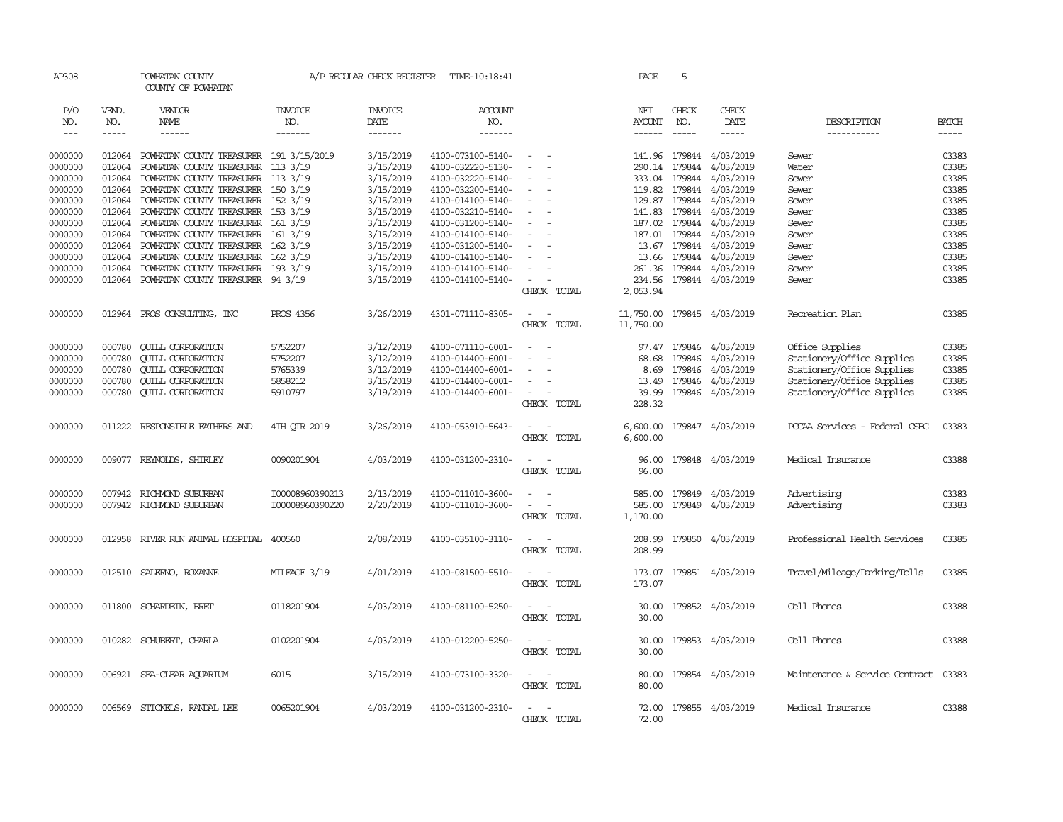AP308 POWHATAN COUNTY A/P REGULAR CHECK REGISTER TIME-10:18:41 PAGE 5

COUNTY OF POWHATAN

| P/O NO. | VEND. NO. | VENDOR NAME | INVOICE NO. | INVOICE DATE | ACCOUNT NO. | | NET AMOUNT | CHECK NO. | CHECK DATE | DESCRIPTION | BATCH |
|---|---|---|---|---|---|---|---|---|---|---|---|
| 0000000 | 012064 | POWHATAN COUNTY TREASURER | 191 3/15/2019 | 3/15/2019 | 4100-073100-5140- | - - | 141.96 | 179844 | 4/03/2019 | Sewer | 03383 |
| 0000000 | 012064 | POWHATAN COUNTY TREASURER | 113 3/19 | 3/15/2019 | 4100-032220-5130- | - - | 290.14 | 179844 | 4/03/2019 | Water | 03385 |
| 0000000 | 012064 | POWHATAN COUNTY TREASURER | 113 3/19 | 3/15/2019 | 4100-032220-5140- | - - | 333.04 | 179844 | 4/03/2019 | Sewer | 03385 |
| 0000000 | 012064 | POWHATAN COUNTY TREASURER | 150 3/19 | 3/15/2019 | 4100-032200-5140- | - - | 119.82 | 179844 | 4/03/2019 | Sewer | 03385 |
| 0000000 | 012064 | POWHATAN COUNTY TREASURER | 152 3/19 | 3/15/2019 | 4100-014100-5140- | - - | 129.87 | 179844 | 4/03/2019 | Sewer | 03385 |
| 0000000 | 012064 | POWHATAN COUNTY TREASURER | 153 3/19 | 3/15/2019 | 4100-032210-5140- | - - | 141.83 | 179844 | 4/03/2019 | Sewer | 03385 |
| 0000000 | 012064 | POWHATAN COUNTY TREASURER | 161 3/19 | 3/15/2019 | 4100-031200-5140- | - - | 187.02 | 179844 | 4/03/2019 | Sewer | 03385 |
| 0000000 | 012064 | POWHATAN COUNTY TREASURER | 161 3/19 | 3/15/2019 | 4100-014100-5140- | - - | 187.01 | 179844 | 4/03/2019 | Sewer | 03385 |
| 0000000 | 012064 | POWHATAN COUNTY TREASURER | 162 3/19 | 3/15/2019 | 4100-031200-5140- | - - | 13.67 | 179844 | 4/03/2019 | Sewer | 03385 |
| 0000000 | 012064 | POWHATAN COUNTY TREASURER | 162 3/19 | 3/15/2019 | 4100-014100-5140- | - - | 13.66 | 179844 | 4/03/2019 | Sewer | 03385 |
| 0000000 | 012064 | POWHATAN COUNTY TREASURER | 193 3/19 | 3/15/2019 | 4100-014100-5140- | - - | 261.36 | 179844 | 4/03/2019 | Sewer | 03385 |
| 0000000 | 012064 | POWHATAN COUNTY TREASURER | 94 3/19 | 3/15/2019 | 4100-014100-5140- | - - | 234.56 | 179844 | 4/03/2019 | Sewer | 03385 |
| | | | | | | CHECK TOTAL | 2,053.94 | | | | |
| 0000000 | 012964 | PROS CONSULTING, INC | PROS 4356 | 3/26/2019 | 4301-071110-8305- | - - | 11,750.00 | 179845 | 4/03/2019 | Recreation Plan | 03385 |
| | | | | | | CHECK TOTAL | 11,750.00 | | | | |
| 0000000 | 000780 | QUILL CORPORATION | 5752207 | 3/12/2019 | 4100-071110-6001- | - - | 97.47 | 179846 | 4/03/2019 | Office Supplies | 03385 |
| 0000000 | 000780 | QUILL CORPORATION | 5752207 | 3/12/2019 | 4100-014400-6001- | - - | 68.68 | 179846 | 4/03/2019 | Stationery/Office Supplies | 03385 |
| 0000000 | 000780 | QUILL CORPORATION | 5765339 | 3/12/2019 | 4100-014400-6001- | - - | 8.69 | 179846 | 4/03/2019 | Stationery/Office Supplies | 03385 |
| 0000000 | 000780 | QUILL CORPORATION | 5858212 | 3/15/2019 | 4100-014400-6001- | - - | 13.49 | 179846 | 4/03/2019 | Stationery/Office Supplies | 03385 |
| 0000000 | 000780 | QUILL CORPORATION | 5910797 | 3/19/2019 | 4100-014400-6001- | - - | 39.99 | 179846 | 4/03/2019 | Stationery/Office Supplies | 03385 |
| | | | | | | CHECK TOTAL | 228.32 | | | | |
| 0000000 | 011222 | RESPONSIBLE FATHERS AND | 4TH QTR 2019 | 3/26/2019 | 4100-053910-5643- | - - | 6,600.00 | 179847 | 4/03/2019 | PCCAA Services - Federal CSBG | 03383 |
| | | | | | | CHECK TOTAL | 6,600.00 | | | | |
| 0000000 | 009077 | REYNOLDS, SHIRLEY | 0090201904 | 4/03/2019 | 4100-031200-2310- | - - | 96.00 | 179848 | 4/03/2019 | Medical Insurance | 03388 |
| | | | | | | CHECK TOTAL | 96.00 | | | | |
| 0000000 | 007942 | RICHMOND SUBURBAN | I00008960390213 | 2/13/2019 | 4100-011010-3600- | - - | 585.00 | 179849 | 4/03/2019 | Advertising | 03383 |
| 0000000 | 007942 | RICHMOND SUBURBAN | I00008960390220 | 2/20/2019 | 4100-011010-3600- | - - | 585.00 | 179849 | 4/03/2019 | Advertising | 03383 |
| | | | | | | CHECK TOTAL | 1,170.00 | | | | |
| 0000000 | 012958 | RIVER RUN ANIMAL HOSPITAL | 400560 | 2/08/2019 | 4100-035100-3110- | - - | 208.99 | 179850 | 4/03/2019 | Professional Health Services | 03385 |
| | | | | | | CHECK TOTAL | 208.99 | | | | |
| 0000000 | 012510 | SALERNO, ROXANNE | MILEAGE 3/19 | 4/01/2019 | 4100-081500-5510- | - - | 173.07 | 179851 | 4/03/2019 | Travel/Mileage/Parking/Tolls | 03385 |
| | | | | | | CHECK TOTAL | 173.07 | | | | |
| 0000000 | 011800 | SCHARDEIN, BRET | 0118201904 | 4/03/2019 | 4100-081100-5250- | - - | 30.00 | 179852 | 4/03/2019 | Cell Phones | 03388 |
| | | | | | | CHECK TOTAL | 30.00 | | | | |
| 0000000 | 010282 | SCHUBERT, CHARLA | 0102201904 | 4/03/2019 | 4100-012200-5250- | - - | 30.00 | 179853 | 4/03/2019 | Cell Phones | 03388 |
| | | | | | | CHECK TOTAL | 30.00 | | | | |
| 0000000 | 006921 | SEA-CLEAR AQUARIUM | 6015 | 3/15/2019 | 4100-073100-3320- | - - | 80.00 | 179854 | 4/03/2019 | Maintenance & Service Contract | 03383 |
| | | | | | | CHECK TOTAL | 80.00 | | | | |
| 0000000 | 006569 | STICKELS, RANDAL LEE | 0065201904 | 4/03/2019 | 4100-031200-2310- | - - | 72.00 | 179855 | 4/03/2019 | Medical Insurance | 03388 |
| | | | | | | CHECK TOTAL | 72.00 | | | | |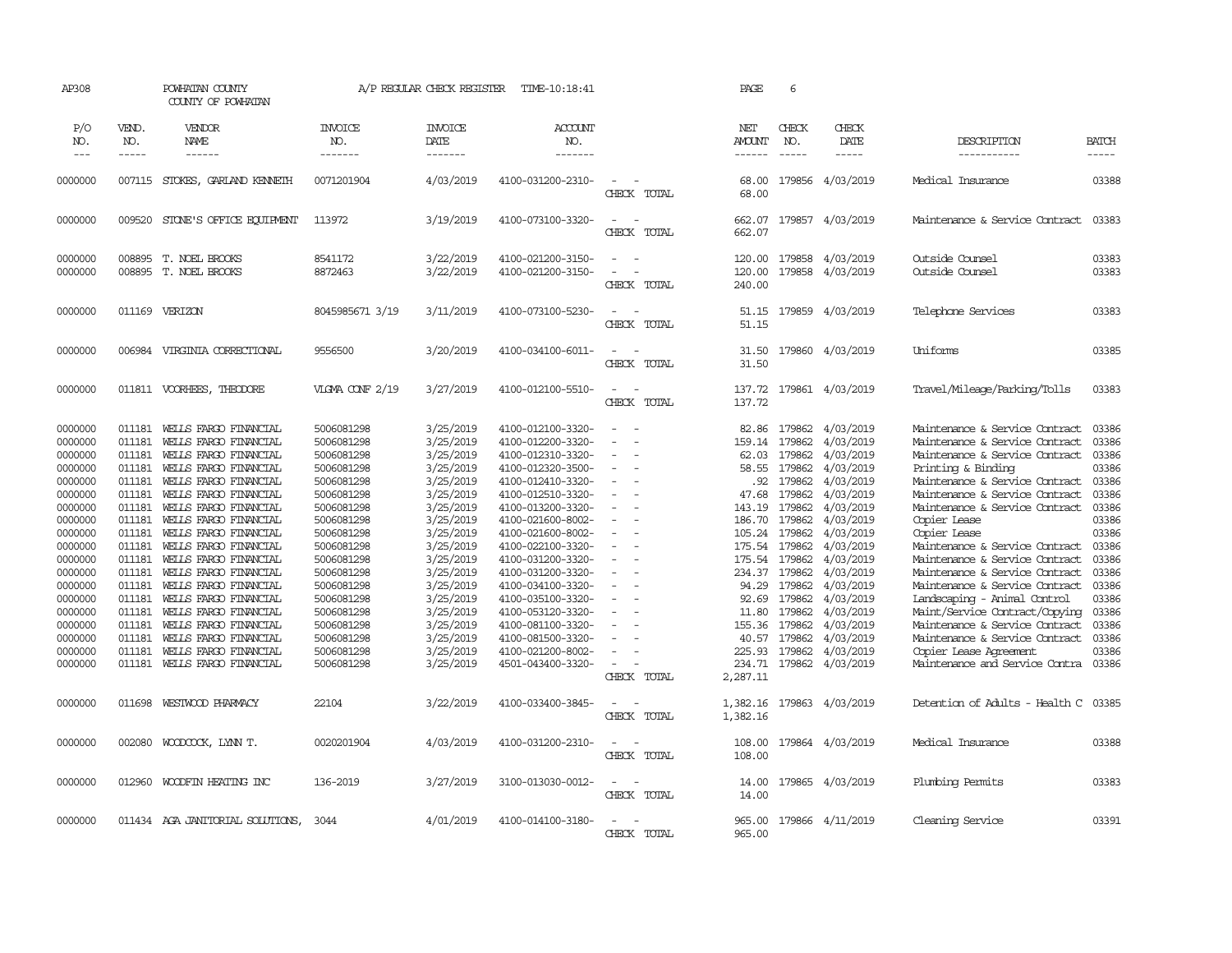AP308 POWHATAN COUNTY A/P REGULAR CHECK REGISTER TIME-10:18:41 PAGE 6

COUNTY OF POWHATAN

| P/O NO. | VEND. NO. | VENDOR NAME | INVOICE NO. | INVOICE DATE | ACCOUNT NO. | | NET AMOUNT | CHECK NO. | CHECK DATE | DESCRIPTION | BATCH |
|---|---|---|---|---|---|---|---|---|---|---|---|
| 0000000 | 007115 | STOKES, GARLAND KENNETH | 0071201904 | 4/03/2019 | 4100-031200-2310- | - - | 68.00 | 179856 | 4/03/2019 | Medical Insurance | 03388 |
| | | | | | | CHECK TOTAL | 68.00 | | | | |
| 0000000 | 009520 | STONE'S OFFICE EQUIPMENT | 113972 | 3/19/2019 | 4100-073100-3320- | - - | 662.07 | 179857 | 4/03/2019 | Maintenance & Service Contract | 03383 |
| | | | | | | CHECK TOTAL | 662.07 | | | | |
| 0000000 | 008895 | T. NOEL BROOKS | 8541172 | 3/22/2019 | 4100-021200-3150- | - - | 120.00 | 179858 | 4/03/2019 | Outside Counsel | 03383 |
| 0000000 | 008895 | T. NOEL BROOKS | 8872463 | 3/22/2019 | 4100-021200-3150- | - - | 120.00 | 179858 | 4/03/2019 | Outside Counsel | 03383 |
| | | | | | | CHECK TOTAL | 240.00 | | | | |
| 0000000 | 011169 | VERIZON | 8045985671 3/19 | 3/11/2019 | 4100-073100-5230- | - - | 51.15 | 179859 | 4/03/2019 | Telephone Services | 03383 |
| | | | | | | CHECK TOTAL | 51.15 | | | | |
| 0000000 | 006984 | VIRGINIA CORRECTIONAL | 9556500 | 3/20/2019 | 4100-034100-6011- | - - | 31.50 | 179860 | 4/03/2019 | Uniforms | 03385 |
| | | | | | | CHECK TOTAL | 31.50 | | | | |
| 0000000 | 011811 | VOORHEES, THEODORE | VLGMA CONF 2/19 | 3/27/2019 | 4100-012100-5510- | - - | 137.72 | 179861 | 4/03/2019 | Travel/Mileage/Parking/Tolls | 03383 |
| | | | | | | CHECK TOTAL | 137.72 | | | | |
| 0000000 | 011181 | WELLS FARGO FINANCIAL | 5006081298 | 3/25/2019 | 4100-012100-3320- | - - | 82.86 | 179862 | 4/03/2019 | Maintenance & Service Contract | 03386 |
| 0000000 | 011181 | WELLS FARGO FINANCIAL | 5006081298 | 3/25/2019 | 4100-012200-3320- | - - | 159.14 | 179862 | 4/03/2019 | Maintenance & Service Contract | 03386 |
| 0000000 | 011181 | WELLS FARGO FINANCIAL | 5006081298 | 3/25/2019 | 4100-012310-3320- | - - | 62.03 | 179862 | 4/03/2019 | Maintenance & Service Contract | 03386 |
| 0000000 | 011181 | WELLS FARGO FINANCIAL | 5006081298 | 3/25/2019 | 4100-012320-3500- | - - | 58.55 | 179862 | 4/03/2019 | Printing & Binding | 03386 |
| 0000000 | 011181 | WELLS FARGO FINANCIAL | 5006081298 | 3/25/2019 | 4100-012410-3320- | - - | .92 | 179862 | 4/03/2019 | Maintenance & Service Contract | 03386 |
| 0000000 | 011181 | WELLS FARGO FINANCIAL | 5006081298 | 3/25/2019 | 4100-012510-3320- | - - | 47.68 | 179862 | 4/03/2019 | Maintenance & Service Contract | 03386 |
| 0000000 | 011181 | WELLS FARGO FINANCIAL | 5006081298 | 3/25/2019 | 4100-013200-3320- | - - | 143.19 | 179862 | 4/03/2019 | Maintenance & Service Contract | 03386 |
| 0000000 | 011181 | WELLS FARGO FINANCIAL | 5006081298 | 3/25/2019 | 4100-021600-8002- | - - | 186.70 | 179862 | 4/03/2019 | Copier Lease | 03386 |
| 0000000 | 011181 | WELLS FARGO FINANCIAL | 5006081298 | 3/25/2019 | 4100-021600-8002- | - - | 105.24 | 179862 | 4/03/2019 | Copier Lease | 03386 |
| 0000000 | 011181 | WELLS FARGO FINANCIAL | 5006081298 | 3/25/2019 | 4100-022100-3320- | - - | 175.54 | 179862 | 4/03/2019 | Maintenance & Service Contract | 03386 |
| 0000000 | 011181 | WELLS FARGO FINANCIAL | 5006081298 | 3/25/2019 | 4100-031200-3320- | - - | 175.54 | 179862 | 4/03/2019 | Maintenance & Service Contract | 03386 |
| 0000000 | 011181 | WELLS FARGO FINANCIAL | 5006081298 | 3/25/2019 | 4100-031200-3320- | - - | 234.37 | 179862 | 4/03/2019 | Maintenance & Service Contract | 03386 |
| 0000000 | 011181 | WELLS FARGO FINANCIAL | 5006081298 | 3/25/2019 | 4100-034100-3320- | - - | 94.29 | 179862 | 4/03/2019 | Maintenance & Service Contract | 03386 |
| 0000000 | 011181 | WELLS FARGO FINANCIAL | 5006081298 | 3/25/2019 | 4100-035100-3320- | - - | 92.69 | 179862 | 4/03/2019 | Landscaping - Animal Control | 03386 |
| 0000000 | 011181 | WELLS FARGO FINANCIAL | 5006081298 | 3/25/2019 | 4100-053120-3320- | - - | 11.80 | 179862 | 4/03/2019 | Maint/Service Contract/Copying | 03386 |
| 0000000 | 011181 | WELLS FARGO FINANCIAL | 5006081298 | 3/25/2019 | 4100-081100-3320- | - - | 155.36 | 179862 | 4/03/2019 | Maintenance & Service Contract | 03386 |
| 0000000 | 011181 | WELLS FARGO FINANCIAL | 5006081298 | 3/25/2019 | 4100-081500-3320- | - - | 40.57 | 179862 | 4/03/2019 | Maintenance & Service Contract | 03386 |
| 0000000 | 011181 | WELLS FARGO FINANCIAL | 5006081298 | 3/25/2019 | 4100-021200-8002- | - - | 225.93 | 179862 | 4/03/2019 | Copier Lease Agreement | 03386 |
| 0000000 | 011181 | WELLS FARGO FINANCIAL | 5006081298 | 3/25/2019 | 4501-043400-3320- | - - | 234.71 | 179862 | 4/03/2019 | Maintenance and Service Contra | 03386 |
| | | | | | | CHECK TOTAL | 2,287.11 | | | | |
| 0000000 | 011698 | WESTWOOD PHARMACY | 22104 | 3/22/2019 | 4100-033400-3845- | - - | 1,382.16 | 179863 | 4/03/2019 | Detention of Adults - Health C | 03385 |
| | | | | | | CHECK TOTAL | 1,382.16 | | | | |
| 0000000 | 002080 | WOODCOCK, LYNN T. | 0020201904 | 4/03/2019 | 4100-031200-2310- | - - | 108.00 | 179864 | 4/03/2019 | Medical Insurance | 03388 |
| | | | | | | CHECK TOTAL | 108.00 | | | | |
| 0000000 | 012960 | WOODFIN HEATING INC | 136-2019 | 3/27/2019 | 3100-013030-0012- | - - | 14.00 | 179865 | 4/03/2019 | Plumbing Permits | 03383 |
| | | | | | | CHECK TOTAL | 14.00 | | | | |
| 0000000 | 011434 | AGA JANITORIAL SOLUTIONS, | 3044 | 4/01/2019 | 4100-014100-3180- | - - | 965.00 | 179866 | 4/11/2019 | Cleaning Service | 03391 |
| | | | | | | CHECK TOTAL | 965.00 | | | | |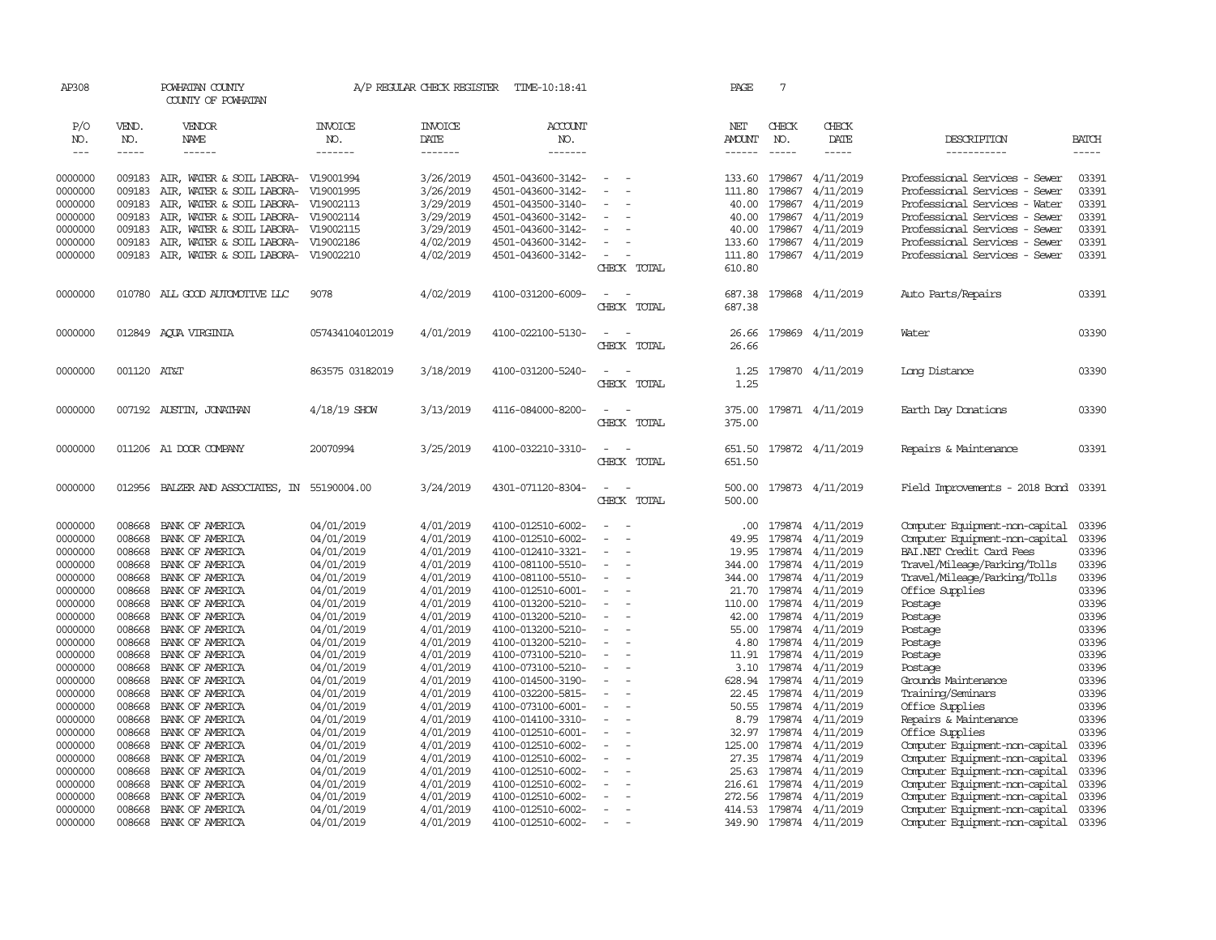AP308 POWHATAN COUNTY A/P REGULAR CHECK REGISTER TIME-10:18:41 PAGE 7

COUNTY OF POWHATAN

| P/O NO. | VEND. NO. | VENDOR NAME | INVOICE NO. | INVOICE DATE | ACCOUNT NO. | | NET AMOUNT | CHECK NO. | CHECK DATE | DESCRIPTION | BATCH |
|---|---|---|---|---|---|---|---|---|---|---|---|
| 0000000 | 009183 | AIR, WATER & SOIL LABORA- | V19001994 | 3/26/2019 | 4501-043600-3142- | - - | 133.60 | 179867 | 4/11/2019 | Professional Services - Sewer | 03391 |
| 0000000 | 009183 | AIR, WATER & SOIL LABORA- | V19001995 | 3/26/2019 | 4501-043600-3142- | - - | 111.80 | 179867 | 4/11/2019 | Professional Services - Sewer | 03391 |
| 0000000 | 009183 | AIR, WATER & SOIL LABORA- | V19002113 | 3/29/2019 | 4501-043500-3140- | - - | 40.00 | 179867 | 4/11/2019 | Professional Services - Water | 03391 |
| 0000000 | 009183 | AIR, WATER & SOIL LABORA- | V19002114 | 3/29/2019 | 4501-043600-3142- | - - | 40.00 | 179867 | 4/11/2019 | Professional Services - Sewer | 03391 |
| 0000000 | 009183 | AIR, WATER & SOIL LABORA- | V19002115 | 3/29/2019 | 4501-043600-3142- | - - | 40.00 | 179867 | 4/11/2019 | Professional Services - Sewer | 03391 |
| 0000000 | 009183 | AIR, WATER & SOIL LABORA- | V19002186 | 4/02/2019 | 4501-043600-3142- | - - | 133.60 | 179867 | 4/11/2019 | Professional Services - Sewer | 03391 |
| 0000000 | 009183 | AIR, WATER & SOIL LABORA- | V19002210 | 4/02/2019 | 4501-043600-3142- | - - | 111.80 | 179867 | 4/11/2019 | Professional Services - Sewer | 03391 |
| | | | | | | CHECK TOTAL | 610.80 | | | | |
| 0000000 | 010780 | ALL GOOD AUTOMOTIVE LLC | 9078 | 4/02/2019 | 4100-031200-6009- | - - | 687.38 | 179868 | 4/11/2019 | Auto Parts/Repairs | 03391 |
| | | | | | | CHECK TOTAL | 687.38 | | | | |
| 0000000 | 012849 | AQUA VIRGINIA | 057434104012019 | 4/01/2019 | 4100-022100-5130- | - - | 26.66 | 179869 | 4/11/2019 | Water | 03390 |
| | | | | | | CHECK TOTAL | 26.66 | | | | |
| 0000000 | 001120 | AT&T | 863575 03182019 | 3/18/2019 | 4100-031200-5240- | - - | 1.25 | 179870 | 4/11/2019 | Long Distance | 03390 |
| | | | | | | CHECK TOTAL | 1.25 | | | | |
| 0000000 | 007192 | AUSTIN, JONATHAN | 4/18/19 SHOW | 3/13/2019 | 4116-084000-8200- | - - | 375.00 | 179871 | 4/11/2019 | Earth Day Donations | 03390 |
| | | | | | | CHECK TOTAL | 375.00 | | | | |
| 0000000 | 011206 | A1 DOOR COMPANY | 20070994 | 3/25/2019 | 4100-032210-3310- | - - | 651.50 | 179872 | 4/11/2019 | Repairs & Maintenance | 03391 |
| | | | | | | CHECK TOTAL | 651.50 | | | | |
| 0000000 | 012956 | BALZER AND ASSOCIATES, IN | 55190004.00 | 3/24/2019 | 4301-071120-8304- | - - | 500.00 | 179873 | 4/11/2019 | Field Improvements - 2018 Bond | 03391 |
| | | | | | | CHECK TOTAL | 500.00 | | | | |
| 0000000 | 008668 | BANK OF AMERICA | 04/01/2019 | 4/01/2019 | 4100-012510-6002- | - - | .00 | 179874 | 4/11/2019 | Computer Equipment-non-capital | 03396 |
| 0000000 | 008668 | BANK OF AMERICA | 04/01/2019 | 4/01/2019 | 4100-012510-6002- | - - | 49.95 | 179874 | 4/11/2019 | Computer Equipment-non-capital | 03396 |
| 0000000 | 008668 | BANK OF AMERICA | 04/01/2019 | 4/01/2019 | 4100-012410-3321- | - - | 19.95 | 179874 | 4/11/2019 | BAI.NET Credit Card Fees | 03396 |
| 0000000 | 008668 | BANK OF AMERICA | 04/01/2019 | 4/01/2019 | 4100-081100-5510- | - - | 344.00 | 179874 | 4/11/2019 | Travel/Mileage/Parking/Tolls | 03396 |
| 0000000 | 008668 | BANK OF AMERICA | 04/01/2019 | 4/01/2019 | 4100-081100-5510- | - - | 344.00 | 179874 | 4/11/2019 | Travel/Mileage/Parking/Tolls | 03396 |
| 0000000 | 008668 | BANK OF AMERICA | 04/01/2019 | 4/01/2019 | 4100-012510-6001- | - - | 21.70 | 179874 | 4/11/2019 | Office Supplies | 03396 |
| 0000000 | 008668 | BANK OF AMERICA | 04/01/2019 | 4/01/2019 | 4100-013200-5210- | - - | 110.00 | 179874 | 4/11/2019 | Postage | 03396 |
| 0000000 | 008668 | BANK OF AMERICA | 04/01/2019 | 4/01/2019 | 4100-013200-5210- | - - | 42.00 | 179874 | 4/11/2019 | Postage | 03396 |
| 0000000 | 008668 | BANK OF AMERICA | 04/01/2019 | 4/01/2019 | 4100-013200-5210- | - - | 55.00 | 179874 | 4/11/2019 | Postage | 03396 |
| 0000000 | 008668 | BANK OF AMERICA | 04/01/2019 | 4/01/2019 | 4100-013200-5210- | - - | 4.80 | 179874 | 4/11/2019 | Postage | 03396 |
| 0000000 | 008668 | BANK OF AMERICA | 04/01/2019 | 4/01/2019 | 4100-073100-5210- | - - | 11.91 | 179874 | 4/11/2019 | Postage | 03396 |
| 0000000 | 008668 | BANK OF AMERICA | 04/01/2019 | 4/01/2019 | 4100-073100-5210- | - - | 3.10 | 179874 | 4/11/2019 | Postage | 03396 |
| 0000000 | 008668 | BANK OF AMERICA | 04/01/2019 | 4/01/2019 | 4100-014500-3190- | - - | 628.94 | 179874 | 4/11/2019 | Grounds Maintenance | 03396 |
| 0000000 | 008668 | BANK OF AMERICA | 04/01/2019 | 4/01/2019 | 4100-032200-5815- | - - | 22.45 | 179874 | 4/11/2019 | Training/Seminars | 03396 |
| 0000000 | 008668 | BANK OF AMERICA | 04/01/2019 | 4/01/2019 | 4100-073100-6001- | - - | 50.55 | 179874 | 4/11/2019 | Office Supplies | 03396 |
| 0000000 | 008668 | BANK OF AMERICA | 04/01/2019 | 4/01/2019 | 4100-014100-3310- | - - | 8.79 | 179874 | 4/11/2019 | Repairs & Maintenance | 03396 |
| 0000000 | 008668 | BANK OF AMERICA | 04/01/2019 | 4/01/2019 | 4100-012510-6001- | - - | 32.97 | 179874 | 4/11/2019 | Office Supplies | 03396 |
| 0000000 | 008668 | BANK OF AMERICA | 04/01/2019 | 4/01/2019 | 4100-012510-6002- | - - | 125.00 | 179874 | 4/11/2019 | Computer Equipment-non-capital | 03396 |
| 0000000 | 008668 | BANK OF AMERICA | 04/01/2019 | 4/01/2019 | 4100-012510-6002- | - - | 27.35 | 179874 | 4/11/2019 | Computer Equipment-non-capital | 03396 |
| 0000000 | 008668 | BANK OF AMERICA | 04/01/2019 | 4/01/2019 | 4100-012510-6002- | - - | 25.63 | 179874 | 4/11/2019 | Computer Equipment-non-capital | 03396 |
| 0000000 | 008668 | BANK OF AMERICA | 04/01/2019 | 4/01/2019 | 4100-012510-6002- | - - | 216.61 | 179874 | 4/11/2019 | Computer Equipment-non-capital | 03396 |
| 0000000 | 008668 | BANK OF AMERICA | 04/01/2019 | 4/01/2019 | 4100-012510-6002- | - - | 272.56 | 179874 | 4/11/2019 | Computer Equipment-non-capital | 03396 |
| 0000000 | 008668 | BANK OF AMERICA | 04/01/2019 | 4/01/2019 | 4100-012510-6002- | - - | 414.53 | 179874 | 4/11/2019 | Computer Equipment-non-capital | 03396 |
| 0000000 | 008668 | BANK OF AMERICA | 04/01/2019 | 4/01/2019 | 4100-012510-6002- | - - | 349.90 | 179874 | 4/11/2019 | Computer Equipment-non-capital | 03396 |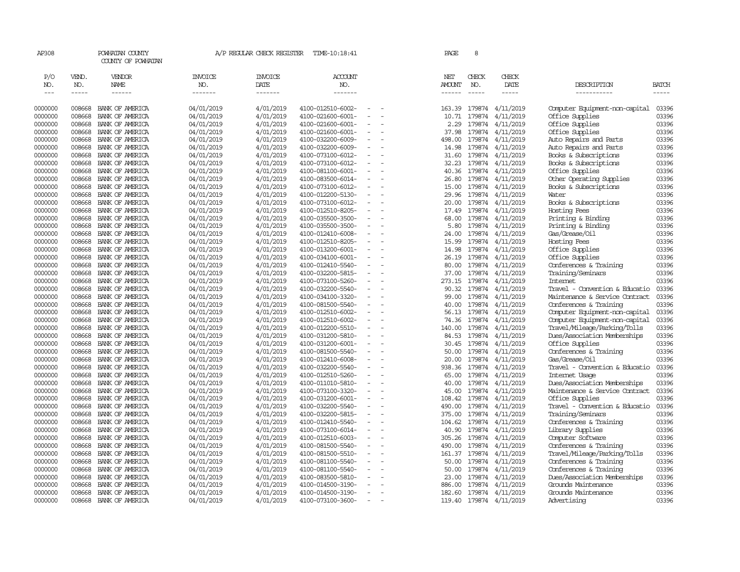AP308 POWHATAN COUNTY A/P REGULAR CHECK REGISTER TIME-10:18:41 PAGE 8

COUNTY OF POWHATAN

| P/O NO. | VEND. NO. | VENDOR NAME | INVOICE NO. | INVOICE DATE | ACCOUNT NO. | NET AMOUNT | CHECK NO. | CHECK DATE | DESCRIPTION | BATCH |
|---|---|---|---|---|---|---|---|---|---|---|
| 0000000 | 008668 | BANK OF AMERICA | 04/01/2019 | 4/01/2019 | 4100-012510-6002- - - | 163.39 | 179874 | 4/11/2019 | Computer Equipment-non-capital | 03396 |
| 0000000 | 008668 | BANK OF AMERICA | 04/01/2019 | 4/01/2019 | 4100-021600-6001- - - | 10.71 | 179874 | 4/11/2019 | Office Supplies | 03396 |
| 0000000 | 008668 | BANK OF AMERICA | 04/01/2019 | 4/01/2019 | 4100-021600-6001- - - | 2.29 | 179874 | 4/11/2019 | Office Supplies | 03396 |
| 0000000 | 008668 | BANK OF AMERICA | 04/01/2019 | 4/01/2019 | 4100-021600-6001- - - | 37.98 | 179874 | 4/11/2019 | Office Supplies | 03396 |
| 0000000 | 008668 | BANK OF AMERICA | 04/01/2019 | 4/01/2019 | 4100-032200-6009- - - | 498.00 | 179874 | 4/11/2019 | Auto Repairs and Parts | 03396 |
| 0000000 | 008668 | BANK OF AMERICA | 04/01/2019 | 4/01/2019 | 4100-032200-6009- - - | 14.98 | 179874 | 4/11/2019 | Auto Repairs and Parts | 03396 |
| 0000000 | 008668 | BANK OF AMERICA | 04/01/2019 | 4/01/2019 | 4100-073100-6012- - - | 31.60 | 179874 | 4/11/2019 | Books & Subscriptions | 03396 |
| 0000000 | 008668 | BANK OF AMERICA | 04/01/2019 | 4/01/2019 | 4100-073100-6012- - - | 32.23 | 179874 | 4/11/2019 | Books & Subscriptions | 03396 |
| 0000000 | 008668 | BANK OF AMERICA | 04/01/2019 | 4/01/2019 | 4100-081100-6001- - - | 40.36 | 179874 | 4/11/2019 | Office Supplies | 03396 |
| 0000000 | 008668 | BANK OF AMERICA | 04/01/2019 | 4/01/2019 | 4100-083500-6014- - - | 26.80 | 179874 | 4/11/2019 | Other Operating Supplies | 03396 |
| 0000000 | 008668 | BANK OF AMERICA | 04/01/2019 | 4/01/2019 | 4100-073100-6012- - - | 15.00 | 179874 | 4/11/2019 | Books & Subscriptions | 03396 |
| 0000000 | 008668 | BANK OF AMERICA | 04/01/2019 | 4/01/2019 | 4100-012200-5130- - - | 29.96 | 179874 | 4/11/2019 | Water | 03396 |
| 0000000 | 008668 | BANK OF AMERICA | 04/01/2019 | 4/01/2019 | 4100-073100-6012- - - | 20.00 | 179874 | 4/11/2019 | Books & Subscriptions | 03396 |
| 0000000 | 008668 | BANK OF AMERICA | 04/01/2019 | 4/01/2019 | 4100-012510-8205- - - | 17.49 | 179874 | 4/11/2019 | Hosting Fees | 03396 |
| 0000000 | 008668 | BANK OF AMERICA | 04/01/2019 | 4/01/2019 | 4100-035500-3500- - - | 68.00 | 179874 | 4/11/2019 | Printing & Binding | 03396 |
| 0000000 | 008668 | BANK OF AMERICA | 04/01/2019 | 4/01/2019 | 4100-035500-3500- - - | 5.80 | 179874 | 4/11/2019 | Printing & Binding | 03396 |
| 0000000 | 008668 | BANK OF AMERICA | 04/01/2019 | 4/01/2019 | 4100-012410-6008- - - | 24.00 | 179874 | 4/11/2019 | Gas/Grease/Oil | 03396 |
| 0000000 | 008668 | BANK OF AMERICA | 04/01/2019 | 4/01/2019 | 4100-012510-8205- - - | 15.99 | 179874 | 4/11/2019 | Hosting Fees | 03396 |
| 0000000 | 008668 | BANK OF AMERICA | 04/01/2019 | 4/01/2019 | 4100-013200-6001- - - | 14.98 | 179874 | 4/11/2019 | Office Supplies | 03396 |
| 0000000 | 008668 | BANK OF AMERICA | 04/01/2019 | 4/01/2019 | 4100-034100-6001- - - | 26.19 | 179874 | 4/11/2019 | Office Supplies | 03396 |
| 0000000 | 008668 | BANK OF AMERICA | 04/01/2019 | 4/01/2019 | 4100-012410-5540- - - | 80.00 | 179874 | 4/11/2019 | Conferences & Training | 03396 |
| 0000000 | 008668 | BANK OF AMERICA | 04/01/2019 | 4/01/2019 | 4100-032200-5815- - - | 37.00 | 179874 | 4/11/2019 | Training/Seminars | 03396 |
| 0000000 | 008668 | BANK OF AMERICA | 04/01/2019 | 4/01/2019 | 4100-073100-5260- - - | 273.15 | 179874 | 4/11/2019 | Internet | 03396 |
| 0000000 | 008668 | BANK OF AMERICA | 04/01/2019 | 4/01/2019 | 4100-032200-5540- - - | 90.32 | 179874 | 4/11/2019 | Travel - Convention & Educatio | 03396 |
| 0000000 | 008668 | BANK OF AMERICA | 04/01/2019 | 4/01/2019 | 4100-034100-3320- - - | 99.00 | 179874 | 4/11/2019 | Maintenance & Service Contract | 03396 |
| 0000000 | 008668 | BANK OF AMERICA | 04/01/2019 | 4/01/2019 | 4100-081500-5540- - - | 40.00 | 179874 | 4/11/2019 | Conferences & Training | 03396 |
| 0000000 | 008668 | BANK OF AMERICA | 04/01/2019 | 4/01/2019 | 4100-012510-6002- - - | 56.13 | 179874 | 4/11/2019 | Computer Equipment-non-capital | 03396 |
| 0000000 | 008668 | BANK OF AMERICA | 04/01/2019 | 4/01/2019 | 4100-012510-6002- - - | 74.36 | 179874 | 4/11/2019 | Computer Equipment-non-capital | 03396 |
| 0000000 | 008668 | BANK OF AMERICA | 04/01/2019 | 4/01/2019 | 4100-012200-5510- - - | 140.00 | 179874 | 4/11/2019 | Travel/Mileage/Parking/Tolls | 03396 |
| 0000000 | 008668 | BANK OF AMERICA | 04/01/2019 | 4/01/2019 | 4100-031200-5810- - - | 84.53 | 179874 | 4/11/2019 | Dues/Association Memberships | 03396 |
| 0000000 | 008668 | BANK OF AMERICA | 04/01/2019 | 4/01/2019 | 4100-031200-6001- - - | 30.45 | 179874 | 4/11/2019 | Office Supplies | 03396 |
| 0000000 | 008668 | BANK OF AMERICA | 04/01/2019 | 4/01/2019 | 4100-081500-5540- - - | 50.00 | 179874 | 4/11/2019 | Conferences & Training | 03396 |
| 0000000 | 008668 | BANK OF AMERICA | 04/01/2019 | 4/01/2019 | 4100-012410-6008- - - | 20.00 | 179874 | 4/11/2019 | Gas/Grease/Oil | 03396 |
| 0000000 | 008668 | BANK OF AMERICA | 04/01/2019 | 4/01/2019 | 4100-032200-5540- - - | 938.36 | 179874 | 4/11/2019 | Travel - Convention & Educatio | 03396 |
| 0000000 | 008668 | BANK OF AMERICA | 04/01/2019 | 4/01/2019 | 4100-012510-5260- - - | 65.00 | 179874 | 4/11/2019 | Internet Usage | 03396 |
| 0000000 | 008668 | BANK OF AMERICA | 04/01/2019 | 4/01/2019 | 4100-011010-5810- - - | 40.00 | 179874 | 4/11/2019 | Dues/Association Memberships | 03396 |
| 0000000 | 008668 | BANK OF AMERICA | 04/01/2019 | 4/01/2019 | 4100-073100-3320- - - | 45.00 | 179874 | 4/11/2019 | Maintenance & Service Contract | 03396 |
| 0000000 | 008668 | BANK OF AMERICA | 04/01/2019 | 4/01/2019 | 4100-031200-6001- - - | 108.42 | 179874 | 4/11/2019 | Office Supplies | 03396 |
| 0000000 | 008668 | BANK OF AMERICA | 04/01/2019 | 4/01/2019 | 4100-032200-5540- - - | 490.00 | 179874 | 4/11/2019 | Travel - Convention & Educatio | 03396 |
| 0000000 | 008668 | BANK OF AMERICA | 04/01/2019 | 4/01/2019 | 4100-032200-5815- - - | 375.00 | 179874 | 4/11/2019 | Training/Seminars | 03396 |
| 0000000 | 008668 | BANK OF AMERICA | 04/01/2019 | 4/01/2019 | 4100-012410-5540- - - | 104.62 | 179874 | 4/11/2019 | Conferences & Training | 03396 |
| 0000000 | 008668 | BANK OF AMERICA | 04/01/2019 | 4/01/2019 | 4100-073100-6014- - - | 40.90 | 179874 | 4/11/2019 | Library Supplies | 03396 |
| 0000000 | 008668 | BANK OF AMERICA | 04/01/2019 | 4/01/2019 | 4100-012510-6003- - - | 305.26 | 179874 | 4/11/2019 | Computer Software | 03396 |
| 0000000 | 008668 | BANK OF AMERICA | 04/01/2019 | 4/01/2019 | 4100-081500-5540- - - | 490.00 | 179874 | 4/11/2019 | Conferences & Training | 03396 |
| 0000000 | 008668 | BANK OF AMERICA | 04/01/2019 | 4/01/2019 | 4100-081500-5510- - - | 161.37 | 179874 | 4/11/2019 | Travel/Mileage/Parking/Tolls | 03396 |
| 0000000 | 008668 | BANK OF AMERICA | 04/01/2019 | 4/01/2019 | 4100-081100-5540- - - | 50.00 | 179874 | 4/11/2019 | Conferences & Training | 03396 |
| 0000000 | 008668 | BANK OF AMERICA | 04/01/2019 | 4/01/2019 | 4100-081100-5540- - - | 50.00 | 179874 | 4/11/2019 | Conferences & Training | 03396 |
| 0000000 | 008668 | BANK OF AMERICA | 04/01/2019 | 4/01/2019 | 4100-083500-5810- - - | 23.00 | 179874 | 4/11/2019 | Dues/Association Memberships | 03396 |
| 0000000 | 008668 | BANK OF AMERICA | 04/01/2019 | 4/01/2019 | 4100-014500-3190- - - | 886.00 | 179874 | 4/11/2019 | Grounds Maintenance | 03396 |
| 0000000 | 008668 | BANK OF AMERICA | 04/01/2019 | 4/01/2019 | 4100-014500-3190- - - | 182.60 | 179874 | 4/11/2019 | Grounds Maintenance | 03396 |
| 0000000 | 008668 | BANK OF AMERICA | 04/01/2019 | 4/01/2019 | 4100-073100-3600- - - | 119.40 | 179874 | 4/11/2019 | Advertising | 03396 |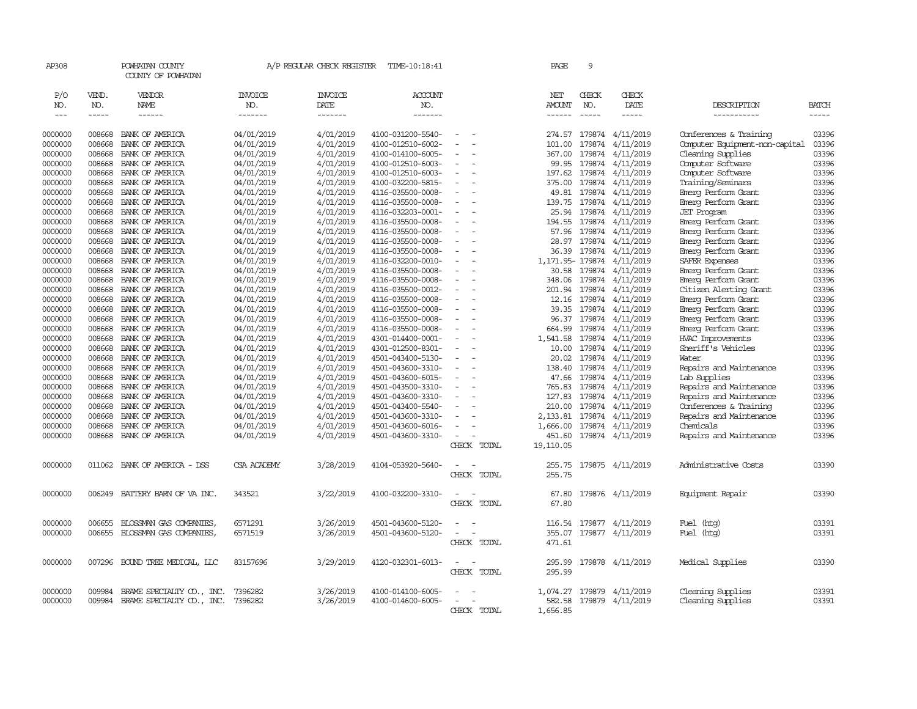AP308 POWHATAN COUNTY A/P REGULAR CHECK REGISTER TIME-10:18:41

COUNTY OF POWHATAN

| P/O NO. | VEND. NO. | VENDOR NAME | INVOICE NO. | INVOICE DATE | ACCOUNT NO. | | NET AMOUNT | CHECK NO. | CHECK DATE | DESCRIPTION | BATCH |
|---|---|---|---|---|---|---|---|---|---|---|---|
| 0000000 | 008668 | BANK OF AMERICA | 04/01/2019 | 4/01/2019 | 4100-031200-5540- | - - | 274.57 | 179874 | 4/11/2019 | Conferences & Training | 03396 |
| 0000000 | 008668 | BANK OF AMERICA | 04/01/2019 | 4/01/2019 | 4100-012510-6002- | - - | 101.00 | 179874 | 4/11/2019 | Computer Equipment-non-capital | 03396 |
| 0000000 | 008668 | BANK OF AMERICA | 04/01/2019 | 4/01/2019 | 4100-014100-6005- | - - | 367.00 | 179874 | 4/11/2019 | Cleaning Supplies | 03396 |
| 0000000 | 008668 | BANK OF AMERICA | 04/01/2019 | 4/01/2019 | 4100-012510-6003- | - - | 99.95 | 179874 | 4/11/2019 | Computer Software | 03396 |
| 0000000 | 008668 | BANK OF AMERICA | 04/01/2019 | 4/01/2019 | 4100-012510-6003- | - - | 197.62 | 179874 | 4/11/2019 | Computer Software | 03396 |
| 0000000 | 008668 | BANK OF AMERICA | 04/01/2019 | 4/01/2019 | 4100-032200-5815- | - - | 375.00 | 179874 | 4/11/2019 | Training/Seminars | 03396 |
| 0000000 | 008668 | BANK OF AMERICA | 04/01/2019 | 4/01/2019 | 4116-035500-0008- | - - | 49.81 | 179874 | 4/11/2019 | Emerg Perform Grant | 03396 |
| 0000000 | 008668 | BANK OF AMERICA | 04/01/2019 | 4/01/2019 | 4116-035500-0008- | - - | 139.75 | 179874 | 4/11/2019 | Emerg Perform Grant | 03396 |
| 0000000 | 008668 | BANK OF AMERICA | 04/01/2019 | 4/01/2019 | 4116-032203-0001- | - - | 25.94 | 179874 | 4/11/2019 | JET Program | 03396 |
| 0000000 | 008668 | BANK OF AMERICA | 04/01/2019 | 4/01/2019 | 4116-035500-0008- | - - | 194.55 | 179874 | 4/11/2019 | Emerg Perform Grant | 03396 |
| 0000000 | 008668 | BANK OF AMERICA | 04/01/2019 | 4/01/2019 | 4116-035500-0008- | - - | 57.96 | 179874 | 4/11/2019 | Emerg Perform Grant | 03396 |
| 0000000 | 008668 | BANK OF AMERICA | 04/01/2019 | 4/01/2019 | 4116-035500-0008- | - - | 28.97 | 179874 | 4/11/2019 | Emerg Perform Grant | 03396 |
| 0000000 | 008668 | BANK OF AMERICA | 04/01/2019 | 4/01/2019 | 4116-035500-0008- | - - | 36.39 | 179874 | 4/11/2019 | Emerg Perform Grant | 03396 |
| 0000000 | 008668 | BANK OF AMERICA | 04/01/2019 | 4/01/2019 | 4116-032200-0010- | - - | 1,171.95- | 179874 | 4/11/2019 | SAFER Expenses | 03396 |
| 0000000 | 008668 | BANK OF AMERICA | 04/01/2019 | 4/01/2019 | 4116-035500-0008- | - - | 30.58 | 179874 | 4/11/2019 | Emerg Perform Grant | 03396 |
| 0000000 | 008668 | BANK OF AMERICA | 04/01/2019 | 4/01/2019 | 4116-035500-0008- | - - | 348.06 | 179874 | 4/11/2019 | Emerg Perform Grant | 03396 |
| 0000000 | 008668 | BANK OF AMERICA | 04/01/2019 | 4/01/2019 | 4116-035500-0012- | - - | 201.94 | 179874 | 4/11/2019 | Citizen Alerting Grant | 03396 |
| 0000000 | 008668 | BANK OF AMERICA | 04/01/2019 | 4/01/2019 | 4116-035500-0008- | - - | 12.16 | 179874 | 4/11/2019 | Emerg Perform Grant | 03396 |
| 0000000 | 008668 | BANK OF AMERICA | 04/01/2019 | 4/01/2019 | 4116-035500-0008- | - - | 39.35 | 179874 | 4/11/2019 | Emerg Perform Grant | 03396 |
| 0000000 | 008668 | BANK OF AMERICA | 04/01/2019 | 4/01/2019 | 4116-035500-0008- | - - | 96.37 | 179874 | 4/11/2019 | Emerg Perform Grant | 03396 |
| 0000000 | 008668 | BANK OF AMERICA | 04/01/2019 | 4/01/2019 | 4116-035500-0008- | - - | 664.99 | 179874 | 4/11/2019 | Emerg Perform Grant | 03396 |
| 0000000 | 008668 | BANK OF AMERICA | 04/01/2019 | 4/01/2019 | 4301-014400-0001- | - - | 1,541.58 | 179874 | 4/11/2019 | HVAC Improvements | 03396 |
| 0000000 | 008668 | BANK OF AMERICA | 04/01/2019 | 4/01/2019 | 4301-012500-8301- | - - | 10.00 | 179874 | 4/11/2019 | Sheriff's Vehicles | 03396 |
| 0000000 | 008668 | BANK OF AMERICA | 04/01/2019 | 4/01/2019 | 4501-043400-5130- | - - | 20.02 | 179874 | 4/11/2019 | Water | 03396 |
| 0000000 | 008668 | BANK OF AMERICA | 04/01/2019 | 4/01/2019 | 4501-043600-3310- | - - | 138.40 | 179874 | 4/11/2019 | Repairs and Maintenance | 03396 |
| 0000000 | 008668 | BANK OF AMERICA | 04/01/2019 | 4/01/2019 | 4501-043600-6015- | - - | 47.66 | 179874 | 4/11/2019 | Lab Supplies | 03396 |
| 0000000 | 008668 | BANK OF AMERICA | 04/01/2019 | 4/01/2019 | 4501-043500-3310- | - - | 765.83 | 179874 | 4/11/2019 | Repairs and Maintenance | 03396 |
| 0000000 | 008668 | BANK OF AMERICA | 04/01/2019 | 4/01/2019 | 4501-043600-3310- | - - | 127.83 | 179874 | 4/11/2019 | Repairs and Maintenance | 03396 |
| 0000000 | 008668 | BANK OF AMERICA | 04/01/2019 | 4/01/2019 | 4501-043400-5540- | - - | 210.00 | 179874 | 4/11/2019 | Conferences & Training | 03396 |
| 0000000 | 008668 | BANK OF AMERICA | 04/01/2019 | 4/01/2019 | 4501-043600-3310- | - - | 2,133.81 | 179874 | 4/11/2019 | Repairs and Maintenance | 03396 |
| 0000000 | 008668 | BANK OF AMERICA | 04/01/2019 | 4/01/2019 | 4501-043600-6016- | - - | 1,666.00 | 179874 | 4/11/2019 | Chemicals | 03396 |
| 0000000 | 008668 | BANK OF AMERICA | 04/01/2019 | 4/01/2019 | 4501-043600-3310- | - - | 451.60 | 179874 | 4/11/2019 | Repairs and Maintenance | 03396 |
| | | | | | | CHECK TOTAL | 19,110.05 | | | | |
| 0000000 | 011062 | BANK OF AMERICA - DSS | CSA ACADEMY | 3/28/2019 | 4104-053920-5640- | - - | 255.75 | 179875 | 4/11/2019 | Administrative Costs | 03390 |
| | | | | | | CHECK TOTAL | 255.75 | | | | |
| 0000000 | 006249 | BATTERY BARN OF VA INC. | 343521 | 3/22/2019 | 4100-032200-3310- | - - | 67.80 | 179876 | 4/11/2019 | Equipment Repair | 03390 |
| | | | | | | CHECK TOTAL | 67.80 | | | | |
| 0000000 | 006655 | BLOSSMAN GAS COMPANIES, | 6571291 | 3/26/2019 | 4501-043600-5120- | - - | 116.54 | 179877 | 4/11/2019 | Fuel (htg) | 03391 |
| 0000000 | 006655 | BLOSSMAN GAS COMPANIES, | 6571519 | 3/26/2019 | 4501-043600-5120- | - - | 355.07 | 179877 | 4/11/2019 | Fuel (htg) | 03391 |
| | | | | | | CHECK TOTAL | 471.61 | | | | |
| 0000000 | 007296 | BOUND TREE MEDICAL, LLC | 83157696 | 3/29/2019 | 4120-032301-6013- | - - | 295.99 | 179878 | 4/11/2019 | Medical Supplies | 03390 |
| | | | | | | CHECK TOTAL | 295.99 | | | | |
| 0000000 | 009984 | BRAME SPECIALTY CO., INC. | 7396282 | 3/26/2019 | 4100-014100-6005- | - - | 1,074.27 | 179879 | 4/11/2019 | Cleaning Supplies | 03391 |
| 0000000 | 009984 | BRAME SPECIALTY CO., INC. | 7396282 | 3/26/2019 | 4100-014600-6005- | - - | 582.58 | 179879 | 4/11/2019 | Cleaning Supplies | 03391 |
| | | | | | | CHECK TOTAL | 1,656.85 | | | | |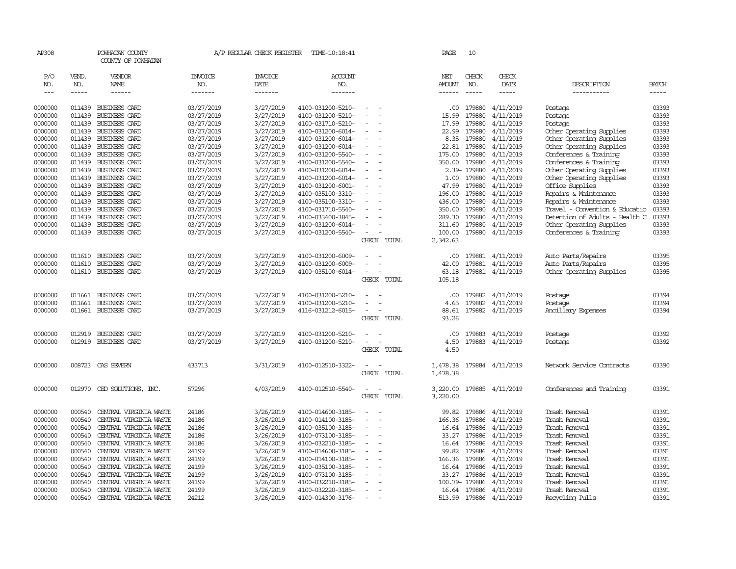AP308 POWHATAN COUNTY A/P REGULAR CHECK REGISTER TIME-10:18:41 PAGE 10

COUNTY OF POWHATAN

| P/O NO. | VEND. NO. | VENDOR NAME | INVOICE NO. | INVOICE DATE | ACCOUNT NO. | | NET AMOUNT | CHECK NO. | CHECK DATE | DESCRIPTION | BATCH |
|---|---|---|---|---|---|---|---|---|---|---|---|
| 0000000 | 011439 | BUSINESS CARD | 03/27/2019 | 3/27/2019 | 4100-031200-5210- | - - | .00 | 179880 | 4/11/2019 | Postage | 03393 |
| 0000000 | 011439 | BUSINESS CARD | 03/27/2019 | 3/27/2019 | 4100-031200-5210- | - - | 15.99 | 179880 | 4/11/2019 | Postage | 03393 |
| 0000000 | 011439 | BUSINESS CARD | 03/27/2019 | 3/27/2019 | 4100-031710-5210- | - - | 17.99 | 179880 | 4/11/2019 | Postage | 03393 |
| 0000000 | 011439 | BUSINESS CARD | 03/27/2019 | 3/27/2019 | 4100-031200-6014- | - - | 22.99 | 179880 | 4/11/2019 | Other Operating Supplies | 03393 |
| 0000000 | 011439 | BUSINESS CARD | 03/27/2019 | 3/27/2019 | 4100-031200-6014- | - - | 8.35 | 179880 | 4/11/2019 | Other Operating Supplies | 03393 |
| 0000000 | 011439 | BUSINESS CARD | 03/27/2019 | 3/27/2019 | 4100-031200-6014- | - - | 22.81 | 179880 | 4/11/2019 | Other Operating Supplies | 03393 |
| 0000000 | 011439 | BUSINESS CARD | 03/27/2019 | 3/27/2019 | 4100-031200-5540- | - - | 175.00 | 179880 | 4/11/2019 | Conferences & Training | 03393 |
| 0000000 | 011439 | BUSINESS CARD | 03/27/2019 | 3/27/2019 | 4100-031200-5540- | - - | 350.00 | 179880 | 4/11/2019 | Conferences & Training | 03393 |
| 0000000 | 011439 | BUSINESS CARD | 03/27/2019 | 3/27/2019 | 4100-031200-6014- | - - | 2.39- | 179880 | 4/11/2019 | Other Operating Supplies | 03393 |
| 0000000 | 011439 | BUSINESS CARD | 03/27/2019 | 3/27/2019 | 4100-031200-6014- | - - | 1.00 | 179880 | 4/11/2019 | Other Operating Supplies | 03393 |
| 0000000 | 011439 | BUSINESS CARD | 03/27/2019 | 3/27/2019 | 4100-031200-6001- | - - | 47.99 | 179880 | 4/11/2019 | Office Supplies | 03393 |
| 0000000 | 011439 | BUSINESS CARD | 03/27/2019 | 3/27/2019 | 4100-035100-3310- | - - | 196.00 | 179880 | 4/11/2019 | Repairs & Maintenance | 03393 |
| 0000000 | 011439 | BUSINESS CARD | 03/27/2019 | 3/27/2019 | 4100-035100-3310- | - - | 436.00 | 179880 | 4/11/2019 | Repairs & Maintenance | 03393 |
| 0000000 | 011439 | BUSINESS CARD | 03/27/2019 | 3/27/2019 | 4100-031710-5540- | - - | 350.00 | 179880 | 4/11/2019 | Travel - Convention & Educatio | 03393 |
| 0000000 | 011439 | BUSINESS CARD | 03/27/2019 | 3/27/2019 | 4100-033400-3845- | - - | 289.30 | 179880 | 4/11/2019 | Detention of Adults - Health C | 03393 |
| 0000000 | 011439 | BUSINESS CARD | 03/27/2019 | 3/27/2019 | 4100-031200-6014- | - - | 311.60 | 179880 | 4/11/2019 | Other Operating Supplies | 03393 |
| 0000000 | 011439 | BUSINESS CARD | 03/27/2019 | 3/27/2019 | 4100-031200-5540- | - - | 100.00 | 179880 | 4/11/2019 | Conferences & Training | 03393 |
| | | | | | | CHECK TOTAL | 2,342.63 | | | | |
| 0000000 | 011610 | BUSINESS CARD | 03/27/2019 | 3/27/2019 | 4100-031200-6009- | - - | .00 | 179881 | 4/11/2019 | Auto Parts/Repairs | 03395 |
| 0000000 | 011610 | BUSINESS CARD | 03/27/2019 | 3/27/2019 | 4100-031200-6009- | - - | 42.00 | 179881 | 4/11/2019 | Auto Parts/Repairs | 03395 |
| 0000000 | 011610 | BUSINESS CARD | 03/27/2019 | 3/27/2019 | 4100-035100-6014- | - - | 63.18 | 179881 | 4/11/2019 | Other Operating Supplies | 03395 |
| | | | | | | CHECK TOTAL | 105.18 | | | | |
| 0000000 | 011661 | BUSINESS CARD | 03/27/2019 | 3/27/2019 | 4100-031200-5210- | - - | .00 | 179882 | 4/11/2019 | Postage | 03394 |
| 0000000 | 011661 | BUSINESS CARD | 03/27/2019 | 3/27/2019 | 4100-031200-5210- | - - | 4.65 | 179882 | 4/11/2019 | Postage | 03394 |
| 0000000 | 011661 | BUSINESS CARD | 03/27/2019 | 3/27/2019 | 4116-031212-6015- | - - | 88.61 | 179882 | 4/11/2019 | Ancillary Expenses | 03394 |
| | | | | | | CHECK TOTAL | 93.26 | | | | |
| 0000000 | 012919 | BUSINESS CARD | 03/27/2019 | 3/27/2019 | 4100-031200-5210- | - - | .00 | 179883 | 4/11/2019 | Postage | 03392 |
| 0000000 | 012919 | BUSINESS CARD | 03/27/2019 | 3/27/2019 | 4100-031200-5210- | - - | 4.50 | 179883 | 4/11/2019 | Postage | 03392 |
| | | | | | | CHECK TOTAL | 4.50 | | | | |
| 0000000 | 008723 | CAS SEVERN | 433713 | 3/31/2019 | 4100-012510-3322- | - - | 1,478.38 | 179884 | 4/11/2019 | Network Service Contracts | 03390 |
| | | | | | | CHECK TOTAL | 1,478.38 | | | | |
| 0000000 | 012970 | CED SOLUTIONS, INC. | 57296 | 4/03/2019 | 4100-012510-5540- | - - | 3,220.00 | 179885 | 4/11/2019 | Conferences and Training | 03391 |
| | | | | | | CHECK TOTAL | 3,220.00 | | | | |
| 0000000 | 000540 | CENTRAL VIRGINIA WASTE | 24186 | 3/26/2019 | 4100-014600-3185- | - - | 99.82 | 179886 | 4/11/2019 | Trash Removal | 03391 |
| 0000000 | 000540 | CENTRAL VIRGINIA WASTE | 24186 | 3/26/2019 | 4100-014100-3185- | - - | 166.36 | 179886 | 4/11/2019 | Trash Removal | 03391 |
| 0000000 | 000540 | CENTRAL VIRGINIA WASTE | 24186 | 3/26/2019 | 4100-035100-3185- | - - | 16.64 | 179886 | 4/11/2019 | Trash Removal | 03391 |
| 0000000 | 000540 | CENTRAL VIRGINIA WASTE | 24186 | 3/26/2019 | 4100-073100-3185- | - - | 33.27 | 179886 | 4/11/2019 | Trash Removal | 03391 |
| 0000000 | 000540 | CENTRAL VIRGINIA WASTE | 24186 | 3/26/2019 | 4100-032210-3185- | - - | 16.64 | 179886 | 4/11/2019 | Trash Removal | 03391 |
| 0000000 | 000540 | CENTRAL VIRGINIA WASTE | 24199 | 3/26/2019 | 4100-014600-3185- | - - | 99.82 | 179886 | 4/11/2019 | Trash Removal | 03391 |
| 0000000 | 000540 | CENTRAL VIRGINIA WASTE | 24199 | 3/26/2019 | 4100-014100-3185- | - - | 166.36 | 179886 | 4/11/2019 | Trash Removal | 03391 |
| 0000000 | 000540 | CENTRAL VIRGINIA WASTE | 24199 | 3/26/2019 | 4100-035100-3185- | - - | 16.64 | 179886 | 4/11/2019 | Trash Removal | 03391 |
| 0000000 | 000540 | CENTRAL VIRGINIA WASTE | 24199 | 3/26/2019 | 4100-073100-3185- | - - | 33.27 | 179886 | 4/11/2019 | Trash Removal | 03391 |
| 0000000 | 000540 | CENTRAL VIRGINIA WASTE | 24199 | 3/26/2019 | 4100-032210-3185- | - - | 100.79- | 179886 | 4/11/2019 | Trash Removal | 03391 |
| 0000000 | 000540 | CENTRAL VIRGINIA WASTE | 24199 | 3/26/2019 | 4100-032220-3185- | - - | 16.64 | 179886 | 4/11/2019 | Trash Removal | 03391 |
| 0000000 | 000540 | CENTRAL VIRGINIA WASTE | 24212 | 3/26/2019 | 4100-014300-3176- | - - | 513.99 | 179886 | 4/11/2019 | Recycling Pulls | 03391 |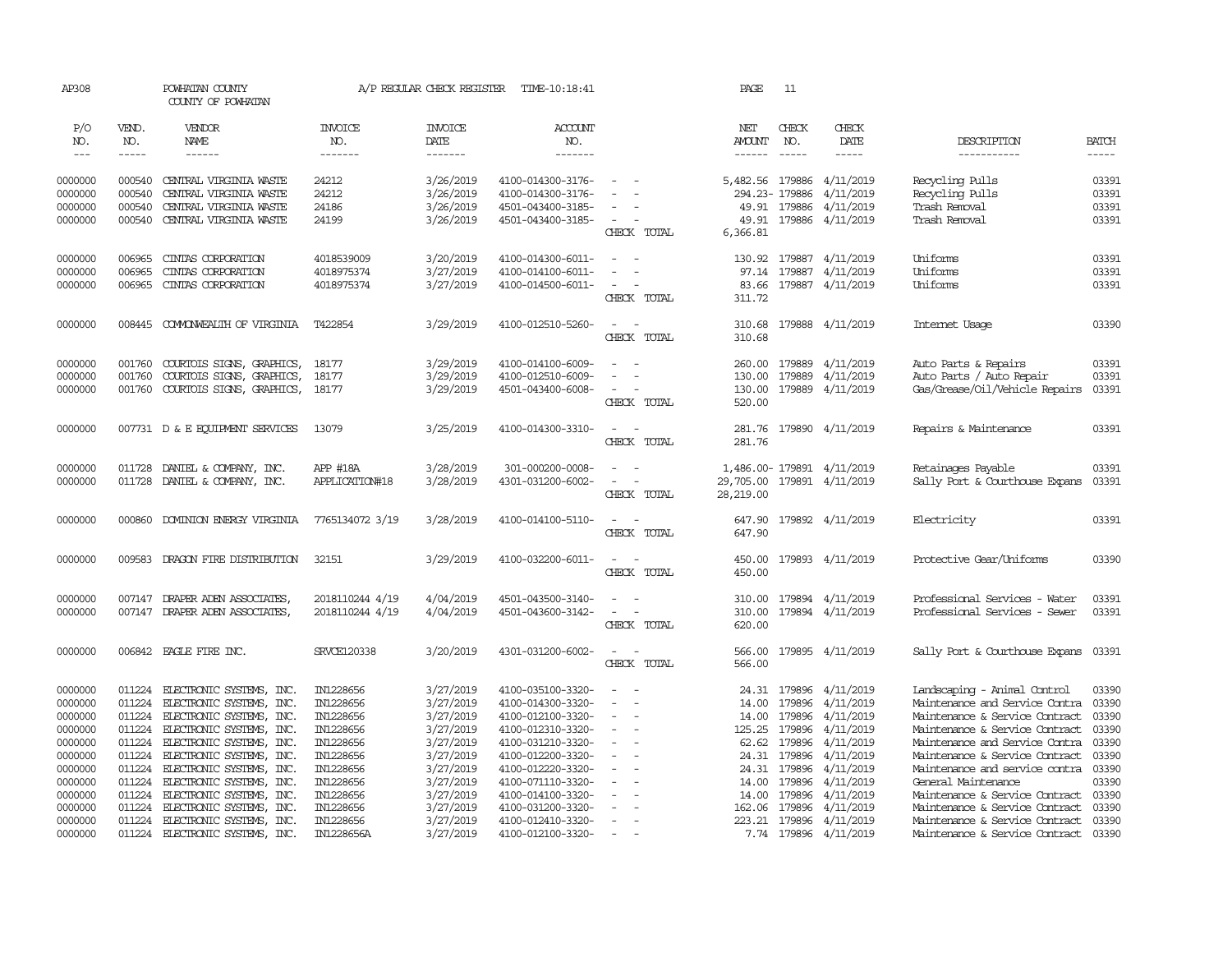AP308 POWHATAN COUNTY A/P REGULAR CHECK REGISTER TIME-10:18:41 PAGE 11

COUNTY OF POWHATAN

| P/O NO. | VEND. NO. | VENDOR NAME | INVOICE NO. | INVOICE DATE | ACCOUNT NO. | | NET AMOUNT | CHECK NO. | CHECK DATE | DESCRIPTION | BATCH |
|---|---|---|---|---|---|---|---|---|---|---|---|
| --- | ----- | ------ | ------- | ------- | ------- | | ------ | ----- | ----- | ----------- | ----- |
| 0000000 | 000540 | CENTRAL VIRGINIA WASTE | 24212 | 3/26/2019 | 4100-014300-3176- | - - | 5,482.56 | 179886 | 4/11/2019 | Recycling Pulls | 03391 |
| 0000000 | 000540 | CENTRAL VIRGINIA WASTE | 24212 | 3/26/2019 | 4100-014300-3176- | - - | 294.23- | 179886 | 4/11/2019 | Recycling Pulls | 03391 |
| 0000000 | 000540 | CENTRAL VIRGINIA WASTE | 24186 | 3/26/2019 | 4501-043400-3185- | - - | 49.91 | 179886 | 4/11/2019 | Trash Removal | 03391 |
| 0000000 | 000540 | CENTRAL VIRGINIA WASTE | 24199 | 3/26/2019 | 4501-043400-3185- | - - | 49.91 | 179886 | 4/11/2019 | Trash Removal | 03391 |
| | | | | | | CHECK TOTAL | 6,366.81 | | | | |
| 0000000 | 006965 | CINTAS CORPORATION | 4018539009 | 3/20/2019 | 4100-014300-6011- | - - | 130.92 | 179887 | 4/11/2019 | Uniforms | 03391 |
| 0000000 | 006965 | CINTAS CORPORATION | 4018975374 | 3/27/2019 | 4100-014100-6011- | - - | 97.14 | 179887 | 4/11/2019 | Uniforms | 03391 |
| 0000000 | 006965 | CINTAS CORPORATION | 4018975374 | 3/27/2019 | 4100-014500-6011- | - - | 83.66 | 179887 | 4/11/2019 | Uniforms | 03391 |
| | | | | | | CHECK TOTAL | 311.72 | | | | |
| 0000000 | 008445 | COMMONWEALTH OF VIRGINIA | T422854 | 3/29/2019 | 4100-012510-5260- | - - | 310.68 | 179888 | 4/11/2019 | Internet Usage | 03390 |
| | | | | | | CHECK TOTAL | 310.68 | | | | |
| 0000000 | 001760 | COURTOIS SIGNS, GRAPHICS, | 18177 | 3/29/2019 | 4100-014100-6009- | - - | 260.00 | 179889 | 4/11/2019 | Auto Parts & Repairs | 03391 |
| 0000000 | 001760 | COURTOIS SIGNS, GRAPHICS, | 18177 | 3/29/2019 | 4100-012510-6009- | - - | 130.00 | 179889 | 4/11/2019 | Auto Parts / Auto Repair | 03391 |
| 0000000 | 001760 | COURTOIS SIGNS, GRAPHICS, | 18177 | 3/29/2019 | 4501-043400-6008- | - - | 130.00 | 179889 | 4/11/2019 | Gas/Grease/Oil/Vehicle Repairs | 03391 |
| | | | | | | CHECK TOTAL | 520.00 | | | | |
| 0000000 | 007731 | D & E EQUIPMENT SERVICES | 13079 | 3/25/2019 | 4100-014300-3310- | - - | 281.76 | 179890 | 4/11/2019 | Repairs & Maintenance | 03391 |
| | | | | | | CHECK TOTAL | 281.76 | | | | |
| 0000000 | 011728 | DANIEL & COMPANY, INC. | APP #18A | 3/28/2019 | 301-000200-0008- | - - | 1,486.00- | 179891 | 4/11/2019 | Retainages Payable | 03391 |
| 0000000 | 011728 | DANIEL & COMPANY, INC. | APPLICATION#18 | 3/28/2019 | 4301-031200-6002- | - - | 29,705.00 | 179891 | 4/11/2019 | Sally Port & Courthouse Expans | 03391 |
| | | | | | | CHECK TOTAL | 28,219.00 | | | | |
| 0000000 | 000860 | DOMINION ENERGY VIRGINIA | 7765134072 3/19 | 3/28/2019 | 4100-014100-5110- | - - | 647.90 | 179892 | 4/11/2019 | Electricity | 03391 |
| | | | | | | CHECK TOTAL | 647.90 | | | | |
| 0000000 | 009583 | DRAGON FIRE DISTRIBUTION | 32151 | 3/29/2019 | 4100-032200-6011- | - - | 450.00 | 179893 | 4/11/2019 | Protective Gear/Uniforms | 03390 |
| | | | | | | CHECK TOTAL | 450.00 | | | | |
| 0000000 | 007147 | DRAPER ADEN ASSOCIATES, | 2018110244 4/19 | 4/04/2019 | 4501-043500-3140- | - - | 310.00 | 179894 | 4/11/2019 | Professional Services - Water | 03391 |
| 0000000 | 007147 | DRAPER ADEN ASSOCIATES, | 2018110244 4/19 | 4/04/2019 | 4501-043600-3142- | - - | 310.00 | 179894 | 4/11/2019 | Professional Services - Sewer | 03391 |
| | | | | | | CHECK TOTAL | 620.00 | | | | |
| 0000000 | 006842 | EAGLE FIRE INC. | SRVCE120338 | 3/20/2019 | 4301-031200-6002- | - - | 566.00 | 179895 | 4/11/2019 | Sally Port & Courthouse Expans | 03391 |
| | | | | | | CHECK TOTAL | 566.00 | | | | |
| 0000000 | 011224 | ELECTRONIC SYSTEMS, INC. | IN1228656 | 3/27/2019 | 4100-035100-3320- | - - | 24.31 | 179896 | 4/11/2019 | Landscaping - Animal Control | 03390 |
| 0000000 | 011224 | ELECTRONIC SYSTEMS, INC. | IN1228656 | 3/27/2019 | 4100-014300-3320- | - - | 14.00 | 179896 | 4/11/2019 | Maintenance and Service Contra | 03390 |
| 0000000 | 011224 | ELECTRONIC SYSTEMS, INC. | IN1228656 | 3/27/2019 | 4100-012100-3320- | - - | 14.00 | 179896 | 4/11/2019 | Maintenance & Service Contract | 03390 |
| 0000000 | 011224 | ELECTRONIC SYSTEMS, INC. | IN1228656 | 3/27/2019 | 4100-012310-3320- | - - | 125.25 | 179896 | 4/11/2019 | Maintenance & Service Contract | 03390 |
| 0000000 | 011224 | ELECTRONIC SYSTEMS, INC. | IN1228656 | 3/27/2019 | 4100-031210-3320- | - - | 62.62 | 179896 | 4/11/2019 | Maintenance and Service Contra | 03390 |
| 0000000 | 011224 | ELECTRONIC SYSTEMS, INC. | IN1228656 | 3/27/2019 | 4100-012200-3320- | - - | 24.31 | 179896 | 4/11/2019 | Maintenance & Service Contract | 03390 |
| 0000000 | 011224 | ELECTRONIC SYSTEMS, INC. | IN1228656 | 3/27/2019 | 4100-012220-3320- | - - | 24.31 | 179896 | 4/11/2019 | Maintenance and service contra | 03390 |
| 0000000 | 011224 | ELECTRONIC SYSTEMS, INC. | IN1228656 | 3/27/2019 | 4100-071110-3320- | - - | 14.00 | 179896 | 4/11/2019 | General Maintenance | 03390 |
| 0000000 | 011224 | ELECTRONIC SYSTEMS, INC. | IN1228656 | 3/27/2019 | 4100-014100-3320- | - - | 14.00 | 179896 | 4/11/2019 | Maintenance & Service Contract | 03390 |
| 0000000 | 011224 | ELECTRONIC SYSTEMS, INC. | IN1228656 | 3/27/2019 | 4100-031200-3320- | - - | 162.06 | 179896 | 4/11/2019 | Maintenance & Service Contract | 03390 |
| 0000000 | 011224 | ELECTRONIC SYSTEMS, INC. | IN1228656 | 3/27/2019 | 4100-012410-3320- | - - | 223.21 | 179896 | 4/11/2019 | Maintenance & Service Contract | 03390 |
| 0000000 | 011224 | ELECTRONIC SYSTEMS, INC. | IN1228656A | 3/27/2019 | 4100-012100-3320- | - - | 7.74 | 179896 | 4/11/2019 | Maintenance & Service Contract | 03390 |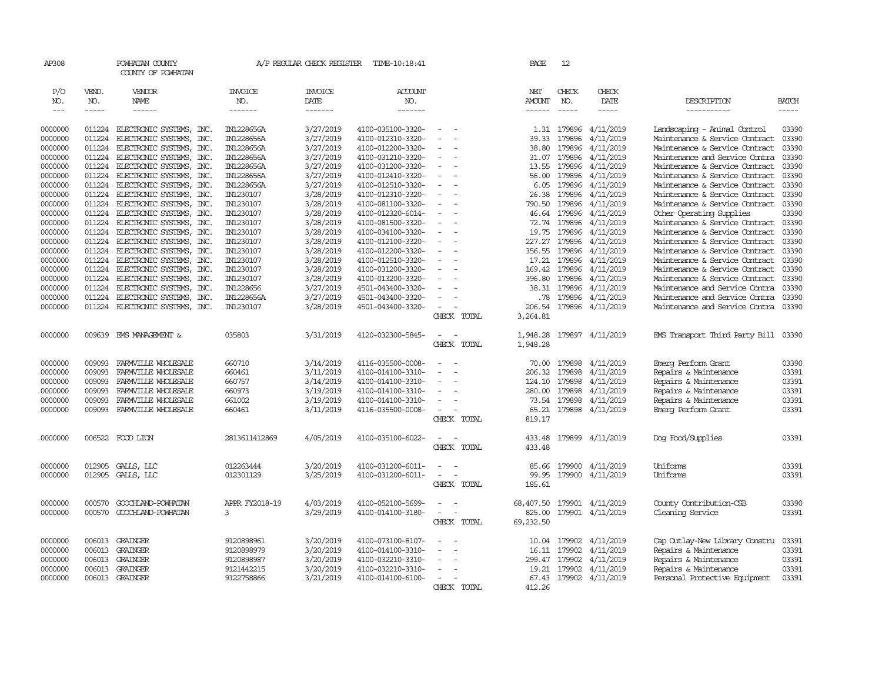AP308 POWHATAN COUNTY A/P REGULAR CHECK REGISTER TIME-10:18:41 PAGE 12

COUNTY OF POWHATAN

| P/O NO. | VEND. NO. | VENDOR NAME | INVOICE NO. | INVOICE DATE | ACCOUNT NO. | | NET AMOUNT | CHECK NO. | CHECK DATE | DESCRIPTION | BATCH |
|---|---|---|---|---|---|---|---|---|---|---|---|
| 0000000 | 011224 | ELECTRONIC SYSTEMS, INC. | IN1228656A | 3/27/2019 | 4100-035100-3320- | - - | 1.31 | 179896 | 4/11/2019 | Landscaping - Animal Control | 03390 |
| 0000000 | 011224 | ELECTRONIC SYSTEMS, INC. | IN1228656A | 3/27/2019 | 4100-012310-3320- | - - | 39.33 | 179896 | 4/11/2019 | Maintenance & Service Contract | 03390 |
| 0000000 | 011224 | ELECTRONIC SYSTEMS, INC. | IN1228656A | 3/27/2019 | 4100-012200-3320- | - - | 38.80 | 179896 | 4/11/2019 | Maintenance & Service Contract | 03390 |
| 0000000 | 011224 | ELECTRONIC SYSTEMS, INC. | IN1228656A | 3/27/2019 | 4100-031210-3320- | - - | 31.07 | 179896 | 4/11/2019 | Maintenance and Service Contra | 03390 |
| 0000000 | 011224 | ELECTRONIC SYSTEMS, INC. | IN1228656A | 3/27/2019 | 4100-031200-3320- | - - | 13.55 | 179896 | 4/11/2019 | Maintenance & Service Contract | 03390 |
| 0000000 | 011224 | ELECTRONIC SYSTEMS, INC. | IN1228656A | 3/27/2019 | 4100-012410-3320- | - - | 56.00 | 179896 | 4/11/2019 | Maintenance & Service Contract | 03390 |
| 0000000 | 011224 | ELECTRONIC SYSTEMS, INC. | IN1228656A | 3/27/2019 | 4100-012510-3320- | - - | 6.05 | 179896 | 4/11/2019 | Maintenance & Service Contract | 03390 |
| 0000000 | 011224 | ELECTRONIC SYSTEMS, INC. | IN1230107 | 3/28/2019 | 4100-012310-3320- | - - | 26.38 | 179896 | 4/11/2019 | Maintenance & Service Contract | 03390 |
| 0000000 | 011224 | ELECTRONIC SYSTEMS, INC. | IN1230107 | 3/28/2019 | 4100-081100-3320- | - - | 790.50 | 179896 | 4/11/2019 | Maintenance & Service Contract | 03390 |
| 0000000 | 011224 | ELECTRONIC SYSTEMS, INC. | IN1230107 | 3/28/2019 | 4100-012320-6014- | - - | 46.64 | 179896 | 4/11/2019 | Other Operating Supplies | 03390 |
| 0000000 | 011224 | ELECTRONIC SYSTEMS, INC. | IN1230107 | 3/28/2019 | 4100-081500-3320- | - - | 72.74 | 179896 | 4/11/2019 | Maintenance & Service Contract | 03390 |
| 0000000 | 011224 | ELECTRONIC SYSTEMS, INC. | IN1230107 | 3/28/2019 | 4100-034100-3320- | - - | 19.75 | 179896 | 4/11/2019 | Maintenance & Service Contract | 03390 |
| 0000000 | 011224 | ELECTRONIC SYSTEMS, INC. | IN1230107 | 3/28/2019 | 4100-012100-3320- | - - | 227.27 | 179896 | 4/11/2019 | Maintenance & Service Contract | 03390 |
| 0000000 | 011224 | ELECTRONIC SYSTEMS, INC. | IN1230107 | 3/28/2019 | 4100-012200-3320- | - - | 356.55 | 179896 | 4/11/2019 | Maintenance & Service Contract | 03390 |
| 0000000 | 011224 | ELECTRONIC SYSTEMS, INC. | IN1230107 | 3/28/2019 | 4100-012510-3320- | - - | 17.21 | 179896 | 4/11/2019 | Maintenance & Service Contract | 03390 |
| 0000000 | 011224 | ELECTRONIC SYSTEMS, INC. | IN1230107 | 3/28/2019 | 4100-031200-3320- | - - | 169.42 | 179896 | 4/11/2019 | Maintenance & Service Contract | 03390 |
| 0000000 | 011224 | ELECTRONIC SYSTEMS, INC. | IN1230107 | 3/28/2019 | 4100-013200-3320- | - - | 396.80 | 179896 | 4/11/2019 | Maintenance & Service Contract | 03390 |
| 0000000 | 011224 | ELECTRONIC SYSTEMS, INC. | IN1228656 | 3/27/2019 | 4501-043400-3320- | - - | 38.31 | 179896 | 4/11/2019 | Maintenance and Service Contra | 03390 |
| 0000000 | 011224 | ELECTRONIC SYSTEMS, INC. | IN1228656A | 3/27/2019 | 4501-043400-3320- | - - | .78 | 179896 | 4/11/2019 | Maintenance and Service Contra | 03390 |
| 0000000 | 011224 | ELECTRONIC SYSTEMS, INC. | IN1230107 | 3/28/2019 | 4501-043400-3320- | - - | 206.54 | 179896 | 4/11/2019 | Maintenance and Service Contra | 03390 |
| | | | | | | CHECK TOTAL | 3,264.81 | | | | |
| 0000000 | 009639 | EMS MANAGEMENT & | 035803 | 3/31/2019 | 4120-032300-5845- | - - | 1,948.28 | 179897 | 4/11/2019 | EMS Transport Third Party Bill | 03390 |
| | | | | | | CHECK TOTAL | 1,948.28 | | | | |
| 0000000 | 009093 | FARMVILLE WHOLESALE | 660710 | 3/14/2019 | 4116-035500-0008- | - - | 70.00 | 179898 | 4/11/2019 | Emerg Perform Grant | 03390 |
| 0000000 | 009093 | FARMVILLE WHOLESALE | 660461 | 3/11/2019 | 4100-014100-3310- | - - | 206.32 | 179898 | 4/11/2019 | Repairs & Maintenance | 03391 |
| 0000000 | 009093 | FARMVILLE WHOLESALE | 660757 | 3/14/2019 | 4100-014100-3310- | - - | 124.10 | 179898 | 4/11/2019 | Repairs & Maintenance | 03391 |
| 0000000 | 009093 | FARMVILLE WHOLESALE | 660973 | 3/19/2019 | 4100-014100-3310- | - - | 280.00 | 179898 | 4/11/2019 | Repairs & Maintenance | 03391 |
| 0000000 | 009093 | FARMVILLE WHOLESALE | 661002 | 3/19/2019 | 4100-014100-3310- | - - | 73.54 | 179898 | 4/11/2019 | Repairs & Maintenance | 03391 |
| 0000000 | 009093 | FARMVILLE WHOLESALE | 660461 | 3/11/2019 | 4116-035500-0008- | - - | 65.21 | 179898 | 4/11/2019 | Emerg Perform Grant | 03391 |
| | | | | | | CHECK TOTAL | 819.17 | | | | |
| 0000000 | 006522 | FOOD LION | 2813611412869 | 4/05/2019 | 4100-035100-6022- | - - | 433.48 | 179899 | 4/11/2019 | Dog Food/Supplies | 03391 |
| | | | | | | CHECK TOTAL | 433.48 | | | | |
| 0000000 | 012905 | GALLS, LLC | 012263444 | 3/20/2019 | 4100-031200-6011- | - - | 85.66 | 179900 | 4/11/2019 | Uniforms | 03391 |
| 0000000 | 012905 | GALLS, LLC | 012301129 | 3/25/2019 | 4100-031200-6011- | - - | 99.95 | 179900 | 4/11/2019 | Uniforms | 03391 |
| | | | | | | CHECK TOTAL | 185.61 | | | | |
| 0000000 | 000570 | GOOCHLAND-POWHATAN | APPR FY2018-19 | 4/03/2019 | 4100-052100-5699- | - - | 68,407.50 | 179901 | 4/11/2019 | County Contribution-CSB | 03390 |
| 0000000 | 000570 | GOOCHLAND-POWHATAN | 3 | 3/29/2019 | 4100-014100-3180- | - - | 825.00 | 179901 | 4/11/2019 | Cleaning Service | 03391 |
| | | | | | | CHECK TOTAL | 69,232.50 | | | | |
| 0000000 | 006013 | GRAINGER | 9120898961 | 3/20/2019 | 4100-073100-8107- | - - | 10.04 | 179902 | 4/11/2019 | Cap Outlay-New Library Constru | 03391 |
| 0000000 | 006013 | GRAINGER | 9120898979 | 3/20/2019 | 4100-014100-3310- | - - | 16.11 | 179902 | 4/11/2019 | Repairs & Maintenance | 03391 |
| 0000000 | 006013 | GRAINGER | 9120898987 | 3/20/2019 | 4100-032210-3310- | - - | 299.47 | 179902 | 4/11/2019 | Repairs & Maintenance | 03391 |
| 0000000 | 006013 | GRAINGER | 9121442215 | 3/20/2019 | 4100-032210-3310- | - - | 19.21 | 179902 | 4/11/2019 | Repairs & Maintenance | 03391 |
| 0000000 | 006013 | GRAINGER | 9122758866 | 3/21/2019 | 4100-014100-6100- | - - | 67.43 | 179902 | 4/11/2019 | Personal Protective Equipment | 03391 |
| | | | | | | CHECK TOTAL | 412.26 | | | | |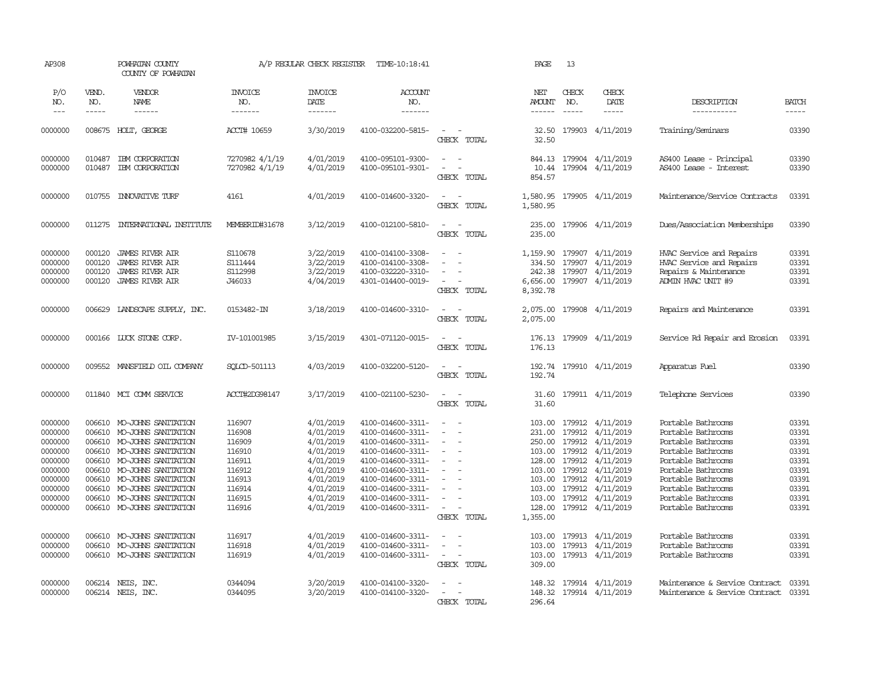AP308 POWHATAN COUNTY A/P REGULAR CHECK REGISTER TIME-10:18:41 PAGE 13
COUNTY OF POWHATAN

| P/O NO. | VEND. NO. | VENDOR NAME | INVOICE NO. | INVOICE DATE | ACCOUNT NO. | | NET AMOUNT | CHECK NO. | CHECK DATE | DESCRIPTION | BATCH |
|---|---|---|---|---|---|---|---|---|---|---|---|
| 0000000 | 008675 | HOLT, GEORGE | ACCT# 10659 | 3/30/2019 | 4100-032200-5815- | - - | 32.50 | 179903 | 4/11/2019 | Training/Seminars | 03390 |
| | | | | | | CHECK TOTAL | 32.50 | | | | |
| 0000000 | 010487 | IBM CORPORATION | 7270982 4/1/19 | 4/01/2019 | 4100-095101-9300- | - - | 844.13 | 179904 | 4/11/2019 | AS400 Lease - Principal | 03390 |
| 0000000 | 010487 | IBM CORPORATION | 7270982 4/1/19 | 4/01/2019 | 4100-095101-9301- | - - | 10.44 | 179904 | 4/11/2019 | AS400 Lease - Interest | 03390 |
| | | | | | | CHECK TOTAL | 854.57 | | | | |
| 0000000 | 010755 | INNOVATIVE TURF | 4161 | 4/01/2019 | 4100-014600-3320- | - - | 1,580.95 | 179905 | 4/11/2019 | Maintenance/Service Contracts | 03391 |
| | | | | | | CHECK TOTAL | 1,580.95 | | | | |
| 0000000 | 011275 | INTERNATIONAL INSTITUTE | MEMBERID#31678 | 3/12/2019 | 4100-012100-5810- | - - | 235.00 | 179906 | 4/11/2019 | Dues/Association Memberships | 03390 |
| | | | | | | CHECK TOTAL | 235.00 | | | | |
| 0000000 | 000120 | JAMES RIVER AIR | S110678 | 3/22/2019 | 4100-014100-3308- | - - | 1,159.90 | 179907 | 4/11/2019 | HVAC Service and Repairs | 03391 |
| 0000000 | 000120 | JAMES RIVER AIR | S111444 | 3/22/2019 | 4100-014100-3308- | - - | 334.50 | 179907 | 4/11/2019 | HVAC Service and Repairs | 03391 |
| 0000000 | 000120 | JAMES RIVER AIR | S112998 | 3/22/2019 | 4100-032220-3310- | - - | 242.38 | 179907 | 4/11/2019 | Repairs & Maintenance | 03391 |
| 0000000 | 000120 | JAMES RIVER AIR | J46033 | 4/04/2019 | 4301-014400-0019- | - - | 6,656.00 | 179907 | 4/11/2019 | ADMIN HVAC UNIT #9 | 03391 |
| | | | | | | CHECK TOTAL | 8,392.78 | | | | |
| 0000000 | 006629 | LANDSCAPE SUPPLY, INC. | 0153482-IN | 3/18/2019 | 4100-014600-3310- | - - | 2,075.00 | 179908 | 4/11/2019 | Repairs and Maintenance | 03391 |
| | | | | | | CHECK TOTAL | 2,075.00 | | | | |
| 0000000 | 000166 | LUCK STONE CORP. | IV-101001985 | 3/15/2019 | 4301-071120-0015- | - - | 176.13 | 179909 | 4/11/2019 | Service Rd Repair and Erosion | 03391 |
| | | | | | | CHECK TOTAL | 176.13 | | | | |
| 0000000 | 009552 | MANSFIELD OIL COMPANY | SQLCD-501113 | 4/03/2019 | 4100-032200-5120- | - - | 192.74 | 179910 | 4/11/2019 | Apparatus Fuel | 03390 |
| | | | | | | CHECK TOTAL | 192.74 | | | | |
| 0000000 | 011840 | MCI COMM SERVICE | ACCT#2DG98147 | 3/17/2019 | 4100-021100-5230- | - - | 31.60 | 179911 | 4/11/2019 | Telephone Services | 03390 |
| | | | | | | CHECK TOTAL | 31.60 | | | | |
| 0000000 | 006610 | MO-JOHNS SANITATION | 116907 | 4/01/2019 | 4100-014600-3311- | - - | 103.00 | 179912 | 4/11/2019 | Portable Bathrooms | 03391 |
| 0000000 | 006610 | MO-JOHNS SANITATION | 116908 | 4/01/2019 | 4100-014600-3311- | - - | 231.00 | 179912 | 4/11/2019 | Portable Bathrooms | 03391 |
| 0000000 | 006610 | MO-JOHNS SANITATION | 116909 | 4/01/2019 | 4100-014600-3311- | - - | 250.00 | 179912 | 4/11/2019 | Portable Bathrooms | 03391 |
| 0000000 | 006610 | MO-JOHNS SANITATION | 116910 | 4/01/2019 | 4100-014600-3311- | - - | 103.00 | 179912 | 4/11/2019 | Portable Bathrooms | 03391 |
| 0000000 | 006610 | MO-JOHNS SANITATION | 116911 | 4/01/2019 | 4100-014600-3311- | - - | 128.00 | 179912 | 4/11/2019 | Portable Bathrooms | 03391 |
| 0000000 | 006610 | MO-JOHNS SANITATION | 116912 | 4/01/2019 | 4100-014600-3311- | - - | 103.00 | 179912 | 4/11/2019 | Portable Bathrooms | 03391 |
| 0000000 | 006610 | MO-JOHNS SANITATION | 116913 | 4/01/2019 | 4100-014600-3311- | - - | 103.00 | 179912 | 4/11/2019 | Portable Bathrooms | 03391 |
| 0000000 | 006610 | MO-JOHNS SANITATION | 116914 | 4/01/2019 | 4100-014600-3311- | - - | 103.00 | 179912 | 4/11/2019 | Portable Bathrooms | 03391 |
| 0000000 | 006610 | MO-JOHNS SANITATION | 116915 | 4/01/2019 | 4100-014600-3311- | - - | 103.00 | 179912 | 4/11/2019 | Portable Bathrooms | 03391 |
| 0000000 | 006610 | MO-JOHNS SANITATION | 116916 | 4/01/2019 | 4100-014600-3311- | - - | 128.00 | 179912 | 4/11/2019 | Portable Bathrooms | 03391 |
| | | | | | | CHECK TOTAL | 1,355.00 | | | | |
| 0000000 | 006610 | MO-JOHNS SANITATION | 116917 | 4/01/2019 | 4100-014600-3311- | - - | 103.00 | 179913 | 4/11/2019 | Portable Bathrooms | 03391 |
| 0000000 | 006610 | MO-JOHNS SANITATION | 116918 | 4/01/2019 | 4100-014600-3311- | - - | 103.00 | 179913 | 4/11/2019 | Portable Bathrooms | 03391 |
| 0000000 | 006610 | MO-JOHNS SANITATION | 116919 | 4/01/2019 | 4100-014600-3311- | - - | 103.00 | 179913 | 4/11/2019 | Portable Bathrooms | 03391 |
| | | | | | | CHECK TOTAL | 309.00 | | | | |
| 0000000 | 006214 | NEIS, INC. | 0344094 | 3/20/2019 | 4100-014100-3320- | - - | 148.32 | 179914 | 4/11/2019 | Maintenance & Service Contract | 03391 |
| 0000000 | 006214 | NEIS, INC. | 0344095 | 3/20/2019 | 4100-014100-3320- | - - | 148.32 | 179914 | 4/11/2019 | Maintenance & Service Contract | 03391 |
| | | | | | | CHECK TOTAL | 296.64 | | | | |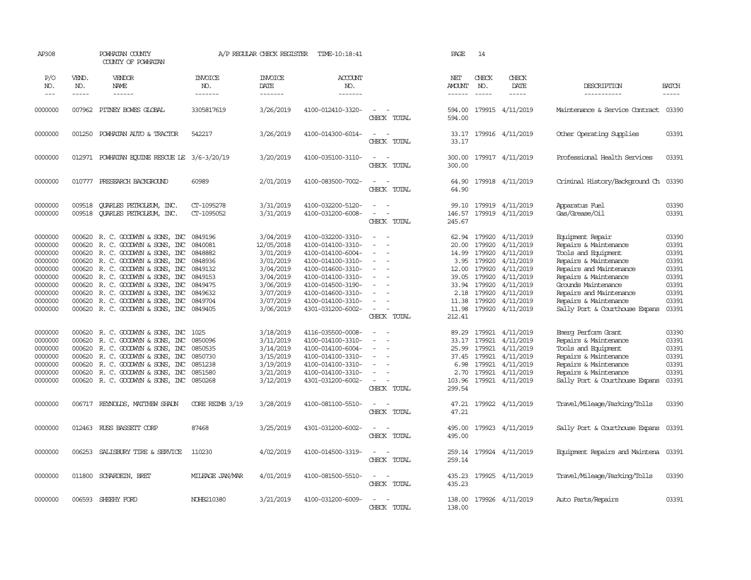AP308 POWHATAN COUNTY A/P REGULAR CHECK REGISTER TIME-10:18:41 PAGE 14

COUNTY OF POWHATAN

| P/O NO. | VEND. NO. | VENDOR NAME | INVOICE NO. | INVOICE DATE | ACCOUNT NO. | | NET AMOUNT | CHECK NO. | CHECK DATE | DESCRIPTION | BATCH |
|---|---|---|---|---|---|---|---|---|---|---|---|
| 0000000 | 007962 | PITNEY BOWES GLOBAL | 3305817619 | 3/26/2019 | 4100-012410-3320- | - - | 594.00 | 179915 | 4/11/2019 | Maintenance & Service Contract | 03390 |
| | | | | | | CHECK TOTAL | 594.00 | | | | |
| 0000000 | 001250 | POWHATAN AUTO & TRACTOR | 542217 | 3/26/2019 | 4100-014300-6014- | - - | 33.17 | 179916 | 4/11/2019 | Other Operating Supplies | 03391 |
| | | | | | | CHECK TOTAL | 33.17 | | | | |
| 0000000 | 012971 | POWHATAN EQUINE RESCUE LE | 3/6-3/20/19 | 3/20/2019 | 4100-035100-3110- | - - | 300.00 | 179917 | 4/11/2019 | Professional Health Services | 03391 |
| | | | | | | CHECK TOTAL | 300.00 | | | | |
| 0000000 | 010777 | PRESEARCH BACKGROUND | 60989 | 2/01/2019 | 4100-083500-7002- | - - | 64.90 | 179918 | 4/11/2019 | Criminal History/Background Ch | 03390 |
| | | | | | | CHECK TOTAL | 64.90 | | | | |
| 0000000 | 009518 | QUARLES PETROLEUM, INC. | CT-1095278 | 3/31/2019 | 4100-032200-5120- | - - | 99.10 | 179919 | 4/11/2019 | Apparatus Fuel | 03390 |
| 0000000 | 009518 | QUARLES PETROLEUM, INC. | CT-1095052 | 3/31/2019 | 4100-031200-6008- | - - | 146.57 | 179919 | 4/11/2019 | Gas/Grease/Oil | 03391 |
| | | | | | | CHECK TOTAL | 245.67 | | | | |
| 0000000 | 000620 | R. C. GOODWYN & SONS, INC | 0849196 | 3/04/2019 | 4100-032200-3310- | - - | 62.94 | 179920 | 4/11/2019 | Equipment Repair | 03390 |
| 0000000 | 000620 | R. C. GOODWYN & SONS, INC | 0840081 | 12/05/2018 | 4100-014100-3310- | - - | 20.00 | 179920 | 4/11/2019 | Repairs & Maintenance | 03391 |
| 0000000 | 000620 | R. C. GOODWYN & SONS, INC | 0848882 | 3/01/2019 | 4100-014100-6004- | - - | 14.99 | 179920 | 4/11/2019 | Tools and Equipment | 03391 |
| 0000000 | 000620 | R. C. GOODWYN & SONS, INC | 0848936 | 3/01/2019 | 4100-014100-3310- | - - | 3.95 | 179920 | 4/11/2019 | Repairs & Maintenance | 03391 |
| 0000000 | 000620 | R. C. GOODWYN & SONS, INC | 0849132 | 3/04/2019 | 4100-014600-3310- | - - | 12.00 | 179920 | 4/11/2019 | Repairs and Maintenance | 03391 |
| 0000000 | 000620 | R. C. GOODWYN & SONS, INC | 0849153 | 3/04/2019 | 4100-014100-3310- | - - | 39.05 | 179920 | 4/11/2019 | Repairs & Maintenance | 03391 |
| 0000000 | 000620 | R. C. GOODWYN & SONS, INC | 0849475 | 3/06/2019 | 4100-014500-3190- | - - | 33.94 | 179920 | 4/11/2019 | Grounds Maintenance | 03391 |
| 0000000 | 000620 | R. C. GOODWYN & SONS, INC | 0849632 | 3/07/2019 | 4100-014600-3310- | - - | 2.18 | 179920 | 4/11/2019 | Repairs and Maintenance | 03391 |
| 0000000 | 000620 | R. C. GOODWYN & SONS, INC | 0849704 | 3/07/2019 | 4100-014100-3310- | - - | 11.38 | 179920 | 4/11/2019 | Repairs & Maintenance | 03391 |
| 0000000 | 000620 | R. C. GOODWYN & SONS, INC | 0849405 | 3/06/2019 | 4301-031200-6002- | - - | 11.98 | 179920 | 4/11/2019 | Sally Port & Courthouse Expans | 03391 |
| | | | | | | CHECK TOTAL | 212.41 | | | | |
| 0000000 | 000620 | R. C. GOODWYN & SONS, INC | 1025 | 3/18/2019 | 4116-035500-0008- | - - | 89.29 | 179921 | 4/11/2019 | Emerg Perform Grant | 03390 |
| 0000000 | 000620 | R. C. GOODWYN & SONS, INC | 0850096 | 3/11/2019 | 4100-014100-3310- | - - | 33.17 | 179921 | 4/11/2019 | Repairs & Maintenance | 03391 |
| 0000000 | 000620 | R. C. GOODWYN & SONS, INC | 0850535 | 3/14/2019 | 4100-014100-6004- | - - | 25.99 | 179921 | 4/11/2019 | Tools and Equipment | 03391 |
| 0000000 | 000620 | R. C. GOODWYN & SONS, INC | 0850730 | 3/15/2019 | 4100-014100-3310- | - - | 37.45 | 179921 | 4/11/2019 | Repairs & Maintenance | 03391 |
| 0000000 | 000620 | R. C. GOODWYN & SONS, INC | 0851238 | 3/19/2019 | 4100-014100-3310- | - - | 6.98 | 179921 | 4/11/2019 | Repairs & Maintenance | 03391 |
| 0000000 | 000620 | R. C. GOODWYN & SONS, INC | 0851580 | 3/21/2019 | 4100-014100-3310- | - - | 2.70 | 179921 | 4/11/2019 | Repairs & Maintenance | 03391 |
| 0000000 | 000620 | R. C. GOODWYN & SONS, INC | 0850268 | 3/12/2019 | 4301-031200-6002- | - - | 103.96 | 179921 | 4/11/2019 | Sally Port & Courthouse Expans | 03391 |
| | | | | | | CHECK TOTAL | 299.54 | | | | |
| 0000000 | 006717 | REYNOLDS, MATTHEW SHAUN | CORE REIMB 3/19 | 3/28/2019 | 4100-081100-5510- | - - | 47.21 | 179922 | 4/11/2019 | Travel/Mileage/Parking/Tolls | 03390 |
| | | | | | | CHECK TOTAL | 47.21 | | | | |
| 0000000 | 012463 | RUSS BASSETT CORP | 87468 | 3/25/2019 | 4301-031200-6002- | - - | 495.00 | 179923 | 4/11/2019 | Sally Port & Courthouse Expans | 03391 |
| | | | | | | CHECK TOTAL | 495.00 | | | | |
| 0000000 | 006253 | SALISBURY TIRE & SERVICE | 110230 | 4/02/2019 | 4100-014500-3319- | - - | 259.14 | 179924 | 4/11/2019 | Equipment Repairs and Maintena | 03391 |
| | | | | | | CHECK TOTAL | 259.14 | | | | |
| 0000000 | 011800 | SCHARDEIN, BRET | MILEAGE JAN/MAR | 4/01/2019 | 4100-081500-5510- | - - | 435.23 | 179925 | 4/11/2019 | Travel/Mileage/Parking/Tolls | 03390 |
| | | | | | | CHECK TOTAL | 435.23 | | | | |
| 0000000 | 006593 | SHEEHY FORD | NOHB210380 | 3/21/2019 | 4100-031200-6009- | - - | 138.00 | 179926 | 4/11/2019 | Auto Parts/Repairs | 03391 |
| | | | | | | CHECK TOTAL | 138.00 | | | | |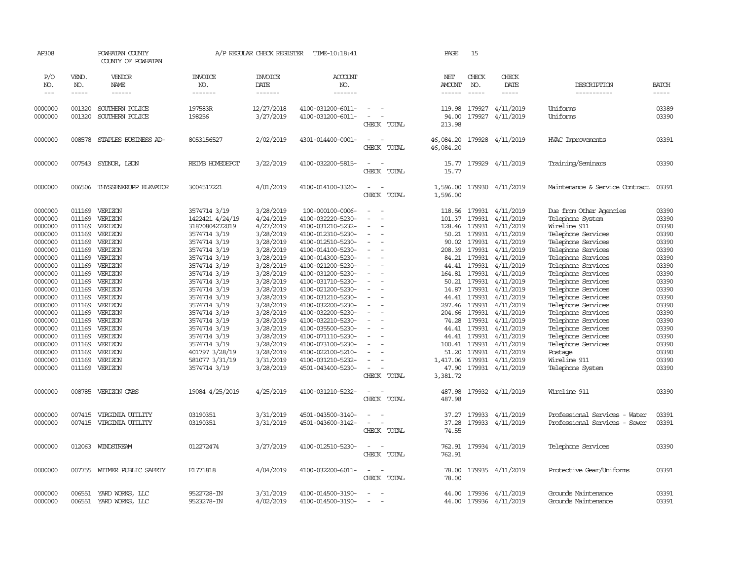AP308 POWHATAN COUNTY COUNTY OF POWHATAN A/P REGULAR CHECK REGISTER TIME-10:18:41 PAGE 15

| P/O NO. | VEND. NO. | VENDOR NAME | INVOICE NO. | INVOICE DATE | ACCOUNT NO. | | NET AMOUNT | CHECK NO. | CHECK DATE | DESCRIPTION | BATCH |
|---|---|---|---|---|---|---|---|---|---|---|---|
| 0000000 | 001320 | SOUTHERN POLICE | 197583R | 12/27/2018 | 4100-031200-6011- | - - | 119.98 | 179927 | 4/11/2019 | Uniforms | 03389 |
| 0000000 | 001320 | SOUTHERN POLICE | 198256 | 3/27/2019 | 4100-031200-6011- | - - | 94.00 | 179927 | 4/11/2019 | Uniforms | 03390 |
| | | | | | | CHECK TOTAL | 213.98 | | | | |
| 0000000 | 008578 | STAPLES BUSINESS AD- | 8053156527 | 2/02/2019 | 4301-014400-0001- | - - | 46,084.20 | 179928 | 4/11/2019 | HVAC Improvements | 03391 |
| | | | | | | CHECK TOTAL | 46,084.20 | | | | |
| 0000000 | 007543 | SYDNOR, LEON | REIMB HOMEDEPOT | 3/22/2019 | 4100-032200-5815- | - - | 15.77 | 179929 | 4/11/2019 | Training/Seminars | 03390 |
| | | | | | | CHECK TOTAL | 15.77 | | | | |
| 0000000 | 006506 | THYSSENKRUPP ELEVATOR | 3004517221 | 4/01/2019 | 4100-014100-3320- | - - | 1,596.00 | 179930 | 4/11/2019 | Maintenance & Service Contract | 03391 |
| | | | | | | CHECK TOTAL | 1,596.00 | | | | |
| 0000000 | 011169 | VERIZON | 3574714 3/19 | 3/28/2019 | 100-000100-0006- | - - | 118.56 | 179931 | 4/11/2019 | Due from Other Agencies | 03390 |
| 0000000 | 011169 | VERIZON | 1422421 4/24/19 | 4/24/2019 | 4100-032220-5230- | - - | 101.37 | 179931 | 4/11/2019 | Telephone System | 03390 |
| 0000000 | 011169 | VERIZON | 31870804272019 | 4/27/2019 | 4100-031210-5232- | - - | 128.46 | 179931 | 4/11/2019 | Wireline 911 | 03390 |
| 0000000 | 011169 | VERIZON | 3574714 3/19 | 3/28/2019 | 4100-012310-5230- | - - | 50.21 | 179931 | 4/11/2019 | Telephone Services | 03390 |
| 0000000 | 011169 | VERIZON | 3574714 3/19 | 3/28/2019 | 4100-012510-5230- | - - | 90.02 | 179931 | 4/11/2019 | Telephone Services | 03390 |
| 0000000 | 011169 | VERIZON | 3574714 3/19 | 3/28/2019 | 4100-014100-5230- | - - | 208.39 | 179931 | 4/11/2019 | Telephone Services | 03390 |
| 0000000 | 011169 | VERIZON | 3574714 3/19 | 3/28/2019 | 4100-014300-5230- | - - | 84.21 | 179931 | 4/11/2019 | Telephone Services | 03390 |
| 0000000 | 011169 | VERIZON | 3574714 3/19 | 3/28/2019 | 4100-021200-5230- | - - | 44.41 | 179931 | 4/11/2019 | Telephone Services | 03390 |
| 0000000 | 011169 | VERIZON | 3574714 3/19 | 3/28/2019 | 4100-031200-5230- | - - | 164.81 | 179931 | 4/11/2019 | Telephone Services | 03390 |
| 0000000 | 011169 | VERIZON | 3574714 3/19 | 3/28/2019 | 4100-031710-5230- | - - | 50.21 | 179931 | 4/11/2019 | Telephone Services | 03390 |
| 0000000 | 011169 | VERIZON | 3574714 3/19 | 3/28/2019 | 4100-021200-5230- | - - | 14.87 | 179931 | 4/11/2019 | Telephone Services | 03390 |
| 0000000 | 011169 | VERIZON | 3574714 3/19 | 3/28/2019 | 4100-031210-5230- | - - | 44.41 | 179931 | 4/11/2019 | Telephone Services | 03390 |
| 0000000 | 011169 | VERIZON | 3574714 3/19 | 3/28/2019 | 4100-032200-5230- | - - | 297.46 | 179931 | 4/11/2019 | Telephone Services | 03390 |
| 0000000 | 011169 | VERIZON | 3574714 3/19 | 3/28/2019 | 4100-032200-5230- | - - | 204.66 | 179931 | 4/11/2019 | Telephone Services | 03390 |
| 0000000 | 011169 | VERIZON | 3574714 3/19 | 3/28/2019 | 4100-032210-5230- | - - | 74.28 | 179931 | 4/11/2019 | Telephone Services | 03390 |
| 0000000 | 011169 | VERIZON | 3574714 3/19 | 3/28/2019 | 4100-035500-5230- | - - | 44.41 | 179931 | 4/11/2019 | Telephone Services | 03390 |
| 0000000 | 011169 | VERIZON | 3574714 3/19 | 3/28/2019 | 4100-071110-5230- | - - | 44.41 | 179931 | 4/11/2019 | Telephone Services | 03390 |
| 0000000 | 011169 | VERIZON | 3574714 3/19 | 3/28/2019 | 4100-073100-5230- | - - | 100.41 | 179931 | 4/11/2019 | Telephone Services | 03390 |
| 0000000 | 011169 | VERIZON | 401797 3/28/19 | 3/28/2019 | 4100-022100-5210- | - - | 51.20 | 179931 | 4/11/2019 | Postage | 03390 |
| 0000000 | 011169 | VERIZON | 581077 3/31/19 | 3/31/2019 | 4100-031210-5232- | - - | 1,417.06 | 179931 | 4/11/2019 | Wireline 911 | 03390 |
| 0000000 | 011169 | VERIZON | 3574714 3/19 | 3/28/2019 | 4501-043400-5230- | - - | 47.90 | 179931 | 4/11/2019 | Telephone System | 03390 |
| | | | | | | CHECK TOTAL | 3,381.72 | | | | |
| 0000000 | 008785 | VERIZON CABS | 19084 4/25/2019 | 4/25/2019 | 4100-031210-5232- | - - | 487.98 | 179932 | 4/11/2019 | Wireline 911 | 03390 |
| | | | | | | CHECK TOTAL | 487.98 | | | | |
| 0000000 | 007415 | VIRGINIA UTILITY | 03190351 | 3/31/2019 | 4501-043500-3140- | - - | 37.27 | 179933 | 4/11/2019 | Professional Services - Water | 03391 |
| 0000000 | 007415 | VIRGINIA UTILITY | 03190351 | 3/31/2019 | 4501-043600-3142- | - - | 37.28 | 179933 | 4/11/2019 | Professional Services - Sewer | 03391 |
| | | | | | | CHECK TOTAL | 74.55 | | | | |
| 0000000 | 012063 | WINDSTREAM | 012272474 | 3/27/2019 | 4100-012510-5230- | - - | 762.91 | 179934 | 4/11/2019 | Telephone Services | 03390 |
| | | | | | | CHECK TOTAL | 762.91 | | | | |
| 0000000 | 007755 | WITMER PUBLIC SAFETY | E1771818 | 4/04/2019 | 4100-032200-6011- | - - | 78.00 | 179935 | 4/11/2019 | Protective Gear/Uniforms | 03391 |
| | | | | | | CHECK TOTAL | 78.00 | | | | |
| 0000000 | 006551 | YARD WORKS, LLC | 9522728-IN | 3/31/2019 | 4100-014500-3190- | - - | 44.00 | 179936 | 4/11/2019 | Grounds Maintenance | 03391 |
| 0000000 | 006551 | YARD WORKS, LLC | 9523278-IN | 4/02/2019 | 4100-014500-3190- | - - | 44.00 | 179936 | 4/11/2019 | Grounds Maintenance | 03391 |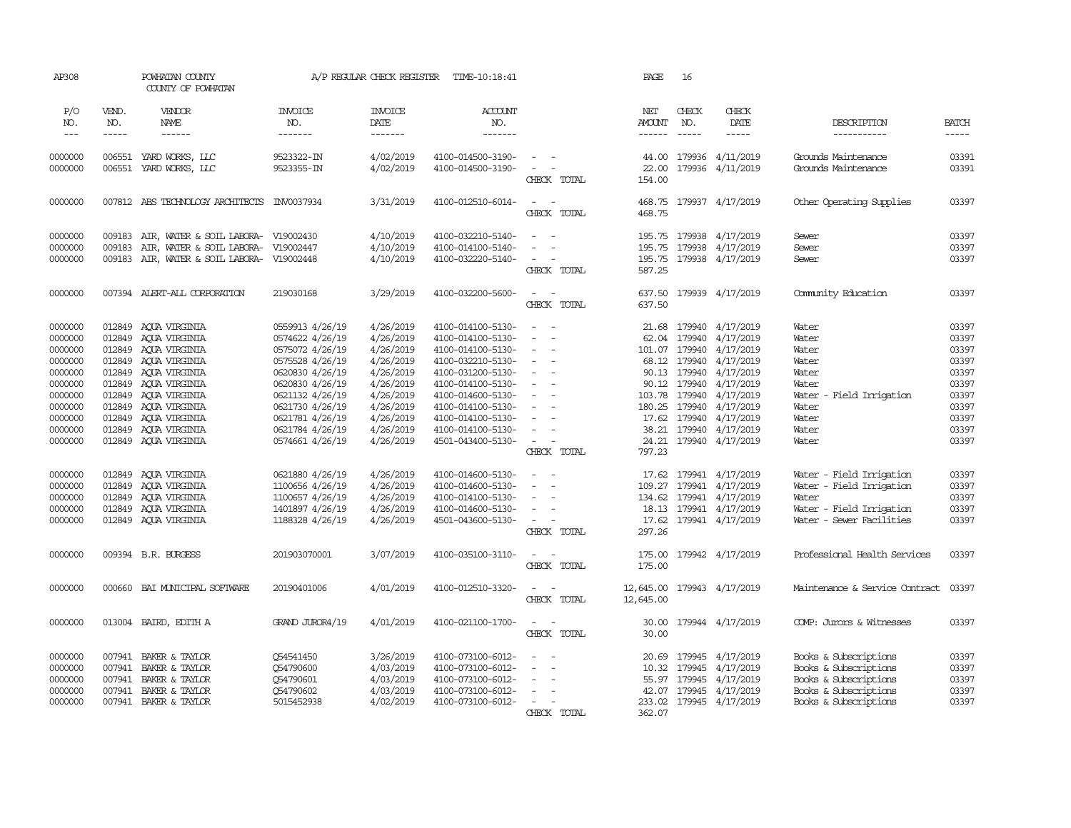AP308 POWHATAN COUNTY A/P REGULAR CHECK REGISTER TIME-10:18:41 PAGE 16

COUNTY OF POWHATAN

| P/O NO. | VEND. NO. | VENDOR NAME | INVOICE NO. | INVOICE DATE | ACCOUNT NO. | | NET AMOUNT | CHECK NO. | CHECK DATE | DESCRIPTION | BATCH |
|---|---|---|---|---|---|---|---|---|---|---|---|
| 0000000 | 006551 | YARD WORKS, LLC | 9523322-IN | 4/02/2019 | 4100-014500-3190- | - - | 44.00 | 179936 | 4/11/2019 | Grounds Maintenance | 03391 |
| 0000000 | 006551 | YARD WORKS, LLC | 9523355-IN | 4/02/2019 | 4100-014500-3190- | - - | 22.00 | 179936 | 4/11/2019 | Grounds Maintenance | 03391 |
| | | | | | | CHECK TOTAL | 154.00 | | | | |
| 0000000 | 007812 | ABS TECHNOLOGY ARCHITECTS | INV0037934 | 3/31/2019 | 4100-012510-6014- | - - | 468.75 | 179937 | 4/17/2019 | Other Operating Supplies | 03397 |
| | | | | | | CHECK TOTAL | 468.75 | | | | |
| 0000000 | 009183 | AIR, WATER & SOIL LABORA- | V19002430 | 4/10/2019 | 4100-032210-5140- | - - | 195.75 | 179938 | 4/17/2019 | Sewer | 03397 |
| 0000000 | 009183 | AIR, WATER & SOIL LABORA- | V19002447 | 4/10/2019 | 4100-014100-5140- | - - | 195.75 | 179938 | 4/17/2019 | Sewer | 03397 |
| 0000000 | 009183 | AIR, WATER & SOIL LABORA- | V19002448 | 4/10/2019 | 4100-032220-5140- | - - | 195.75 | 179938 | 4/17/2019 | Sewer | 03397 |
| | | | | | | CHECK TOTAL | 587.25 | | | | |
| 0000000 | 007394 | ALERT-ALL CORPORATION | 219030168 | 3/29/2019 | 4100-032200-5600- | - - | 637.50 | 179939 | 4/17/2019 | Community Education | 03397 |
| | | | | | | CHECK TOTAL | 637.50 | | | | |
| 0000000 | 012849 | AQUA VIRGINIA | 0559913 4/26/19 | 4/26/2019 | 4100-014100-5130- | - - | 21.68 | 179940 | 4/17/2019 | Water | 03397 |
| 0000000 | 012849 | AQUA VIRGINIA | 0574622 4/26/19 | 4/26/2019 | 4100-014100-5130- | - - | 62.04 | 179940 | 4/17/2019 | Water | 03397 |
| 0000000 | 012849 | AQUA VIRGINIA | 0575072 4/26/19 | 4/26/2019 | 4100-014100-5130- | - - | 101.07 | 179940 | 4/17/2019 | Water | 03397 |
| 0000000 | 012849 | AQUA VIRGINIA | 0575528 4/26/19 | 4/26/2019 | 4100-032210-5130- | - - | 68.12 | 179940 | 4/17/2019 | Water | 03397 |
| 0000000 | 012849 | AQUA VIRGINIA | 0620830 4/26/19 | 4/26/2019 | 4100-031200-5130- | - - | 90.13 | 179940 | 4/17/2019 | Water | 03397 |
| 0000000 | 012849 | AQUA VIRGINIA | 0620830 4/26/19 | 4/26/2019 | 4100-014100-5130- | - - | 90.12 | 179940 | 4/17/2019 | Water | 03397 |
| 0000000 | 012849 | AQUA VIRGINIA | 0621132 4/26/19 | 4/26/2019 | 4100-014600-5130- | - - | 103.78 | 179940 | 4/17/2019 | Water - Field Irrigation | 03397 |
| 0000000 | 012849 | AQUA VIRGINIA | 0621730 4/26/19 | 4/26/2019 | 4100-014100-5130- | - - | 180.25 | 179940 | 4/17/2019 | Water | 03397 |
| 0000000 | 012849 | AQUA VIRGINIA | 0621781 4/26/19 | 4/26/2019 | 4100-014100-5130- | - - | 17.62 | 179940 | 4/17/2019 | Water | 03397 |
| 0000000 | 012849 | AQUA VIRGINIA | 0621784 4/26/19 | 4/26/2019 | 4100-014100-5130- | - - | 38.21 | 179940 | 4/17/2019 | Water | 03397 |
| 0000000 | 012849 | AQUA VIRGINIA | 0574661 4/26/19 | 4/26/2019 | 4501-043400-5130- | - - | 24.21 | 179940 | 4/17/2019 | Water | 03397 |
| | | | | | | CHECK TOTAL | 797.23 | | | | |
| 0000000 | 012849 | AQUA VIRGINIA | 0621880 4/26/19 | 4/26/2019 | 4100-014600-5130- | - - | 17.62 | 179941 | 4/17/2019 | Water - Field Irrigation | 03397 |
| 0000000 | 012849 | AQUA VIRGINIA | 1100656 4/26/19 | 4/26/2019 | 4100-014600-5130- | - - | 109.27 | 179941 | 4/17/2019 | Water - Field Irrigation | 03397 |
| 0000000 | 012849 | AQUA VIRGINIA | 1100657 4/26/19 | 4/26/2019 | 4100-014100-5130- | - - | 134.62 | 179941 | 4/17/2019 | Water | 03397 |
| 0000000 | 012849 | AQUA VIRGINIA | 1401897 4/26/19 | 4/26/2019 | 4100-014600-5130- | - - | 18.13 | 179941 | 4/17/2019 | Water - Field Irrigation | 03397 |
| 0000000 | 012849 | AQUA VIRGINIA | 1188328 4/26/19 | 4/26/2019 | 4501-043600-5130- | - - | 17.62 | 179941 | 4/17/2019 | Water - Sewer Facilities | 03397 |
| | | | | | | CHECK TOTAL | 297.26 | | | | |
| 0000000 | 009394 | B.R. BURGESS | 201903070001 | 3/07/2019 | 4100-035100-3110- | - - | 175.00 | 179942 | 4/17/2019 | Professional Health Services | 03397 |
| | | | | | | CHECK TOTAL | 175.00 | | | | |
| 0000000 | 000660 | BAI MUNICIPAL SOFTWARE | 20190401006 | 4/01/2019 | 4100-012510-3320- | - - | 12,645.00 | 179943 | 4/17/2019 | Maintenance & Service Contract | 03397 |
| | | | | | | CHECK TOTAL | 12,645.00 | | | | |
| 0000000 | 013004 | BAIRD, EDITH A | GRAND JUROR4/19 | 4/01/2019 | 4100-021100-1700- | - - | 30.00 | 179944 | 4/17/2019 | COMP: Jurors & Witnesses | 03397 |
| | | | | | | CHECK TOTAL | 30.00 | | | | |
| 0000000 | 007941 | BAKER & TAYLOR | Q54541450 | 3/26/2019 | 4100-073100-6012- | - - | 20.69 | 179945 | 4/17/2019 | Books & Subscriptions | 03397 |
| 0000000 | 007941 | BAKER & TAYLOR | Q54790600 | 4/03/2019 | 4100-073100-6012- | - - | 10.32 | 179945 | 4/17/2019 | Books & Subscriptions | 03397 |
| 0000000 | 007941 | BAKER & TAYLOR | Q54790601 | 4/03/2019 | 4100-073100-6012- | - - | 55.97 | 179945 | 4/17/2019 | Books & Subscriptions | 03397 |
| 0000000 | 007941 | BAKER & TAYLOR | Q54790602 | 4/03/2019 | 4100-073100-6012- | - - | 42.07 | 179945 | 4/17/2019 | Books & Subscriptions | 03397 |
| 0000000 | 007941 | BAKER & TAYLOR | 5015452938 | 4/02/2019 | 4100-073100-6012- | - - | 233.02 | 179945 | 4/17/2019 | Books & Subscriptions | 03397 |
| | | | | | | CHECK TOTAL | 362.07 | | | | |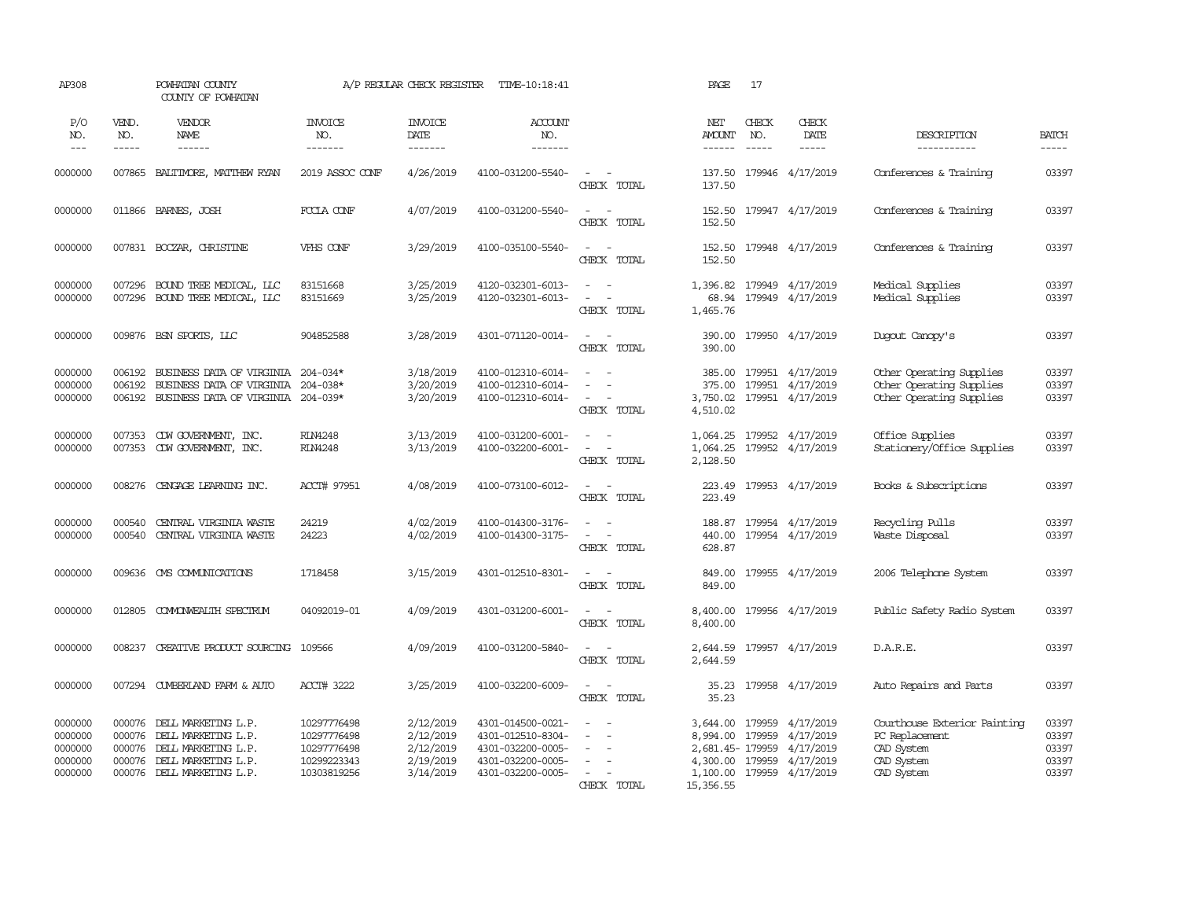AP308 POWHATAN COUNTY A/P REGULAR CHECK REGISTER TIME-10:18:41 PAGE 17

COUNTY OF POWHATAN

| P/O NO. | VEND. NO. | VENDOR NAME | INVOICE NO. | INVOICE DATE | ACCOUNT NO. | | NET AMOUNT | CHECK NO. | CHECK DATE | DESCRIPTION | BATCH |
|---|---|---|---|---|---|---|---|---|---|---|---|
| 0000000 | 007865 | BALTIMORE, MATTHEW RYAN | 2019 ASSOC CONF | 4/26/2019 | 4100-031200-5540- | - - | 137.50 | 179946 | 4/17/2019 | Conferences & Training | 03397 |
| | | | | | | CHECK TOTAL | 137.50 | | | | |
| 0000000 | 011866 | BARNES, JOSH | FCCLA CONF | 4/07/2019 | 4100-031200-5540- | - - | 152.50 | 179947 | 4/17/2019 | Conferences & Training | 03397 |
| | | | | | | CHECK TOTAL | 152.50 | | | | |
| 0000000 | 007831 | BOCZAR, CHRISTINE | VFHS CONF | 3/29/2019 | 4100-035100-5540- | - - | 152.50 | 179948 | 4/17/2019 | Conferences & Training | 03397 |
| | | | | | | CHECK TOTAL | 152.50 | | | | |
| 0000000 | 007296 | BOUND TREE MEDICAL, LLC | 83151668 | 3/25/2019 | 4120-032301-6013- | - - | 1,396.82 | 179949 | 4/17/2019 | Medical Supplies | 03397 |
| 0000000 | 007296 | BOUND TREE MEDICAL, LLC | 83151669 | 3/25/2019 | 4120-032301-6013- | - - | 68.94 | 179949 | 4/17/2019 | Medical Supplies | 03397 |
| | | | | | | CHECK TOTAL | 1,465.76 | | | | |
| 0000000 | 009876 | BSN SPORTS, LLC | 904852588 | 3/28/2019 | 4301-071120-0014- | - - | 390.00 | 179950 | 4/17/2019 | Dugout Canopy's | 03397 |
| | | | | | | CHECK TOTAL | 390.00 | | | | |
| 0000000 | 006192 | BUSINESS DATA OF VIRGINIA | 204-034* | 3/18/2019 | 4100-012310-6014- | - - | 385.00 | 179951 | 4/17/2019 | Other Operating Supplies | 03397 |
| 0000000 | 006192 | BUSINESS DATA OF VIRGINIA | 204-038* | 3/20/2019 | 4100-012310-6014- | - - | 375.00 | 179951 | 4/17/2019 | Other Operating Supplies | 03397 |
| 0000000 | 006192 | BUSINESS DATA OF VIRGINIA | 204-039* | 3/20/2019 | 4100-012310-6014- | - - | 3,750.02 | 179951 | 4/17/2019 | Other Operating Supplies | 03397 |
| | | | | | | CHECK TOTAL | 4,510.02 | | | | |
| 0000000 | 007353 | CDW GOVERNMENT, INC. | RLN4248 | 3/13/2019 | 4100-031200-6001- | - - | 1,064.25 | 179952 | 4/17/2019 | Office Supplies | 03397 |
| 0000000 | 007353 | CDW GOVERNMENT, INC. | RLN4248 | 3/13/2019 | 4100-032200-6001- | - - | 1,064.25 | 179952 | 4/17/2019 | Stationery/Office Supplies | 03397 |
| | | | | | | CHECK TOTAL | 2,128.50 | | | | |
| 0000000 | 008276 | CENGAGE LEARNING INC. | ACCT# 97951 | 4/08/2019 | 4100-073100-6012- | - - | 223.49 | 179953 | 4/17/2019 | Books & Subscriptions | 03397 |
| | | | | | | CHECK TOTAL | 223.49 | | | | |
| 0000000 | 000540 | CENTRAL VIRGINIA WASTE | 24219 | 4/02/2019 | 4100-014300-3176- | - - | 188.87 | 179954 | 4/17/2019 | Recycling Pulls | 03397 |
| 0000000 | 000540 | CENTRAL VIRGINIA WASTE | 24223 | 4/02/2019 | 4100-014300-3175- | - - | 440.00 | 179954 | 4/17/2019 | Waste Disposal | 03397 |
| | | | | | | CHECK TOTAL | 628.87 | | | | |
| 0000000 | 009636 | CMS COMMUNICATIONS | 1718458 | 3/15/2019 | 4301-012510-8301- | - - | 849.00 | 179955 | 4/17/2019 | 2006 Telephone System | 03397 |
| | | | | | | CHECK TOTAL | 849.00 | | | | |
| 0000000 | 012805 | COMMONWEALTH SPECTRUM | 04092019-01 | 4/09/2019 | 4301-031200-6001- | - - | 8,400.00 | 179956 | 4/17/2019 | Public Safety Radio System | 03397 |
| | | | | | | CHECK TOTAL | 8,400.00 | | | | |
| 0000000 | 008237 | CREATIVE PRODUCT SOURCING | 109566 | 4/09/2019 | 4100-031200-5840- | - - | 2,644.59 | 179957 | 4/17/2019 | D.A.R.E. | 03397 |
| | | | | | | CHECK TOTAL | 2,644.59 | | | | |
| 0000000 | 007294 | CUMBERLAND FARM & AUTO | ACCT# 3222 | 3/25/2019 | 4100-032200-6009- | - - | 35.23 | 179958 | 4/17/2019 | Auto Repairs and Parts | 03397 |
| | | | | | | CHECK TOTAL | 35.23 | | | | |
| 0000000 | 000076 | DELL MARKETING L.P. | 10297776498 | 2/12/2019 | 4301-014500-0021- | - - | 3,644.00 | 179959 | 4/17/2019 | Courthouse Exterior Painting | 03397 |
| 0000000 | 000076 | DELL MARKETING L.P. | 10297776498 | 2/12/2019 | 4301-012510-8304- | - - | 8,994.00 | 179959 | 4/17/2019 | PC Replacement | 03397 |
| 0000000 | 000076 | DELL MARKETING L.P. | 10297776498 | 2/12/2019 | 4301-032200-0005- | - - | 2,681.45- | 179959 | 4/17/2019 | CAD System | 03397 |
| 0000000 | 000076 | DELL MARKETING L.P. | 10299223343 | 2/19/2019 | 4301-032200-0005- | - - | 4,300.00 | 179959 | 4/17/2019 | CAD System | 03397 |
| 0000000 | 000076 | DELL MARKETING L.P. | 10303819256 | 3/14/2019 | 4301-032200-0005- | - - | 1,100.00 | 179959 | 4/17/2019 | CAD System | 03397 |
| | | | | | | CHECK TOTAL | 15,356.55 | | | | |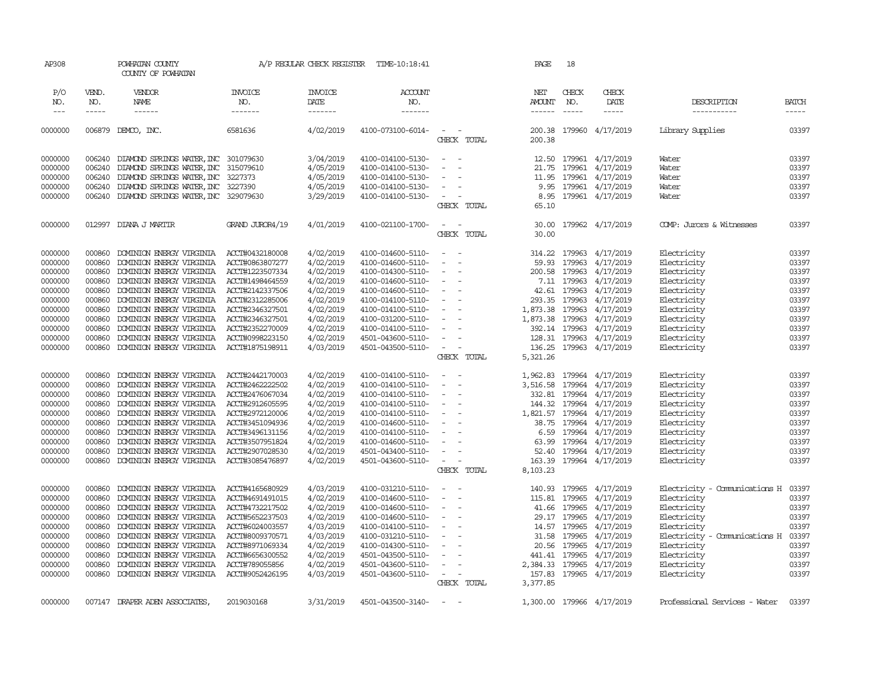AP308 POWHATAN COUNTY A/P REGULAR CHECK REGISTER TIME-10:18:41 PAGE 18
COUNTY OF POWHATAN

| P/O NO. | VEND. NO. | VENDOR NAME | INVOICE NO. | INVOICE DATE | ACCOUNT NO. | | NET AMOUNT | CHECK NO. | CHECK DATE | DESCRIPTION | BATCH |
|---|---|---|---|---|---|---|---|---|---|---|---|
| 0000000 | 006879 | DEMCO, INC. | 6581636 | 4/02/2019 | 4100-073100-6014- | - - | 200.38 | 179960 | 4/17/2019 | Library Supplies | 03397 |
| | | | | | | CHECK TOTAL | 200.38 | | | | |
| 0000000 | 006240 | DIAMOND SPRINGS WATER,INC | 301079630 | 3/04/2019 | 4100-014100-5130- | - - | 12.50 | 179961 | 4/17/2019 | Water | 03397 |
| 0000000 | 006240 | DIAMOND SPRINGS WATER,INC | 315079610 | 4/05/2019 | 4100-014100-5130- | - - | 21.75 | 179961 | 4/17/2019 | Water | 03397 |
| 0000000 | 006240 | DIAMOND SPRINGS WATER,INC | 3227373 | 4/05/2019 | 4100-014100-5130- | - - | 11.95 | 179961 | 4/17/2019 | Water | 03397 |
| 0000000 | 006240 | DIAMOND SPRINGS WATER,INC | 3227390 | 4/05/2019 | 4100-014100-5130- | - - | 9.95 | 179961 | 4/17/2019 | Water | 03397 |
| 0000000 | 006240 | DIAMOND SPRINGS WATER,INC | 329079630 | 3/29/2019 | 4100-014100-5130- | - - | 8.95 | 179961 | 4/17/2019 | Water | 03397 |
| | | | | | | CHECK TOTAL | 65.10 | | | | |
| 0000000 | 012997 | DIANA J MARTIR | GRAND JUROR4/19 | 4/01/2019 | 4100-021100-1700- | - - | 30.00 | 179962 | 4/17/2019 | COMP: Jurors & Witnesses | 03397 |
| | | | | | | CHECK TOTAL | 30.00 | | | | |
| 0000000 | 000860 | DOMINION ENERGY VIRGINIA | ACCT#0432180008 | 4/02/2019 | 4100-014600-5110- | - - | 314.22 | 179963 | 4/17/2019 | Electricity | 03397 |
| 0000000 | 000860 | DOMINION ENERGY VIRGINIA | ACCT#0863807277 | 4/02/2019 | 4100-014600-5110- | - - | 59.93 | 179963 | 4/17/2019 | Electricity | 03397 |
| 0000000 | 000860 | DOMINION ENERGY VIRGINIA | ACCT#1223507334 | 4/02/2019 | 4100-014300-5110- | - - | 200.58 | 179963 | 4/17/2019 | Electricity | 03397 |
| 0000000 | 000860 | DOMINION ENERGY VIRGINIA | ACCT#1498464559 | 4/02/2019 | 4100-014600-5110- | - - | 7.11 | 179963 | 4/17/2019 | Electricity | 03397 |
| 0000000 | 000860 | DOMINION ENERGY VIRGINIA | ACCT#2142337506 | 4/02/2019 | 4100-014600-5110- | - - | 42.61 | 179963 | 4/17/2019 | Electricity | 03397 |
| 0000000 | 000860 | DOMINION ENERGY VIRGINIA | ACCT#2312285006 | 4/02/2019 | 4100-014100-5110- | - - | 293.35 | 179963 | 4/17/2019 | Electricity | 03397 |
| 0000000 | 000860 | DOMINION ENERGY VIRGINIA | ACCT#2346327501 | 4/02/2019 | 4100-014100-5110- | - - | 1,873.38 | 179963 | 4/17/2019 | Electricity | 03397 |
| 0000000 | 000860 | DOMINION ENERGY VIRGINIA | ACCT#2346327501 | 4/02/2019 | 4100-031200-5110- | - - | 1,873.38 | 179963 | 4/17/2019 | Electricity | 03397 |
| 0000000 | 000860 | DOMINION ENERGY VIRGINIA | ACCT#2352270009 | 4/02/2019 | 4100-014100-5110- | - - | 392.14 | 179963 | 4/17/2019 | Electricity | 03397 |
| 0000000 | 000860 | DOMINION ENERGY VIRGINIA | ACCT#0998223150 | 4/02/2019 | 4501-043600-5110- | - - | 128.31 | 179963 | 4/17/2019 | Electricity | 03397 |
| 0000000 | 000860 | DOMINION ENERGY VIRGINIA | ACCT#1875198911 | 4/03/2019 | 4501-043500-5110- | - - | 136.25 | 179963 | 4/17/2019 | Electricity | 03397 |
| | | | | | | CHECK TOTAL | 5,321.26 | | | | |
| 0000000 | 000860 | DOMINION ENERGY VIRGINIA | ACCT#2442170003 | 4/02/2019 | 4100-014100-5110- | - - | 1,962.83 | 179964 | 4/17/2019 | Electricity | 03397 |
| 0000000 | 000860 | DOMINION ENERGY VIRGINIA | ACCT#2462222502 | 4/02/2019 | 4100-014100-5110- | - - | 3,516.58 | 179964 | 4/17/2019 | Electricity | 03397 |
| 0000000 | 000860 | DOMINION ENERGY VIRGINIA | ACCT#2476067034 | 4/02/2019 | 4100-014100-5110- | - - | 332.81 | 179964 | 4/17/2019 | Electricity | 03397 |
| 0000000 | 000860 | DOMINION ENERGY VIRGINIA | ACCT#2912605595 | 4/02/2019 | 4100-014100-5110- | - - | 144.32 | 179964 | 4/17/2019 | Electricity | 03397 |
| 0000000 | 000860 | DOMINION ENERGY VIRGINIA | ACCT#2972120006 | 4/02/2019 | 4100-014100-5110- | - - | 1,821.57 | 179964 | 4/17/2019 | Electricity | 03397 |
| 0000000 | 000860 | DOMINION ENERGY VIRGINIA | ACCT#3451094936 | 4/02/2019 | 4100-014600-5110- | - - | 38.75 | 179964 | 4/17/2019 | Electricity | 03397 |
| 0000000 | 000860 | DOMINION ENERGY VIRGINIA | ACCT#3496131156 | 4/02/2019 | 4100-014100-5110- | - - | 6.59 | 179964 | 4/17/2019 | Electricity | 03397 |
| 0000000 | 000860 | DOMINION ENERGY VIRGINIA | ACCT#3507951824 | 4/02/2019 | 4100-014600-5110- | - - | 63.99 | 179964 | 4/17/2019 | Electricity | 03397 |
| 0000000 | 000860 | DOMINION ENERGY VIRGINIA | ACCT#2907028530 | 4/02/2019 | 4501-043400-5110- | - - | 52.40 | 179964 | 4/17/2019 | Electricity | 03397 |
| 0000000 | 000860 | DOMINION ENERGY VIRGINIA | ACCT#3085476897 | 4/02/2019 | 4501-043600-5110- | - - | 163.39 | 179964 | 4/17/2019 | Electricity | 03397 |
| | | | | | | CHECK TOTAL | 8,103.23 | | | | |
| 0000000 | 000860 | DOMINION ENERGY VIRGINIA | ACCT#4165680929 | 4/03/2019 | 4100-031210-5110- | - - | 140.93 | 179965 | 4/17/2019 | Electricity - Communications H | 03397 |
| 0000000 | 000860 | DOMINION ENERGY VIRGINIA | ACCT#4691491015 | 4/02/2019 | 4100-014600-5110- | - - | 115.81 | 179965 | 4/17/2019 | Electricity | 03397 |
| 0000000 | 000860 | DOMINION ENERGY VIRGINIA | ACCT#4732217502 | 4/02/2019 | 4100-014600-5110- | - - | 41.66 | 179965 | 4/17/2019 | Electricity | 03397 |
| 0000000 | 000860 | DOMINION ENERGY VIRGINIA | ACCT#5652237503 | 4/02/2019 | 4100-014600-5110- | - - | 29.17 | 179965 | 4/17/2019 | Electricity | 03397 |
| 0000000 | 000860 | DOMINION ENERGY VIRGINIA | ACCT#6024003557 | 4/03/2019 | 4100-014100-5110- | - - | 14.57 | 179965 | 4/17/2019 | Electricity | 03397 |
| 0000000 | 000860 | DOMINION ENERGY VIRGINIA | ACCT#8009370571 | 4/03/2019 | 4100-031210-5110- | - - | 31.58 | 179965 | 4/17/2019 | Electricity - Communications H | 03397 |
| 0000000 | 000860 | DOMINION ENERGY VIRGINIA | ACCT#8971069334 | 4/02/2019 | 4100-014300-5110- | - - | 20.56 | 179965 | 4/17/2019 | Electricity | 03397 |
| 0000000 | 000860 | DOMINION ENERGY VIRGINIA | ACCT#6656300552 | 4/02/2019 | 4501-043500-5110- | - - | 441.41 | 179965 | 4/17/2019 | Electricity | 03397 |
| 0000000 | 000860 | DOMINION ENERGY VIRGINIA | ACCT#789055856 | 4/02/2019 | 4501-043600-5110- | - - | 2,384.33 | 179965 | 4/17/2019 | Electricity | 03397 |
| 0000000 | 000860 | DOMINION ENERGY VIRGINIA | ACCT#9052426195 | 4/03/2019 | 4501-043600-5110- | - - | 157.83 | 179965 | 4/17/2019 | Electricity | 03397 |
| | | | | | | CHECK TOTAL | 3,377.85 | | | | |
| 0000000 | 007147 | DRAPER ADEN ASSOCIATES, | 2019030168 | 3/31/2019 | 4501-043500-3140- | - - | 1,300.00 | 179966 | 4/17/2019 | Professional Services - Water | 03397 |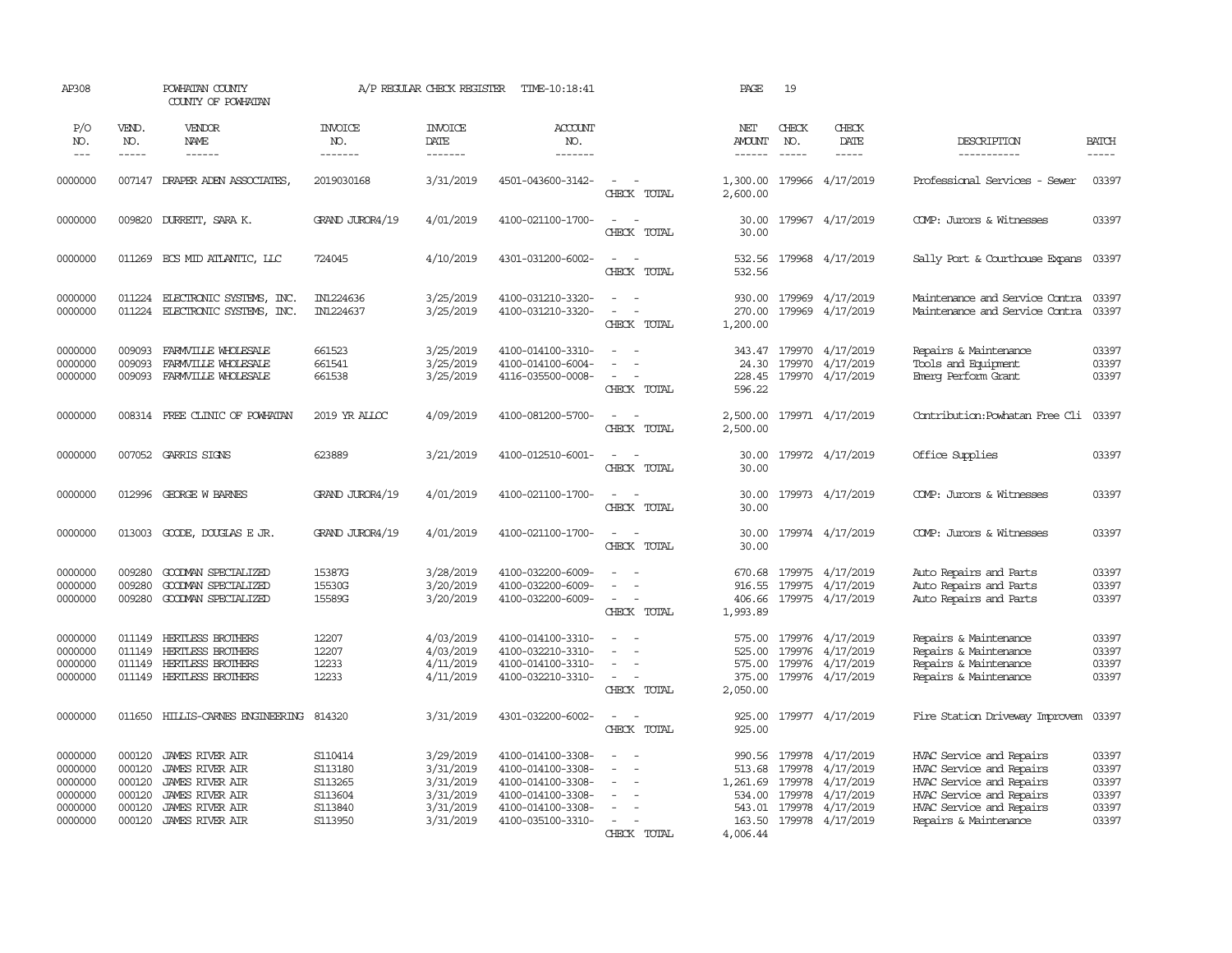AP308 POWHATAN COUNTY A/P REGULAR CHECK REGISTER TIME-10:18:41 PAGE 19

COUNTY OF POWHATAN

| P/O NO. | VEND. NO. | VENDOR NAME | INVOICE NO. | INVOICE DATE | ACCOUNT NO. | | NET AMOUNT | CHECK NO. | CHECK DATE | DESCRIPTION | BATCH |
|---|---|---|---|---|---|---|---|---|---|---|---|
| 0000000 | 007147 | DRAPER ADEN ASSOCIATES, | 2019030168 | 3/31/2019 | 4501-043600-3142- | - - | 1,300.00 | 179966 | 4/17/2019 | Professional Services - Sewer | 03397 |
| | | | | | | CHECK TOTAL | 2,600.00 | | | | |
| 0000000 | 009820 | DURRETT, SARA K. | GRAND JUROR4/19 | 4/01/2019 | 4100-021100-1700- | - - | 30.00 | 179967 | 4/17/2019 | COMP: Jurors & Witnesses | 03397 |
| | | | | | | CHECK TOTAL | 30.00 | | | | |
| 0000000 | 011269 | ECS MID ATLANTIC, LLC | 724045 | 4/10/2019 | 4301-031200-6002- | - - | 532.56 | 179968 | 4/17/2019 | Sally Port & Courthouse Expans | 03397 |
| | | | | | | CHECK TOTAL | 532.56 | | | | |
| 0000000 | 011224 | ELECTRONIC SYSTEMS, INC. | IN1224636 | 3/25/2019 | 4100-031210-3320- | - - | 930.00 | 179969 | 4/17/2019 | Maintenance and Service Contra | 03397 |
| 0000000 | 011224 | ELECTRONIC SYSTEMS, INC. | IN1224637 | 3/25/2019 | 4100-031210-3320- | - - | 270.00 | 179969 | 4/17/2019 | Maintenance and Service Contra | 03397 |
| | | | | | | CHECK TOTAL | 1,200.00 | | | | |
| 0000000 | 009093 | FARMVILLE WHOLESALE | 661523 | 3/25/2019 | 4100-014100-3310- | - - | 343.47 | 179970 | 4/17/2019 | Repairs & Maintenance | 03397 |
| 0000000 | 009093 | FARMVILLE WHOLESALE | 661541 | 3/25/2019 | 4100-014100-6004- | - - | 24.30 | 179970 | 4/17/2019 | Tools and Equipment | 03397 |
| 0000000 | 009093 | FARMVILLE WHOLESALE | 661538 | 3/25/2019 | 4116-035500-0008- | - - | 228.45 | 179970 | 4/17/2019 | Emerg Perform Grant | 03397 |
| | | | | | | CHECK TOTAL | 596.22 | | | | |
| 0000000 | 008314 | FREE CLINIC OF POWHATAN | 2019 YR ALLOC | 4/09/2019 | 4100-081200-5700- | - - | 2,500.00 | 179971 | 4/17/2019 | Contribution:Powhatan Free Cli | 03397 |
| | | | | | | CHECK TOTAL | 2,500.00 | | | | |
| 0000000 | 007052 | GARRIS SIGNS | 623889 | 3/21/2019 | 4100-012510-6001- | - - | 30.00 | 179972 | 4/17/2019 | Office Supplies | 03397 |
| | | | | | | CHECK TOTAL | 30.00 | | | | |
| 0000000 | 012996 | GEORGE W BARNES | GRAND JUROR4/19 | 4/01/2019 | 4100-021100-1700- | - - | 30.00 | 179973 | 4/17/2019 | COMP: Jurors & Witnesses | 03397 |
| | | | | | | CHECK TOTAL | 30.00 | | | | |
| 0000000 | 013003 | GOODE, DOUGLAS E JR. | GRAND JUROR4/19 | 4/01/2019 | 4100-021100-1700- | - - | 30.00 | 179974 | 4/17/2019 | COMP: Jurors & Witnesses | 03397 |
| | | | | | | CHECK TOTAL | 30.00 | | | | |
| 0000000 | 009280 | GOODMAN SPECIALIZED | 15387G | 3/28/2019 | 4100-032200-6009- | - - | 670.68 | 179975 | 4/17/2019 | Auto Repairs and Parts | 03397 |
| 0000000 | 009280 | GOODMAN SPECIALIZED | 15530G | 3/20/2019 | 4100-032200-6009- | - - | 916.55 | 179975 | 4/17/2019 | Auto Repairs and Parts | 03397 |
| 0000000 | 009280 | GOODMAN SPECIALIZED | 15589G | 3/20/2019 | 4100-032200-6009- | - - | 406.66 | 179975 | 4/17/2019 | Auto Repairs and Parts | 03397 |
| | | | | | | CHECK TOTAL | 1,993.89 | | | | |
| 0000000 | 011149 | HERTLESS BROTHERS | 12207 | 4/03/2019 | 4100-014100-3310- | - - | 575.00 | 179976 | 4/17/2019 | Repairs & Maintenance | 03397 |
| 0000000 | 011149 | HERTLESS BROTHERS | 12207 | 4/03/2019 | 4100-032210-3310- | - - | 525.00 | 179976 | 4/17/2019 | Repairs & Maintenance | 03397 |
| 0000000 | 011149 | HERTLESS BROTHERS | 12233 | 4/11/2019 | 4100-014100-3310- | - - | 575.00 | 179976 | 4/17/2019 | Repairs & Maintenance | 03397 |
| 0000000 | 011149 | HERTLESS BROTHERS | 12233 | 4/11/2019 | 4100-032210-3310- | - - | 375.00 | 179976 | 4/17/2019 | Repairs & Maintenance | 03397 |
| | | | | | | CHECK TOTAL | 2,050.00 | | | | |
| 0000000 | 011650 | HILLIS-CARNES ENGINEERING | 814320 | 3/31/2019 | 4301-032200-6002- | - - | 925.00 | 179977 | 4/17/2019 | Fire Station Driveway Improvem | 03397 |
| | | | | | | CHECK TOTAL | 925.00 | | | | |
| 0000000 | 000120 | JAMES RIVER AIR | S110414 | 3/29/2019 | 4100-014100-3308- | - - | 990.56 | 179978 | 4/17/2019 | HVAC Service and Repairs | 03397 |
| 0000000 | 000120 | JAMES RIVER AIR | S113180 | 3/31/2019 | 4100-014100-3308- | - - | 513.68 | 179978 | 4/17/2019 | HVAC Service and Repairs | 03397 |
| 0000000 | 000120 | JAMES RIVER AIR | S113265 | 3/31/2019 | 4100-014100-3308- | - - | 1,261.69 | 179978 | 4/17/2019 | HVAC Service and Repairs | 03397 |
| 0000000 | 000120 | JAMES RIVER AIR | S113604 | 3/31/2019 | 4100-014100-3308- | - - | 534.00 | 179978 | 4/17/2019 | HVAC Service and Repairs | 03397 |
| 0000000 | 000120 | JAMES RIVER AIR | S113840 | 3/31/2019 | 4100-014100-3308- | - - | 543.01 | 179978 | 4/17/2019 | HVAC Service and Repairs | 03397 |
| 0000000 | 000120 | JAMES RIVER AIR | S113950 | 3/31/2019 | 4100-035100-3310- | - - | 163.50 | 179978 | 4/17/2019 | Repairs & Maintenance | 03397 |
| | | | | | | CHECK TOTAL | 4,006.44 | | | | |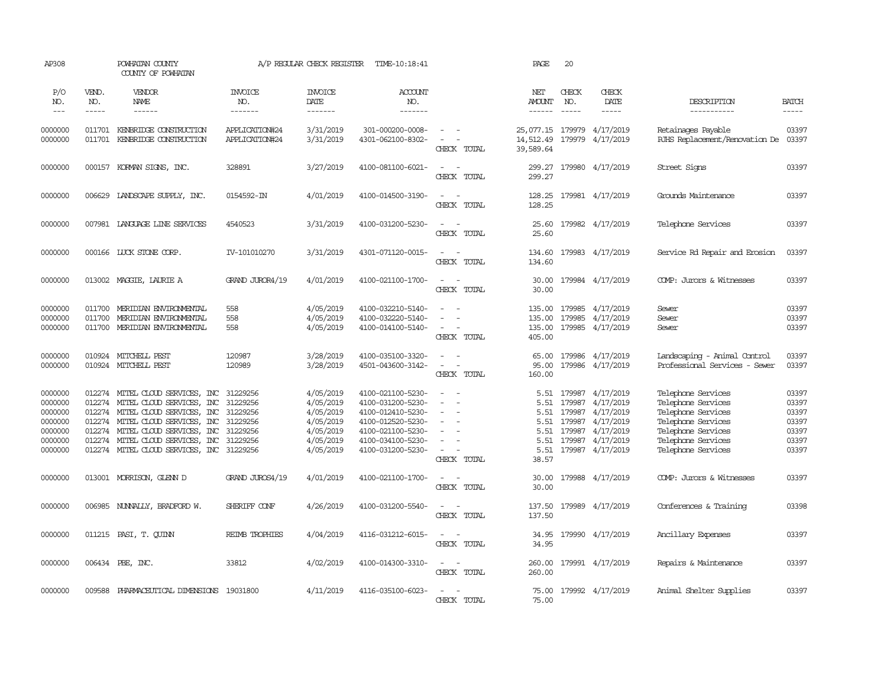AP308 POWHATAN COUNTY A/P REGULAR CHECK REGISTER TIME-10:18:41 PAGE 20
COUNTY OF POWHATAN

| P/O NO. | VEND. NO. | VENDOR NAME | INVOICE NO. | INVOICE DATE | ACCOUNT NO. | | NET AMOUNT | CHECK NO. | CHECK DATE | DESCRIPTION | BATCH |
|---|---|---|---|---|---|---|---|---|---|---|---|
| 0000000 | 011701 | KENBRIDGE CONSTRUCTION | APPLICATION#24 | 3/31/2019 | 301-000200-0008- | - - | 25,077.15 | 179979 | 4/17/2019 | Retainages Payable | 03397 |
| 0000000 | 011701 | KENBRIDGE CONSTRUCTION | APPLICATION#24 | 3/31/2019 | 4301-062100-8302- | - - | 14,512.49 | 179979 | 4/17/2019 | PJHS Replacement/Renovation De | 03397 |
| | | | | | | CHECK TOTAL | 39,589.64 | | | | |
| 0000000 | 000157 | KORMAN SIGNS, INC. | 328891 | 3/27/2019 | 4100-081100-6021- | - - | 299.27 | 179980 | 4/17/2019 | Street Signs | 03397 |
| | | | | | | CHECK TOTAL | 299.27 | | | | |
| 0000000 | 006629 | LANDSCAPE SUPPLY, INC. | 0154592-IN | 4/01/2019 | 4100-014500-3190- | - - | 128.25 | 179981 | 4/17/2019 | Grounds Maintenance | 03397 |
| | | | | | | CHECK TOTAL | 128.25 | | | | |
| 0000000 | 007981 | LANGUAGE LINE SERVICES | 4540523 | 3/31/2019 | 4100-031200-5230- | - - | 25.60 | 179982 | 4/17/2019 | Telephone Services | 03397 |
| | | | | | | CHECK TOTAL | 25.60 | | | | |
| 0000000 | 000166 | LUCK STONE CORP. | IV-101010270 | 3/31/2019 | 4301-071120-0015- | - - | 134.60 | 179983 | 4/17/2019 | Service Rd Repair and Erosion | 03397 |
| | | | | | | CHECK TOTAL | 134.60 | | | | |
| 0000000 | 013002 | MAGGIE, LAURIE A | GRAND JUROR4/19 | 4/01/2019 | 4100-021100-1700- | - - | 30.00 | 179984 | 4/17/2019 | COMP: Jurors & Witnesses | 03397 |
| | | | | | | CHECK TOTAL | 30.00 | | | | |
| 0000000 | 011700 | MERIDIAN ENVIRONMENTAL | 558 | 4/05/2019 | 4100-032210-5140- | - - | 135.00 | 179985 | 4/17/2019 | Sewer | 03397 |
| 0000000 | 011700 | MERIDIAN ENVIRONMENTAL | 558 | 4/05/2019 | 4100-032220-5140- | - - | 135.00 | 179985 | 4/17/2019 | Sewer | 03397 |
| 0000000 | 011700 | MERIDIAN ENVIRONMENTAL | 558 | 4/05/2019 | 4100-014100-5140- | - - | 135.00 | 179985 | 4/17/2019 | Sewer | 03397 |
| | | | | | | CHECK TOTAL | 405.00 | | | | |
| 0000000 | 010924 | MITCHELL PEST | 120987 | 3/28/2019 | 4100-035100-3320- | - - | 65.00 | 179986 | 4/17/2019 | Landscaping - Animal Control | 03397 |
| 0000000 | 010924 | MITCHELL PEST | 120989 | 3/28/2019 | 4501-043600-3142- | - - | 95.00 | 179986 | 4/17/2019 | Professional Services - Sewer | 03397 |
| | | | | | | CHECK TOTAL | 160.00 | | | | |
| 0000000 | 012274 | MITEL CLOUD SERVICES, INC | 31229256 | 4/05/2019 | 4100-021100-5230- | - - | 5.51 | 179987 | 4/17/2019 | Telephone Services | 03397 |
| 0000000 | 012274 | MITEL CLOUD SERVICES, INC | 31229256 | 4/05/2019 | 4100-031200-5230- | - - | 5.51 | 179987 | 4/17/2019 | Telephone Services | 03397 |
| 0000000 | 012274 | MITEL CLOUD SERVICES, INC | 31229256 | 4/05/2019 | 4100-012410-5230- | - - | 5.51 | 179987 | 4/17/2019 | Telephone Services | 03397 |
| 0000000 | 012274 | MITEL CLOUD SERVICES, INC | 31229256 | 4/05/2019 | 4100-012520-5230- | - - | 5.51 | 179987 | 4/17/2019 | Telephone Services | 03397 |
| 0000000 | 012274 | MITEL CLOUD SERVICES, INC | 31229256 | 4/05/2019 | 4100-021100-5230- | - - | 5.51 | 179987 | 4/17/2019 | Telephone Services | 03397 |
| 0000000 | 012274 | MITEL CLOUD SERVICES, INC | 31229256 | 4/05/2019 | 4100-034100-5230- | - - | 5.51 | 179987 | 4/17/2019 | Telephone Services | 03397 |
| 0000000 | 012274 | MITEL CLOUD SERVICES, INC | 31229256 | 4/05/2019 | 4100-031200-5230- | - - | 5.51 | 179987 | 4/17/2019 | Telephone Services | 03397 |
| | | | | | | CHECK TOTAL | 38.57 | | | | |
| 0000000 | 013001 | MORRISON, GLENN D | GRAND JUROS4/19 | 4/01/2019 | 4100-021100-1700- | - - | 30.00 | 179988 | 4/17/2019 | COMP: Jurors & Witnesses | 03397 |
| | | | | | | CHECK TOTAL | 30.00 | | | | |
| 0000000 | 006985 | NUNNALLY, BRADFORD W. | SHERIFF CONF | 4/26/2019 | 4100-031200-5540- | - - | 137.50 | 179989 | 4/17/2019 | Conferences & Training | 03398 |
| | | | | | | CHECK TOTAL | 137.50 | | | | |
| 0000000 | 011215 | PASI, T. QUINN | REIMB TROPHIES | 4/04/2019 | 4116-031212-6015- | - - | 34.95 | 179990 | 4/17/2019 | Ancillary Expenses | 03397 |
| | | | | | | CHECK TOTAL | 34.95 | | | | |
| 0000000 | 006434 | PBE, INC. | 33812 | 4/02/2019 | 4100-014300-3310- | - - | 260.00 | 179991 | 4/17/2019 | Repairs & Maintenance | 03397 |
| | | | | | | CHECK TOTAL | 260.00 | | | | |
| 0000000 | 009588 | PHARMACEUTICAL DIMENSIONS | 19031800 | 4/11/2019 | 4116-035100-6023- | - - | 75.00 | 179992 | 4/17/2019 | Animal Shelter Supplies | 03397 |
| | | | | | | CHECK TOTAL | 75.00 | | | | |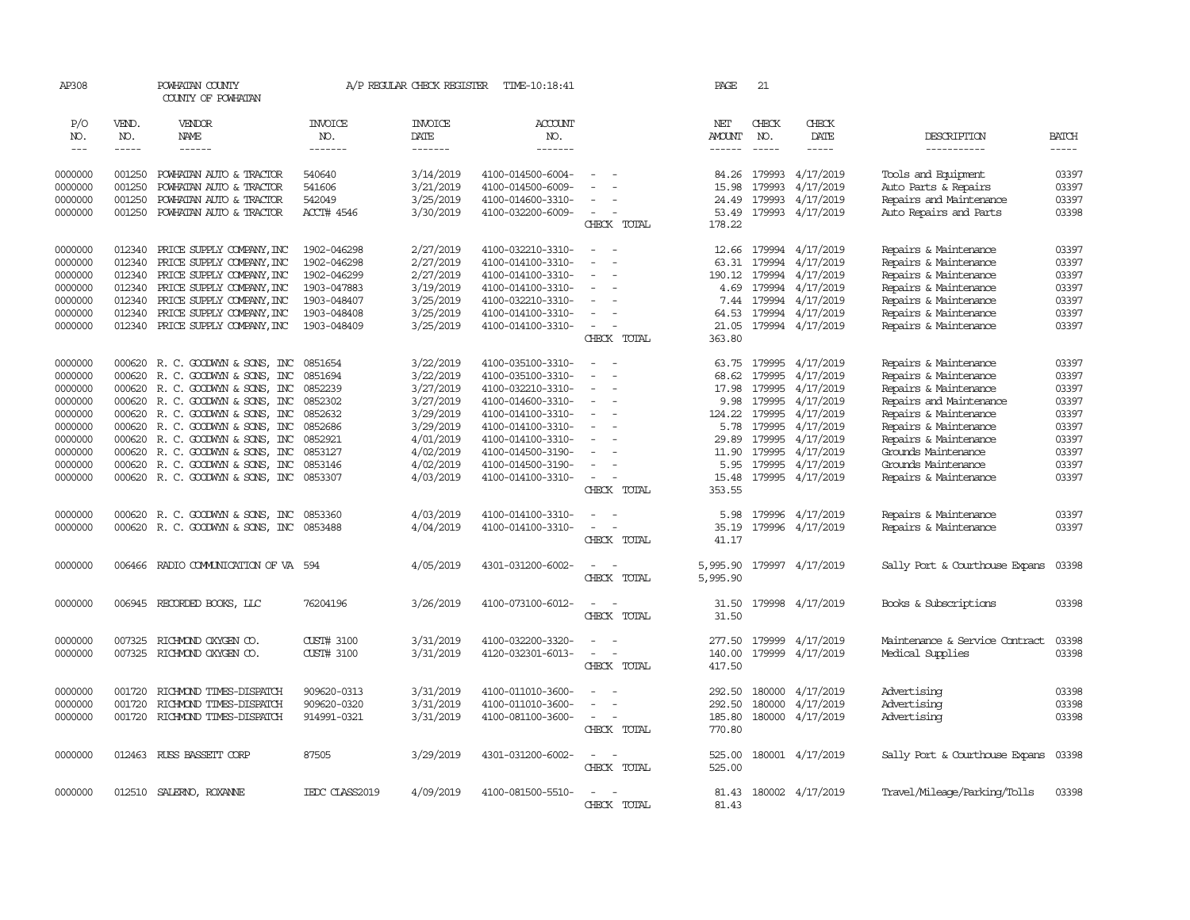AP308 POWHATAN COUNTY A/P REGULAR CHECK REGISTER TIME-10:18:41 PAGE 21

COUNTY OF POWHATAN

| P/O NO. | VEND. NO. | VENDOR NAME | INVOICE NO. | INVOICE DATE | ACCOUNT NO. | | NET AMOUNT | CHECK NO. | CHECK DATE | DESCRIPTION | BATCH |
|---|---|---|---|---|---|---|---|---|---|---|---|
| 0000000 | 001250 | POWHATAN AUTO & TRACTOR | 540640 | 3/14/2019 | 4100-014500-6004- | - - | 84.26 | 179993 | 4/17/2019 | Tools and Equipment | 03397 |
| 0000000 | 001250 | POWHATAN AUTO & TRACTOR | 541606 | 3/21/2019 | 4100-014500-6009- | - - | 15.98 | 179993 | 4/17/2019 | Auto Parts & Repairs | 03397 |
| 0000000 | 001250 | POWHATAN AUTO & TRACTOR | 542049 | 3/25/2019 | 4100-014600-3310- | - - | 24.49 | 179993 | 4/17/2019 | Repairs and Maintenance | 03397 |
| 0000000 | 001250 | POWHATAN AUTO & TRACTOR | ACCT# 4546 | 3/30/2019 | 4100-032200-6009- | - - | 53.49 | 179993 | 4/17/2019 | Auto Repairs and Parts | 03398 |
| | | | | | | CHECK TOTAL | 178.22 | | | | |
| 0000000 | 012340 | PRICE SUPPLY COMPANY,INC | 1902-046298 | 2/27/2019 | 4100-032210-3310- | - - | 12.66 | 179994 | 4/17/2019 | Repairs & Maintenance | 03397 |
| 0000000 | 012340 | PRICE SUPPLY COMPANY,INC | 1902-046298 | 2/27/2019 | 4100-014100-3310- | - - | 63.31 | 179994 | 4/17/2019 | Repairs & Maintenance | 03397 |
| 0000000 | 012340 | PRICE SUPPLY COMPANY,INC | 1902-046299 | 2/27/2019 | 4100-014100-3310- | - - | 190.12 | 179994 | 4/17/2019 | Repairs & Maintenance | 03397 |
| 0000000 | 012340 | PRICE SUPPLY COMPANY,INC | 1903-047883 | 3/19/2019 | 4100-014100-3310- | - - | 4.69 | 179994 | 4/17/2019 | Repairs & Maintenance | 03397 |
| 0000000 | 012340 | PRICE SUPPLY COMPANY,INC | 1903-048407 | 3/25/2019 | 4100-032210-3310- | - - | 7.44 | 179994 | 4/17/2019 | Repairs & Maintenance | 03397 |
| 0000000 | 012340 | PRICE SUPPLY COMPANY,INC | 1903-048408 | 3/25/2019 | 4100-014100-3310- | - - | 64.53 | 179994 | 4/17/2019 | Repairs & Maintenance | 03397 |
| 0000000 | 012340 | PRICE SUPPLY COMPANY,INC | 1903-048409 | 3/25/2019 | 4100-014100-3310- | - - | 21.05 | 179994 | 4/17/2019 | Repairs & Maintenance | 03397 |
| | | | | | | CHECK TOTAL | 363.80 | | | | |
| 0000000 | 000620 | R. C. GOODWYN & SONS, INC | 0851654 | 3/22/2019 | 4100-035100-3310- | - - | 63.75 | 179995 | 4/17/2019 | Repairs & Maintenance | 03397 |
| 0000000 | 000620 | R. C. GOODWYN & SONS, INC | 0851694 | 3/22/2019 | 4100-035100-3310- | - - | 68.62 | 179995 | 4/17/2019 | Repairs & Maintenance | 03397 |
| 0000000 | 000620 | R. C. GOODWYN & SONS, INC | 0852239 | 3/27/2019 | 4100-032210-3310- | - - | 17.98 | 179995 | 4/17/2019 | Repairs & Maintenance | 03397 |
| 0000000 | 000620 | R. C. GOODWYN & SONS, INC | 0852302 | 3/27/2019 | 4100-014600-3310- | - - | 9.98 | 179995 | 4/17/2019 | Repairs and Maintenance | 03397 |
| 0000000 | 000620 | R. C. GOODWYN & SONS, INC | 0852632 | 3/29/2019 | 4100-014100-3310- | - - | 124.22 | 179995 | 4/17/2019 | Repairs & Maintenance | 03397 |
| 0000000 | 000620 | R. C. GOODWYN & SONS, INC | 0852686 | 3/29/2019 | 4100-014100-3310- | - - | 5.78 | 179995 | 4/17/2019 | Repairs & Maintenance | 03397 |
| 0000000 | 000620 | R. C. GOODWYN & SONS, INC | 0852921 | 4/01/2019 | 4100-014100-3310- | - - | 29.89 | 179995 | 4/17/2019 | Repairs & Maintenance | 03397 |
| 0000000 | 000620 | R. C. GOODWYN & SONS, INC | 0853127 | 4/02/2019 | 4100-014500-3190- | - - | 11.90 | 179995 | 4/17/2019 | Grounds Maintenance | 03397 |
| 0000000 | 000620 | R. C. GOODWYN & SONS, INC | 0853146 | 4/02/2019 | 4100-014500-3190- | - - | 5.95 | 179995 | 4/17/2019 | Grounds Maintenance | 03397 |
| 0000000 | 000620 | R. C. GOODWYN & SONS, INC | 0853307 | 4/03/2019 | 4100-014100-3310- | - - | 15.48 | 179995 | 4/17/2019 | Repairs & Maintenance | 03397 |
| | | | | | | CHECK TOTAL | 353.55 | | | | |
| 0000000 | 000620 | R. C. GOODWYN & SONS, INC | 0853360 | 4/03/2019 | 4100-014100-3310- | - - | 5.98 | 179996 | 4/17/2019 | Repairs & Maintenance | 03397 |
| 0000000 | 000620 | R. C. GOODWYN & SONS, INC | 0853488 | 4/04/2019 | 4100-014100-3310- | - - | 35.19 | 179996 | 4/17/2019 | Repairs & Maintenance | 03397 |
| | | | | | | CHECK TOTAL | 41.17 | | | | |
| 0000000 | 006466 | RADIO COMMUNICATION OF VA | 594 | 4/05/2019 | 4301-031200-6002- | - - | 5,995.90 | 179997 | 4/17/2019 | Sally Port & Courthouse Expans | 03398 |
| | | | | | | CHECK TOTAL | 5,995.90 | | | | |
| 0000000 | 006945 | RECORDED BOOKS, LLC | 76204196 | 3/26/2019 | 4100-073100-6012- | - - | 31.50 | 179998 | 4/17/2019 | Books & Subscriptions | 03398 |
| | | | | | | CHECK TOTAL | 31.50 | | | | |
| 0000000 | 007325 | RICHMOND OXYGEN CO. | CUST# 3100 | 3/31/2019 | 4100-032200-3320- | - - | 277.50 | 179999 | 4/17/2019 | Maintenance & Service Contract | 03398 |
| 0000000 | 007325 | RICHMOND OXYGEN CO. | CUST# 3100 | 3/31/2019 | 4120-032301-6013- | - - | 140.00 | 179999 | 4/17/2019 | Medical Supplies | 03398 |
| | | | | | | CHECK TOTAL | 417.50 | | | | |
| 0000000 | 001720 | RICHMOND TIMES-DISPATCH | 909620-0313 | 3/31/2019 | 4100-011010-3600- | - - | 292.50 | 180000 | 4/17/2019 | Advertising | 03398 |
| 0000000 | 001720 | RICHMOND TIMES-DISPATCH | 909620-0320 | 3/31/2019 | 4100-011010-3600- | - - | 292.50 | 180000 | 4/17/2019 | Advertising | 03398 |
| 0000000 | 001720 | RICHMOND TIMES-DISPATCH | 914991-0321 | 3/31/2019 | 4100-081100-3600- | - - | 185.80 | 180000 | 4/17/2019 | Advertising | 03398 |
| | | | | | | CHECK TOTAL | 770.80 | | | | |
| 0000000 | 012463 | RUSS BASSETT CORP | 87505 | 3/29/2019 | 4301-031200-6002- | - - | 525.00 | 180001 | 4/17/2019 | Sally Port & Courthouse Expans | 03398 |
| | | | | | | CHECK TOTAL | 525.00 | | | | |
| 0000000 | 012510 | SALERNO, ROXANNE | IEDC CLASS2019 | 4/09/2019 | 4100-081500-5510- | - - | 81.43 | 180002 | 4/17/2019 | Travel/Mileage/Parking/Tolls | 03398 |
| | | | | | | CHECK TOTAL | 81.43 | | | | |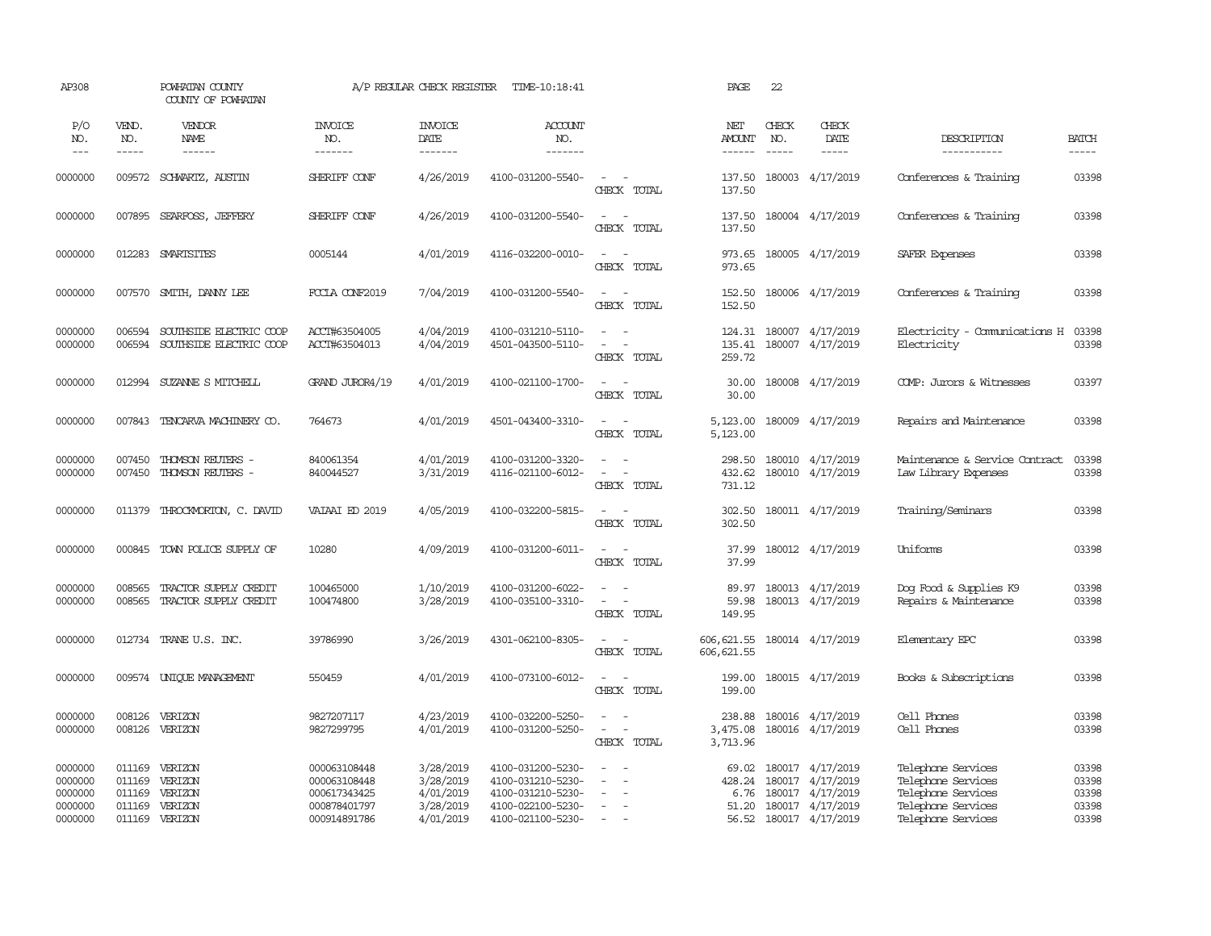AP308 POWHATAN COUNTY A/P REGULAR CHECK REGISTER TIME-10:18:41 PAGE 22

COUNTY OF POWHATAN

| P/O NO. | VEND. NO. | VENDOR NAME | INVOICE NO. | INVOICE DATE | ACCOUNT NO. | | NET AMOUNT | CHECK NO. | CHECK DATE | DESCRIPTION | BATCH |
|---|---|---|---|---|---|---|---|---|---|---|---|
| --- | ----- | ------ | ------- | ------- | ------- | | ------ | ----- | ----- | ----------- | ----- |
| 0000000 | 009572 | SCHWARTZ, AUSTIN | SHERIFF CONF | 4/26/2019 | 4100-031200-5540- | - - | 137.50 | 180003 | 4/17/2019 | Conferences & Training | 03398 |
| | | | | | | CHECK TOTAL | 137.50 | | | | |
| 0000000 | 007895 | SEARFOSS, JEFFERY | SHERIFF CONF | 4/26/2019 | 4100-031200-5540- | - - | 137.50 | 180004 | 4/17/2019 | Conferences & Training | 03398 |
| | | | | | | CHECK TOTAL | 137.50 | | | | |
| 0000000 | 012283 | SMARTSITES | 0005144 | 4/01/2019 | 4116-032200-0010- | - - | 973.65 | 180005 | 4/17/2019 | SAFER Expenses | 03398 |
| | | | | | | CHECK TOTAL | 973.65 | | | | |
| 0000000 | 007570 | SMITH, DANNY LEE | FCCLA CONF2019 | 7/04/2019 | 4100-031200-5540- | - - | 152.50 | 180006 | 4/17/2019 | Conferences & Training | 03398 |
| | | | | | | CHECK TOTAL | 152.50 | | | | |
| 0000000 | 006594 | SOUTHSIDE ELECTRIC COOP | ACCT#63504005 | 4/04/2019 | 4100-031210-5110- | - - | 124.31 | 180007 | 4/17/2019 | Electricity - Communications H | 03398 |
| 0000000 | 006594 | SOUTHSIDE ELECTRIC COOP | ACCT#63504013 | 4/04/2019 | 4501-043500-5110- | - - | 135.41 | 180007 | 4/17/2019 | Electricity | 03398 |
| | | | | | | CHECK TOTAL | 259.72 | | | | |
| 0000000 | 012994 | SUZANNE S MITCHELL | GRAND JUROR4/19 | 4/01/2019 | 4100-021100-1700- | - - | 30.00 | 180008 | 4/17/2019 | COMP: Jurors & Witnesses | 03397 |
| | | | | | | CHECK TOTAL | 30.00 | | | | |
| 0000000 | 007843 | TENCARVA MACHINERY CO. | 764673 | 4/01/2019 | 4501-043400-3310- | - - | 5,123.00 | 180009 | 4/17/2019 | Repairs and Maintenance | 03398 |
| | | | | | | CHECK TOTAL | 5,123.00 | | | | |
| 0000000 | 007450 | THOMSON REUTERS - | 840061354 | 4/01/2019 | 4100-031200-3320- | - - | 298.50 | 180010 | 4/17/2019 | Maintenance & Service Contract | 03398 |
| 0000000 | 007450 | THOMSON REUTERS - | 840044527 | 3/31/2019 | 4116-021100-6012- | - - | 432.62 | 180010 | 4/17/2019 | Law Library Expenses | 03398 |
| | | | | | | CHECK TOTAL | 731.12 | | | | |
| 0000000 | 011379 | THROCKMORTON, C. DAVID | VAIAAI ED 2019 | 4/05/2019 | 4100-032200-5815- | - - | 302.50 | 180011 | 4/17/2019 | Training/Seminars | 03398 |
| | | | | | | CHECK TOTAL | 302.50 | | | | |
| 0000000 | 000845 | TOWN POLICE SUPPLY OF | 10280 | 4/09/2019 | 4100-031200-6011- | - - | 37.99 | 180012 | 4/17/2019 | Uniforms | 03398 |
| | | | | | | CHECK TOTAL | 37.99 | | | | |
| 0000000 | 008565 | TRACTOR SUPPLY CREDIT | 100465000 | 1/10/2019 | 4100-031200-6022- | - - | 89.97 | 180013 | 4/17/2019 | Dog Food & Supplies K9 | 03398 |
| 0000000 | 008565 | TRACTOR SUPPLY CREDIT | 100474800 | 3/28/2019 | 4100-035100-3310- | - - | 59.98 | 180013 | 4/17/2019 | Repairs & Maintenance | 03398 |
| | | | | | | CHECK TOTAL | 149.95 | | | | |
| 0000000 | 012734 | TRANE U.S. INC. | 39786990 | 3/26/2019 | 4301-062100-8305- | - - | 606,621.55 | 180014 | 4/17/2019 | Elementary EPC | 03398 |
| | | | | | | CHECK TOTAL | 606,621.55 | | | | |
| 0000000 | 009574 | UNIQUE MANAGEMENT | 550459 | 4/01/2019 | 4100-073100-6012- | - - | 199.00 | 180015 | 4/17/2019 | Books & Subscriptions | 03398 |
| | | | | | | CHECK TOTAL | 199.00 | | | | |
| 0000000 | 008126 | VERIZON | 9827207117 | 4/23/2019 | 4100-032200-5250- | - - | 238.88 | 180016 | 4/17/2019 | Cell Phones | 03398 |
| 0000000 | 008126 | VERIZON | 9827299795 | 4/01/2019 | 4100-031200-5250- | - - | 3,475.08 | 180016 | 4/17/2019 | Cell Phones | 03398 |
| | | | | | | CHECK TOTAL | 3,713.96 | | | | |
| 0000000 | 011169 | VERIZON | 000063108448 | 3/28/2019 | 4100-031200-5230- | - - | 69.02 | 180017 | 4/17/2019 | Telephone Services | 03398 |
| 0000000 | 011169 | VERIZON | 000063108448 | 3/28/2019 | 4100-031210-5230- | - - | 428.24 | 180017 | 4/17/2019 | Telephone Services | 03398 |
| 0000000 | 011169 | VERIZON | 000617343425 | 4/01/2019 | 4100-031210-5230- | - - | 6.76 | 180017 | 4/17/2019 | Telephone Services | 03398 |
| 0000000 | 011169 | VERIZON | 000878401797 | 3/28/2019 | 4100-022100-5230- | - - | 51.20 | 180017 | 4/17/2019 | Telephone Services | 03398 |
| 0000000 | 011169 | VERIZON | 000914891786 | 4/01/2019 | 4100-021100-5230- | - - | 56.52 | 180017 | 4/17/2019 | Telephone Services | 03398 |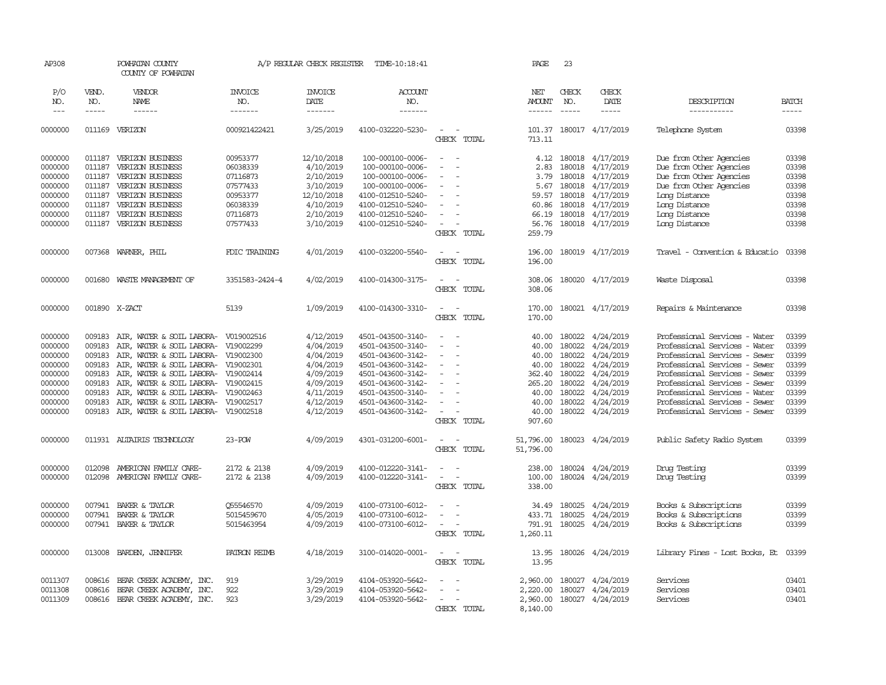AP308 POWHATAN COUNTY A/P REGULAR CHECK REGISTER TIME-10:18:41 PAGE 23

COUNTY OF POWHATAN

| P/O NO. | VEND. NO. | VENDOR NAME | INVOICE NO. | INVOICE DATE | ACCOUNT NO. | | NET AMOUNT | CHECK NO. | CHECK DATE | DESCRIPTION | BATCH |
|---|---|---|---|---|---|---|---|---|---|---|---|
| 0000000 | 011169 | VERIZON | 000921422421 | 3/25/2019 | 4100-032220-5230- | - - | 101.37 | 180017 | 4/17/2019 | Telephone System | 03398 |
| | | | | | | CHECK TOTAL | 713.11 | | | | |
| 0000000 | 011187 | VERIZON BUSINESS | 00953377 | 12/10/2018 | 100-000100-0006- | - - | 4.12 | 180018 | 4/17/2019 | Due from Other Agencies | 03398 |
| 0000000 | 011187 | VERIZON BUSINESS | 06038339 | 4/10/2019 | 100-000100-0006- | - - | 2.83 | 180018 | 4/17/2019 | Due from Other Agencies | 03398 |
| 0000000 | 011187 | VERIZON BUSINESS | 07116873 | 2/10/2019 | 100-000100-0006- | - - | 3.79 | 180018 | 4/17/2019 | Due from Other Agencies | 03398 |
| 0000000 | 011187 | VERIZON BUSINESS | 07577433 | 3/10/2019 | 100-000100-0006- | - - | 5.67 | 180018 | 4/17/2019 | Due from Other Agencies | 03398 |
| 0000000 | 011187 | VERIZON BUSINESS | 00953377 | 12/10/2018 | 4100-012510-5240- | - - | 59.57 | 180018 | 4/17/2019 | Long Distance | 03398 |
| 0000000 | 011187 | VERIZON BUSINESS | 06038339 | 4/10/2019 | 4100-012510-5240- | - - | 60.86 | 180018 | 4/17/2019 | Long Distance | 03398 |
| 0000000 | 011187 | VERIZON BUSINESS | 07116873 | 2/10/2019 | 4100-012510-5240- | - - | 66.19 | 180018 | 4/17/2019 | Long Distance | 03398 |
| 0000000 | 011187 | VERIZON BUSINESS | 07577433 | 3/10/2019 | 4100-012510-5240- | - - | 56.76 | 180018 | 4/17/2019 | Long Distance | 03398 |
| | | | | | | CHECK TOTAL | 259.79 | | | | |
| 0000000 | 007368 | WARNER, PHIL | FDIC TRAINING | 4/01/2019 | 4100-032200-5540- | - - | 196.00 | 180019 | 4/17/2019 | Travel - Convention & Educatio | 03398 |
| | | | | | | CHECK TOTAL | 196.00 | | | | |
| 0000000 | 001680 | WASTE MANAGEMENT OF | 3351583-2424-4 | 4/02/2019 | 4100-014300-3175- | - - | 308.06 | 180020 | 4/17/2019 | Waste Disposal | 03398 |
| | | | | | | CHECK TOTAL | 308.06 | | | | |
| 0000000 | 001890 | X-ZACT | 5139 | 1/09/2019 | 4100-014300-3310- | - - | 170.00 | 180021 | 4/17/2019 | Repairs & Maintenance | 03398 |
| | | | | | | CHECK TOTAL | 170.00 | | | | |
| 0000000 | 009183 | AIR, WATER & SOIL LABORA- | V019002516 | 4/12/2019 | 4501-043500-3140- | - - | 40.00 | 180022 | 4/24/2019 | Professional Services - Water | 03399 |
| 0000000 | 009183 | AIR, WATER & SOIL LABORA- | V19002299 | 4/04/2019 | 4501-043500-3140- | - - | 40.00 | 180022 | 4/24/2019 | Professional Services - Water | 03399 |
| 0000000 | 009183 | AIR, WATER & SOIL LABORA- | V19002300 | 4/04/2019 | 4501-043600-3142- | - - | 40.00 | 180022 | 4/24/2019 | Professional Services - Sewer | 03399 |
| 0000000 | 009183 | AIR, WATER & SOIL LABORA- | V19002301 | 4/04/2019 | 4501-043600-3142- | - - | 40.00 | 180022 | 4/24/2019 | Professional Services - Sewer | 03399 |
| 0000000 | 009183 | AIR, WATER & SOIL LABORA- | V19002414 | 4/09/2019 | 4501-043600-3142- | - - | 362.40 | 180022 | 4/24/2019 | Professional Services - Sewer | 03399 |
| 0000000 | 009183 | AIR, WATER & SOIL LABORA- | V19002415 | 4/09/2019 | 4501-043600-3142- | - - | 265.20 | 180022 | 4/24/2019 | Professional Services - Sewer | 03399 |
| 0000000 | 009183 | AIR, WATER & SOIL LABORA- | V19002463 | 4/11/2019 | 4501-043500-3140- | - - | 40.00 | 180022 | 4/24/2019 | Professional Services - Water | 03399 |
| 0000000 | 009183 | AIR, WATER & SOIL LABORA- | V19002517 | 4/12/2019 | 4501-043600-3142- | - - | 40.00 | 180022 | 4/24/2019 | Professional Services - Sewer | 03399 |
| 0000000 | 009183 | AIR, WATER & SOIL LABORA- | V19002518 | 4/12/2019 | 4501-043600-3142- | - - | 40.00 | 180022 | 4/24/2019 | Professional Services - Sewer | 03399 |
| | | | | | | CHECK TOTAL | 907.60 | | | | |
| 0000000 | 011931 | ALTAIRIS TECHNOLOGY | 23-POW | 4/09/2019 | 4301-031200-6001- | - - | 51,796.00 | 180023 | 4/24/2019 | Public Safety Radio System | 03399 |
| | | | | | | CHECK TOTAL | 51,796.00 | | | | |
| 0000000 | 012098 | AMERICAN FAMILY CARE- | 2172 & 2138 | 4/09/2019 | 4100-012220-3141- | - - | 238.00 | 180024 | 4/24/2019 | Drug Testing | 03399 |
| 0000000 | 012098 | AMERICAN FAMILY CARE- | 2172 & 2138 | 4/09/2019 | 4100-012220-3141- | - - | 100.00 | 180024 | 4/24/2019 | Drug Testing | 03399 |
| | | | | | | CHECK TOTAL | 338.00 | | | | |
| 0000000 | 007941 | BAKER & TAYLOR | Q55546570 | 4/09/2019 | 4100-073100-6012- | - - | 34.49 | 180025 | 4/24/2019 | Books & Subscriptions | 03399 |
| 0000000 | 007941 | BAKER & TAYLOR | 5015459670 | 4/05/2019 | 4100-073100-6012- | - - | 433.71 | 180025 | 4/24/2019 | Books & Subscriptions | 03399 |
| 0000000 | 007941 | BAKER & TAYLOR | 5015463954 | 4/09/2019 | 4100-073100-6012- | - - | 791.91 | 180025 | 4/24/2019 | Books & Subscriptions | 03399 |
| | | | | | | CHECK TOTAL | 1,260.11 | | | | |
| 0000000 | 013008 | BARDEN, JENNIFER | PATRON REIMB | 4/18/2019 | 3100-014020-0001- | - - | 13.95 | 180026 | 4/24/2019 | Library Fines - Lost Books, Et | 03399 |
| | | | | | | CHECK TOTAL | 13.95 | | | | |
| 0011307 | 008616 | BEAR CREEK ACADEMY, INC. | 919 | 3/29/2019 | 4104-053920-5642- | - - | 2,960.00 | 180027 | 4/24/2019 | Services | 03401 |
| 0011308 | 008616 | BEAR CREEK ACADEMY, INC. | 922 | 3/29/2019 | 4104-053920-5642- | - - | 2,220.00 | 180027 | 4/24/2019 | Services | 03401 |
| 0011309 | 008616 | BEAR CREEK ACADEMY, INC. | 923 | 3/29/2019 | 4104-053920-5642- | - - | 2,960.00 | 180027 | 4/24/2019 | Services | 03401 |
| | | | | | | CHECK TOTAL | 8,140.00 | | | | |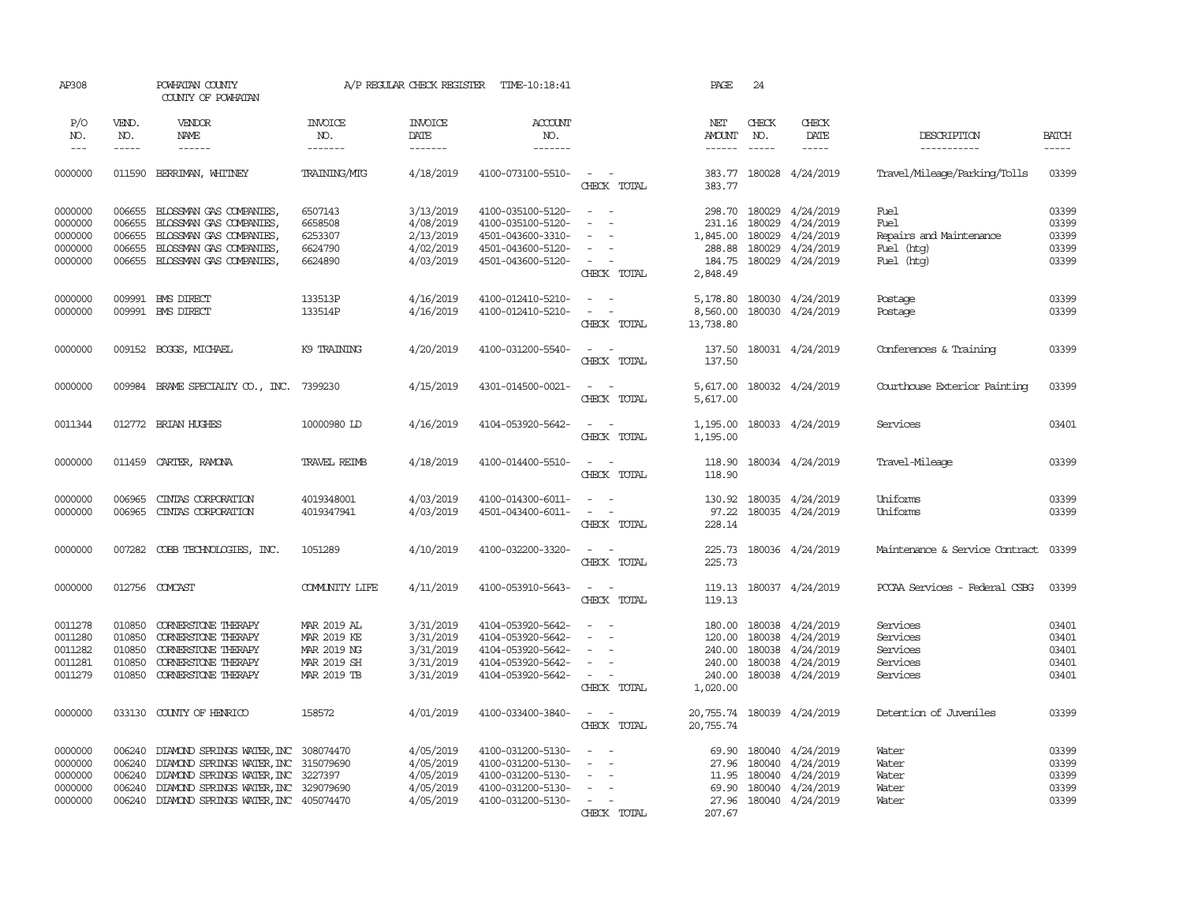AP308 POWHATAN COUNTY A/P REGULAR CHECK REGISTER TIME-10:18:41 PAGE 24

COUNTY OF POWHATAN

| P/O NO. | VEND. NO. | VENDOR NAME | INVOICE NO. | INVOICE DATE | ACCOUNT NO. | | NET AMOUNT | CHECK NO. | CHECK DATE | DESCRIPTION | BATCH |
|---|---|---|---|---|---|---|---|---|---|---|---|
| 0000000 | 011590 | BERRIMAN, WHITNEY | TRAINING/MTG | 4/18/2019 | 4100-073100-5510- | - - | 383.77 | 180028 | 4/24/2019 | Travel/Mileage/Parking/Tolls | 03399 |
| | | | | | | CHECK TOTAL | 383.77 | | | | |
| 0000000 | 006655 | BLOSSMAN GAS COMPANIES, | 6507143 | 3/13/2019 | 4100-035100-5120- | - - | 298.70 | 180029 | 4/24/2019 | Fuel | 03399 |
| 0000000 | 006655 | BLOSSMAN GAS COMPANIES, | 6658508 | 4/08/2019 | 4100-035100-5120- | - - | 231.16 | 180029 | 4/24/2019 | Fuel | 03399 |
| 0000000 | 006655 | BLOSSMAN GAS COMPANIES, | 6253307 | 2/13/2019 | 4501-043600-3310- | - - | 1,845.00 | 180029 | 4/24/2019 | Repairs and Maintenance | 03399 |
| 0000000 | 006655 | BLOSSMAN GAS COMPANIES, | 6624790 | 4/02/2019 | 4501-043600-5120- | - - | 288.88 | 180029 | 4/24/2019 | Fuel (htg) | 03399 |
| 0000000 | 006655 | BLOSSMAN GAS COMPANIES, | 6624890 | 4/03/2019 | 4501-043600-5120- | - - | 184.75 | 180029 | 4/24/2019 | Fuel (htg) | 03399 |
| | | | | | | CHECK TOTAL | 2,848.49 | | | | |
| 0000000 | 009991 | BMS DIRECT | 133513P | 4/16/2019 | 4100-012410-5210- | - - | 5,178.80 | 180030 | 4/24/2019 | Postage | 03399 |
| 0000000 | 009991 | BMS DIRECT | 133514P | 4/16/2019 | 4100-012410-5210- | - - | 8,560.00 | 180030 | 4/24/2019 | Postage | 03399 |
| | | | | | | CHECK TOTAL | 13,738.80 | | | | |
| 0000000 | 009152 | BOGGS, MICHAEL | K9 TRAINING | 4/20/2019 | 4100-031200-5540- | - - | 137.50 | 180031 | 4/24/2019 | Conferences & Training | 03399 |
| | | | | | | CHECK TOTAL | 137.50 | | | | |
| 0000000 | 009984 | BRAME SPECIALTY CO., INC. | 7399230 | 4/15/2019 | 4301-014500-0021- | - - | 5,617.00 | 180032 | 4/24/2019 | Courthouse Exterior Painting | 03399 |
| | | | | | | CHECK TOTAL | 5,617.00 | | | | |
| 0011344 | 012772 | BRIAN HUGHES | 10000980 LD | 4/16/2019 | 4104-053920-5642- | - - | 1,195.00 | 180033 | 4/24/2019 | Services | 03401 |
| | | | | | | CHECK TOTAL | 1,195.00 | | | | |
| 0000000 | 011459 | CARTER, RAMONA | TRAVEL REIMB | 4/18/2019 | 4100-014400-5510- | - - | 118.90 | 180034 | 4/24/2019 | Travel-Mileage | 03399 |
| | | | | | | CHECK TOTAL | 118.90 | | | | |
| 0000000 | 006965 | CINTAS CORPORATION | 4019348001 | 4/03/2019 | 4100-014300-6011- | - - | 130.92 | 180035 | 4/24/2019 | Uniforms | 03399 |
| 0000000 | 006965 | CINTAS CORPORATION | 4019347941 | 4/03/2019 | 4501-043400-6011- | - - | 97.22 | 180035 | 4/24/2019 | Uniforms | 03399 |
| | | | | | | CHECK TOTAL | 228.14 | | | | |
| 0000000 | 007282 | COBB TECHNOLOGIES, INC. | 1051289 | 4/10/2019 | 4100-032200-3320- | - - | 225.73 | 180036 | 4/24/2019 | Maintenance & Service Contract | 03399 |
| | | | | | | CHECK TOTAL | 225.73 | | | | |
| 0000000 | 012756 | COMCAST | COMMUNITY LIFE | 4/11/2019 | 4100-053910-5643- | - - | 119.13 | 180037 | 4/24/2019 | PCCAA Services - Federal CSBG | 03399 |
| | | | | | | CHECK TOTAL | 119.13 | | | | |
| 0011278 | 010850 | CORNERSTONE THERAPY | MAR 2019 AL | 3/31/2019 | 4104-053920-5642- | - - | 180.00 | 180038 | 4/24/2019 | Services | 03401 |
| 0011280 | 010850 | CORNERSTONE THERAPY | MAR 2019 KE | 3/31/2019 | 4104-053920-5642- | - - | 120.00 | 180038 | 4/24/2019 | Services | 03401 |
| 0011282 | 010850 | CORNERSTONE THERAPY | MAR 2019 NG | 3/31/2019 | 4104-053920-5642- | - - | 240.00 | 180038 | 4/24/2019 | Services | 03401 |
| 0011281 | 010850 | CORNERSTONE THERAPY | MAR 2019 SH | 3/31/2019 | 4104-053920-5642- | - - | 240.00 | 180038 | 4/24/2019 | Services | 03401 |
| 0011279 | 010850 | CORNERSTONE THERAPY | MAR 2019 TB | 3/31/2019 | 4104-053920-5642- | - - | 240.00 | 180038 | 4/24/2019 | Services | 03401 |
| | | | | | | CHECK TOTAL | 1,020.00 | | | | |
| 0000000 | 033130 | COUNTY OF HENRICO | 158572 | 4/01/2019 | 4100-033400-3840- | - - | 20,755.74 | 180039 | 4/24/2019 | Detention of Juveniles | 03399 |
| | | | | | | CHECK TOTAL | 20,755.74 | | | | |
| 0000000 | 006240 | DIAMOND SPRINGS WATER, INC | 308074470 | 4/05/2019 | 4100-031200-5130- | - - | 69.90 | 180040 | 4/24/2019 | Water | 03399 |
| 0000000 | 006240 | DIAMOND SPRINGS WATER, INC | 315079690 | 4/05/2019 | 4100-031200-5130- | - - | 27.96 | 180040 | 4/24/2019 | Water | 03399 |
| 0000000 | 006240 | DIAMOND SPRINGS WATER, INC | 3227397 | 4/05/2019 | 4100-031200-5130- | - - | 11.95 | 180040 | 4/24/2019 | Water | 03399 |
| 0000000 | 006240 | DIAMOND SPRINGS WATER, INC | 329079690 | 4/05/2019 | 4100-031200-5130- | - - | 69.90 | 180040 | 4/24/2019 | Water | 03399 |
| 0000000 | 006240 | DIAMOND SPRINGS WATER, INC | 405074470 | 4/05/2019 | 4100-031200-5130- | - - | 27.96 | 180040 | 4/24/2019 | Water | 03399 |
| | | | | | | CHECK TOTAL | 207.67 | | | | |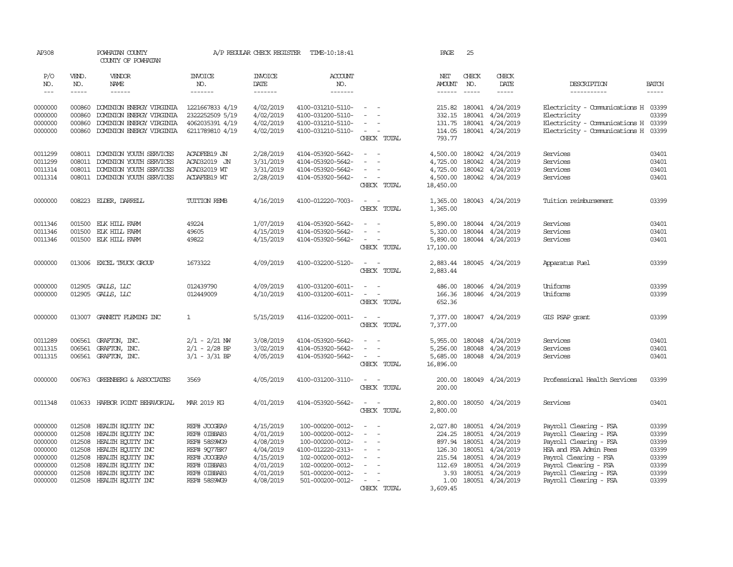AP308 POWHATAN COUNTY A/P REGULAR CHECK REGISTER TIME-10:18:41 PAGE 25
COUNTY OF POWHATAN

| P/O NO. | VEND. NO. | VENDOR NAME | INVOICE NO. | INVOICE DATE | ACCOUNT NO. | | NET AMOUNT | CHECK NO. | CHECK DATE | DESCRIPTION | BATCH |
|---|---|---|---|---|---|---|---|---|---|---|---|
| --- | ----- | ------ | ------- | ------- | ------- | | ------ | ----- | ----- | ----------- | ----- |
| 0000000 | 000860 | DOMINION ENERGY VIRGINIA | 1221667833 4/19 | 4/02/2019 | 4100-031210-5110- | - - | 215.82 | 180041 | 4/24/2019 | Electricity - Communications H | 03399 |
| 0000000 | 000860 | DOMINION ENERGY VIRGINIA | 2322252509 5/19 | 4/02/2019 | 4100-031200-5110- | - - | 332.15 | 180041 | 4/24/2019 | Electricity | 03399 |
| 0000000 | 000860 | DOMINION ENERGY VIRGINIA | 4062035391 4/19 | 4/02/2019 | 4100-031210-5110- | - - | 131.75 | 180041 | 4/24/2019 | Electricity - Communications H | 03399 |
| 0000000 | 000860 | DOMINION ENERGY VIRGINIA | 6211789810 4/19 | 4/02/2019 | 4100-031210-5110- | - - | 114.05 | 180041 | 4/24/2019 | Electricity - Communications H | 03399 |
| | | | | | | CHECK TOTAL | 793.77 | | | | |
| 0011299 | 008011 | DOMINION YOUTH SERVICES | ACADFEB19 JN | 2/28/2019 | 4104-053920-5642- | - - | 4,500.00 | 180042 | 4/24/2019 | Services | 03401 |
| 0011299 | 008011 | DOMINION YOUTH SERVICES | ACAD32019 JN | 3/31/2019 | 4104-053920-5642- | - - | 4,725.00 | 180042 | 4/24/2019 | Services | 03401 |
| 0011314 | 008011 | DOMINION YOUTH SERVICES | ACAD32019 WT | 3/31/2019 | 4104-053920-5642- | - - | 4,725.00 | 180042 | 4/24/2019 | Services | 03401 |
| 0011314 | 008011 | DOMINION YOUTH SERVICES | ACDAFEB19 WT | 2/28/2019 | 4104-053920-5642- | - - | 4,500.00 | 180042 | 4/24/2019 | Services | 03401 |
| | | | | | | CHECK TOTAL | 18,450.00 | | | | |
| 0000000 | 008223 | ELDER, DARRELL | TUITION REMB | 4/16/2019 | 4100-012220-7003- | - - | 1,365.00 | 180043 | 4/24/2019 | Tuition reimbursement | 03399 |
| | | | | | | CHECK TOTAL | 1,365.00 | | | | |
| 0011346 | 001500 | ELK HILL FARM | 49224 | 1/07/2019 | 4104-053920-5642- | - - | 5,890.00 | 180044 | 4/24/2019 | Services | 03401 |
| 0011346 | 001500 | ELK HILL FARM | 49605 | 4/15/2019 | 4104-053920-5642- | - - | 5,320.00 | 180044 | 4/24/2019 | Services | 03401 |
| 0011346 | 001500 | ELK HILL FARM | 49822 | 4/15/2019 | 4104-053920-5642- | - - | 5,890.00 | 180044 | 4/24/2019 | Services | 03401 |
| | | | | | | CHECK TOTAL | 17,100.00 | | | | |
| 0000000 | 013006 | EXCEL TRUCK GROUP | 1673322 | 4/09/2019 | 4100-032200-5120- | - - | 2,883.44 | 180045 | 4/24/2019 | Apparatus Fuel | 03399 |
| | | | | | | CHECK TOTAL | 2,883.44 | | | | |
| 0000000 | 012905 | GALLS, LLC | 012439790 | 4/09/2019 | 4100-031200-6011- | - - | 486.00 | 180046 | 4/24/2019 | Uniforms | 03399 |
| 0000000 | 012905 | GALLS, LLC | 012449009 | 4/10/2019 | 4100-031200-6011- | - - | 166.36 | 180046 | 4/24/2019 | Uniforms | 03399 |
| | | | | | | CHECK TOTAL | 652.36 | | | | |
| 0000000 | 013007 | GANNETT FLEMING INC | 1 | 5/15/2019 | 4116-032200-0011- | - - | 7,377.00 | 180047 | 4/24/2019 | GIS PSAP grant | 03399 |
| | | | | | | CHECK TOTAL | 7,377.00 | | | | |
| 0011289 | 006561 | GRAFTON, INC. | 2/1 - 2/21 NW | 3/08/2019 | 4104-053920-5642- | - - | 5,955.00 | 180048 | 4/24/2019 | Services | 03401 |
| 0011315 | 006561 | GRAFTON, INC. | 2/1 - 2/28 BP | 3/02/2019 | 4104-053920-5642- | - - | 5,256.00 | 180048 | 4/24/2019 | Services | 03401 |
| 0011315 | 006561 | GRAFTON, INC. | 3/1 - 3/31 BP | 4/05/2019 | 4104-053920-5642- | - - | 5,685.00 | 180048 | 4/24/2019 | Services | 03401 |
| | | | | | | CHECK TOTAL | 16,896.00 | | | | |
| 0000000 | 006763 | GREENBERG & ASSOCIATES | 3569 | 4/05/2019 | 4100-031200-3110- | - - | 200.00 | 180049 | 4/24/2019 | Professional Health Services | 03399 |
| | | | | | | CHECK TOTAL | 200.00 | | | | |
| 0011348 | 010633 | HARBOR POINT BEHAVORIAL | MAR 2019 KG | 4/01/2019 | 4104-053920-5642- | - - | 2,800.00 | 180050 | 4/24/2019 | Services | 03401 |
| | | | | | | CHECK TOTAL | 2,800.00 | | | | |
| 0000000 | 012508 | HEALTH EQUITY INC | REF# JCOGEA9 | 4/15/2019 | 100-000200-0012- | - - | 2,027.80 | 180051 | 4/24/2019 | Payroll Clearing - FSA | 03399 |
| 0000000 | 012508 | HEALTH EQUITY INC | REF# 0IBBAB3 | 4/01/2019 | 100-000200-0012- | - - | 224.25 | 180051 | 4/24/2019 | Payroll Clearing - FSA | 03399 |
| 0000000 | 012508 | HEALTH EQUITY INC | REF# 58S9WG9 | 4/08/2019 | 100-000200-0012- | - - | 897.94 | 180051 | 4/24/2019 | Payroll Clearing - FSA | 03399 |
| 0000000 | 012508 | HEALTH EQUITY INC | REF# 9Q77BR7 | 4/04/2019 | 4100-012220-2313- | - - | 126.30 | 180051 | 4/24/2019 | HSA and FSA Admin Fees | 03399 |
| 0000000 | 012508 | HEALTH EQUITY INC | REF# JCOGEA9 | 4/15/2019 | 102-000200-0012- | - - | 215.54 | 180051 | 4/24/2019 | Payrol Clearing - FSA | 03399 |
| 0000000 | 012508 | HEALTH EQUITY INC | REF# 0IBBAB3 | 4/01/2019 | 102-000200-0012- | - - | 112.69 | 180051 | 4/24/2019 | Payrol Clearing - FSA | 03399 |
| 0000000 | 012508 | HEALTH EQUITY INC | REF# 0IBBAB3 | 4/01/2019 | 501-000200-0012- | - - | 3.93 | 180051 | 4/24/2019 | Payroll Clearing - FSA | 03399 |
| 0000000 | 012508 | HEALTH EQUITY INC | REF# 58S9WG9 | 4/08/2019 | 501-000200-0012- | - - | 1.00 | 180051 | 4/24/2019 | Payroll Clearing - FSA | 03399 |
| | | | | | | CHECK TOTAL | 3,609.45 | | | | |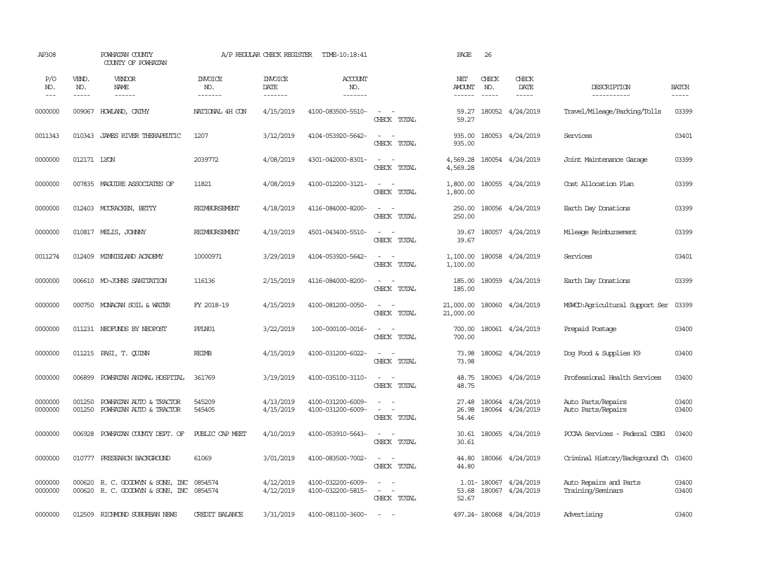AP308 POWHATAN COUNTY COUNTY OF POWHATAN A/P REGULAR CHECK REGISTER TIME-10:18:41 PAGE 26

| P/O NO. | VEND. NO. | VENDOR NAME | INVOICE NO. | INVOICE DATE | ACCOUNT NO. | | NET AMOUNT | CHECK NO. | CHECK DATE | DESCRIPTION | BATCH |
|---|---|---|---|---|---|---|---|---|---|---|---|
| 0000000 | 009067 | HOWLAND, CATHY | NATIONAL 4H CON | 4/15/2019 | 4100-083500-5510- | - - | 59.27 | 180052 | 4/24/2019 | Travel/Mileage/Parking/Tolls | 03399 |
| | | | | | | CHECK TOTAL | 59.27 | | | | |
| 0011343 | 010343 | JAMES RIVER THERAPEUTIC | 1207 | 3/12/2019 | 4104-053920-5642- | - - | 935.00 | 180053 | 4/24/2019 | Services | 03401 |
| | | | | | | CHECK TOTAL | 935.00 | | | | |
| 0000000 | 012171 | LYON | 2039772 | 4/08/2019 | 4301-042000-8301- | - - | 4,569.28 | 180054 | 4/24/2019 | Joint Maintenance Garage | 03399 |
| | | | | | | CHECK TOTAL | 4,569.28 | | | | |
| 0000000 | 007835 | MAGUIRE ASSOCIATES OF | 11821 | 4/08/2019 | 4100-012200-3121- | - - | 1,800.00 | 180055 | 4/24/2019 | Cost Allocation Plan | 03399 |
| | | | | | | CHECK TOTAL | 1,800.00 | | | | |
| 0000000 | 012403 | MCCRACKEN, BETTY | REIMBURSEMENT | 4/18/2019 | 4116-084000-8200- | - - | 250.00 | 180056 | 4/24/2019 | Earth Day Donations | 03399 |
| | | | | | | CHECK TOTAL | 250.00 | | | | |
| 0000000 | 010817 | MELIS, JOHNNY | REIMBURSEMENT | 4/19/2019 | 4501-043400-5510- | - - | 39.67 | 180057 | 4/24/2019 | Mileage Reimbursement | 03399 |
| | | | | | | CHECK TOTAL | 39.67 | | | | |
| 0011274 | 012409 | MINNIELAND ACADEMY | 10000971 | 3/29/2019 | 4104-053920-5642- | - - | 1,100.00 | 180058 | 4/24/2019 | Services | 03401 |
| | | | | | | CHECK TOTAL | 1,100.00 | | | | |
| 0000000 | 006610 | MO-JOHNS SANITATION | 116136 | 2/15/2019 | 4116-084000-8200- | - - | 185.00 | 180059 | 4/24/2019 | Earth Day Donations | 03399 |
| | | | | | | CHECK TOTAL | 185.00 | | | | |
| 0000000 | 000750 | MONACAN SOIL & WATER | FY 2018-19 | 4/15/2019 | 4100-081200-0050- | - - | 21,000.00 | 180060 | 4/24/2019 | MSWCD:Agricultural Support Ser | 03399 |
| | | | | | | CHECK TOTAL | 21,000.00 | | | | |
| 0000000 | 011231 | NEOFUNDS BY NEOPOST | PPLN01 | 3/22/2019 | 100-000100-0016- | - - | 700.00 | 180061 | 4/24/2019 | Prepaid Postage | 03400 |
| | | | | | | CHECK TOTAL | 700.00 | | | | |
| 0000000 | 011215 | PASI, T. QUINN | REIMB | 4/15/2019 | 4100-031200-6022- | - - | 73.98 | 180062 | 4/24/2019 | Dog Food & Supplies K9 | 03400 |
| | | | | | | CHECK TOTAL | 73.98 | | | | |
| 0000000 | 006899 | POWHATAN ANIMAL HOSPITAL | 361769 | 3/19/2019 | 4100-035100-3110- | - - | 48.75 | 180063 | 4/24/2019 | Professional Health Services | 03400 |
| | | | | | | CHECK TOTAL | 48.75 | | | | |
| 0000000 | 001250 | POWHATAN AUTO & TRACTOR | 545209 | 4/13/2019 | 4100-031200-6009- | - - | 27.48 | 180064 | 4/24/2019 | Auto Parts/Repairs | 03400 |
| 0000000 | 001250 | POWHATAN AUTO & TRACTOR | 545405 | 4/15/2019 | 4100-031200-6009- | - - | 26.98 | 180064 | 4/24/2019 | Auto Parts/Repairs | 03400 |
| | | | | | | CHECK TOTAL | 54.46 | | | | |
| 0000000 | 006928 | POWHATAN COUNTY DEPT. OF | PUBLIC CAP MEET | 4/10/2019 | 4100-053910-5643- | - - | 30.61 | 180065 | 4/24/2019 | PCCAA Services - Federal CSBG | 03400 |
| | | | | | | CHECK TOTAL | 30.61 | | | | |
| 0000000 | 010777 | PRESEARCH BACKGROUND | 61069 | 3/01/2019 | 4100-083500-7002- | - - | 44.80 | 180066 | 4/24/2019 | Criminal History/Background Ch | 03400 |
| | | | | | | CHECK TOTAL | 44.80 | | | | |
| 0000000 | 000620 | R. C. GOODWYN & SONS, INC | 0854574 | 4/12/2019 | 4100-032200-6009- | - - | 1.01- | 180067 | 4/24/2019 | Auto Repairs and Parts | 03400 |
| 0000000 | 000620 | R. C. GOODWYN & SONS, INC | 0854574 | 4/12/2019 | 4100-032200-5815- | - - | 53.68 | 180067 | 4/24/2019 | Training/Seminars | 03400 |
| | | | | | | CHECK TOTAL | 52.67 | | | | |
| 0000000 | 012509 | RICHMOND SUBURBAN NEWS | CREDIT BALANCE | 3/31/2019 | 4100-081100-3600- | - - | 497.24- | 180068 | 4/24/2019 | Advertising | 03400 |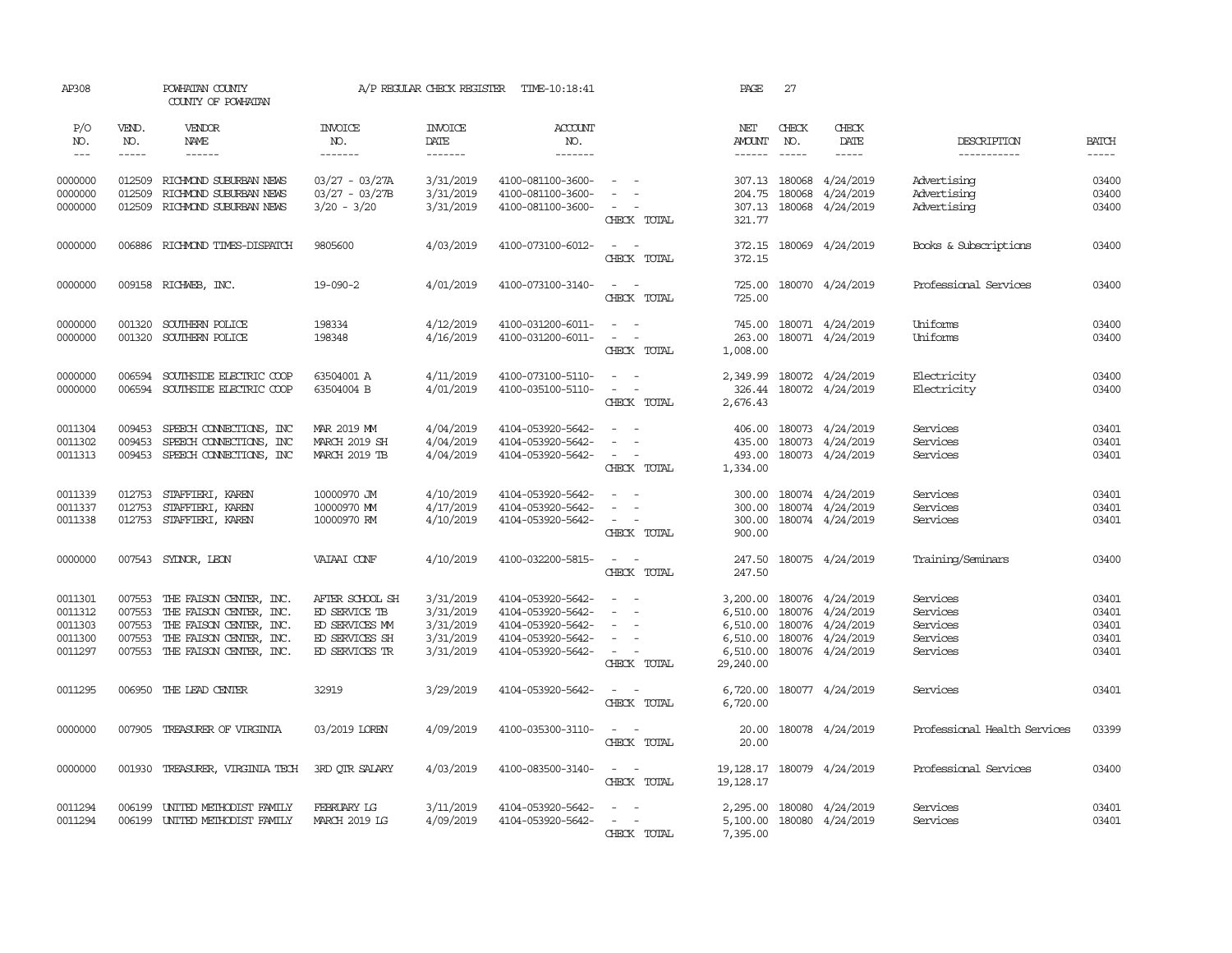AP308 POWHATAN COUNTY COUNTY OF POWHATAN — A/P REGULAR CHECK REGISTER TIME-10:18:41 PAGE 27

| P/O NO. | VEND. NO. | VENDOR NAME | INVOICE NO. | INVOICE DATE | ACCOUNT NO. | | NET AMOUNT | CHECK NO. | CHECK DATE | DESCRIPTION | BATCH |
|---|---|---|---|---|---|---|---|---|---|---|---|
| 0000000 | 012509 | RICHMOND SUBURBAN NEWS | 03/27 - 03/27A | 3/31/2019 | 4100-081100-3600- | - - | 307.13 | 180068 | 4/24/2019 | Advertising | 03400 |
| 0000000 | 012509 | RICHMOND SUBURBAN NEWS | 03/27 - 03/27B | 3/31/2019 | 4100-081100-3600- | - - | 204.75 | 180068 | 4/24/2019 | Advertising | 03400 |
| 0000000 | 012509 | RICHMOND SUBURBAN NEWS | 3/20 - 3/20 | 3/31/2019 | 4100-081100-3600- | - - | 307.13 | 180068 | 4/24/2019 | Advertising | 03400 |
| | | | | | | CHECK TOTAL | 321.77 | | | | |
| 0000000 | 006886 | RICHMOND TIMES-DISPATCH | 9805600 | 4/03/2019 | 4100-073100-6012- | - - | 372.15 | 180069 | 4/24/2019 | Books & Subscriptions | 03400 |
| | | | | | | CHECK TOTAL | 372.15 | | | | |
| 0000000 | 009158 | RICHWEB, INC. | 19-090-2 | 4/01/2019 | 4100-073100-3140- | - - | 725.00 | 180070 | 4/24/2019 | Professional Services | 03400 |
| | | | | | | CHECK TOTAL | 725.00 | | | | |
| 0000000 | 001320 | SOUTHERN POLICE | 198334 | 4/12/2019 | 4100-031200-6011- | - - | 745.00 | 180071 | 4/24/2019 | Uniforms | 03400 |
| 0000000 | 001320 | SOUTHERN POLICE | 198348 | 4/16/2019 | 4100-031200-6011- | - - | 263.00 | 180071 | 4/24/2019 | Uniforms | 03400 |
| | | | | | | CHECK TOTAL | 1,008.00 | | | | |
| 0000000 | 006594 | SOUTHSIDE ELECTRIC COOP | 63504001 A | 4/11/2019 | 4100-073100-5110- | - - | 2,349.99 | 180072 | 4/24/2019 | Electricity | 03400 |
| 0000000 | 006594 | SOUTHSIDE ELECTRIC COOP | 63504004 B | 4/01/2019 | 4100-035100-5110- | - - | 326.44 | 180072 | 4/24/2019 | Electricity | 03400 |
| | | | | | | CHECK TOTAL | 2,676.43 | | | | |
| 0011304 | 009453 | SPEECH CONNECTIONS, INC | MAR 2019 MM | 4/04/2019 | 4104-053920-5642- | - - | 406.00 | 180073 | 4/24/2019 | Services | 03401 |
| 0011302 | 009453 | SPEECH CONNECTIONS, INC | MARCH 2019 SH | 4/04/2019 | 4104-053920-5642- | - - | 435.00 | 180073 | 4/24/2019 | Services | 03401 |
| 0011313 | 009453 | SPEECH CONNECTIONS, INC | MARCH 2019 TB | 4/04/2019 | 4104-053920-5642- | - - | 493.00 | 180073 | 4/24/2019 | Services | 03401 |
| | | | | | | CHECK TOTAL | 1,334.00 | | | | |
| 0011339 | 012753 | STAFFIERI, KAREN | 10000970 JM | 4/10/2019 | 4104-053920-5642- | - - | 300.00 | 180074 | 4/24/2019 | Services | 03401 |
| 0011337 | 012753 | STAFFIERI, KAREN | 10000970 MM | 4/17/2019 | 4104-053920-5642- | - - | 300.00 | 180074 | 4/24/2019 | Services | 03401 |
| 0011338 | 012753 | STAFFIERI, KAREN | 10000970 RM | 4/10/2019 | 4104-053920-5642- | - - | 300.00 | 180074 | 4/24/2019 | Services | 03401 |
| | | | | | | CHECK TOTAL | 900.00 | | | | |
| 0000000 | 007543 | SYDNOR, LEON | VAIAAI CONF | 4/10/2019 | 4100-032200-5815- | - - | 247.50 | 180075 | 4/24/2019 | Training/Seminars | 03400 |
| | | | | | | CHECK TOTAL | 247.50 | | | | |
| 0011301 | 007553 | THE FAISON CENTER, INC. | AFTER SCHOOL SH | 3/31/2019 | 4104-053920-5642- | - - | 3,200.00 | 180076 | 4/24/2019 | Services | 03401 |
| 0011312 | 007553 | THE FAISON CENTER, INC. | ED SERVICE TB | 3/31/2019 | 4104-053920-5642- | - - | 6,510.00 | 180076 | 4/24/2019 | Services | 03401 |
| 0011303 | 007553 | THE FAISON CENTER, INC. | ED SERVICES MM | 3/31/2019 | 4104-053920-5642- | - - | 6,510.00 | 180076 | 4/24/2019 | Services | 03401 |
| 0011300 | 007553 | THE FAISON CENTER, INC. | ED SERVICES SH | 3/31/2019 | 4104-053920-5642- | - - | 6,510.00 | 180076 | 4/24/2019 | Services | 03401 |
| 0011297 | 007553 | THE FAISON CENTER, INC. | ED SERVICES TR | 3/31/2019 | 4104-053920-5642- | - - | 6,510.00 | 180076 | 4/24/2019 | Services | 03401 |
| | | | | | | CHECK TOTAL | 29,240.00 | | | | |
| 0011295 | 006950 | THE LEAD CENTER | 32919 | 3/29/2019 | 4104-053920-5642- | - - | 6,720.00 | 180077 | 4/24/2019 | Services | 03401 |
| | | | | | | CHECK TOTAL | 6,720.00 | | | | |
| 0000000 | 007905 | TREASURER OF VIRGINIA | 03/2019 LOREN | 4/09/2019 | 4100-035300-3110- | - - | 20.00 | 180078 | 4/24/2019 | Professional Health Services | 03399 |
| | | | | | | CHECK TOTAL | 20.00 | | | | |
| 0000000 | 001930 | TREASURER, VIRGINIA TECH | 3RD QTR SALARY | 4/03/2019 | 4100-083500-3140- | - - | 19,128.17 | 180079 | 4/24/2019 | Professional Services | 03400 |
| | | | | | | CHECK TOTAL | 19,128.17 | | | | |
| 0011294 | 006199 | UNITED METHODIST FAMILY | FEBRUARY LG | 3/11/2019 | 4104-053920-5642- | - - | 2,295.00 | 180080 | 4/24/2019 | Services | 03401 |
| 0011294 | 006199 | UNITED METHODIST FAMILY | MARCH 2019 LG | 4/09/2019 | 4104-053920-5642- | - - | 5,100.00 | 180080 | 4/24/2019 | Services | 03401 |
| | | | | | | CHECK TOTAL | 7,395.00 | | | | |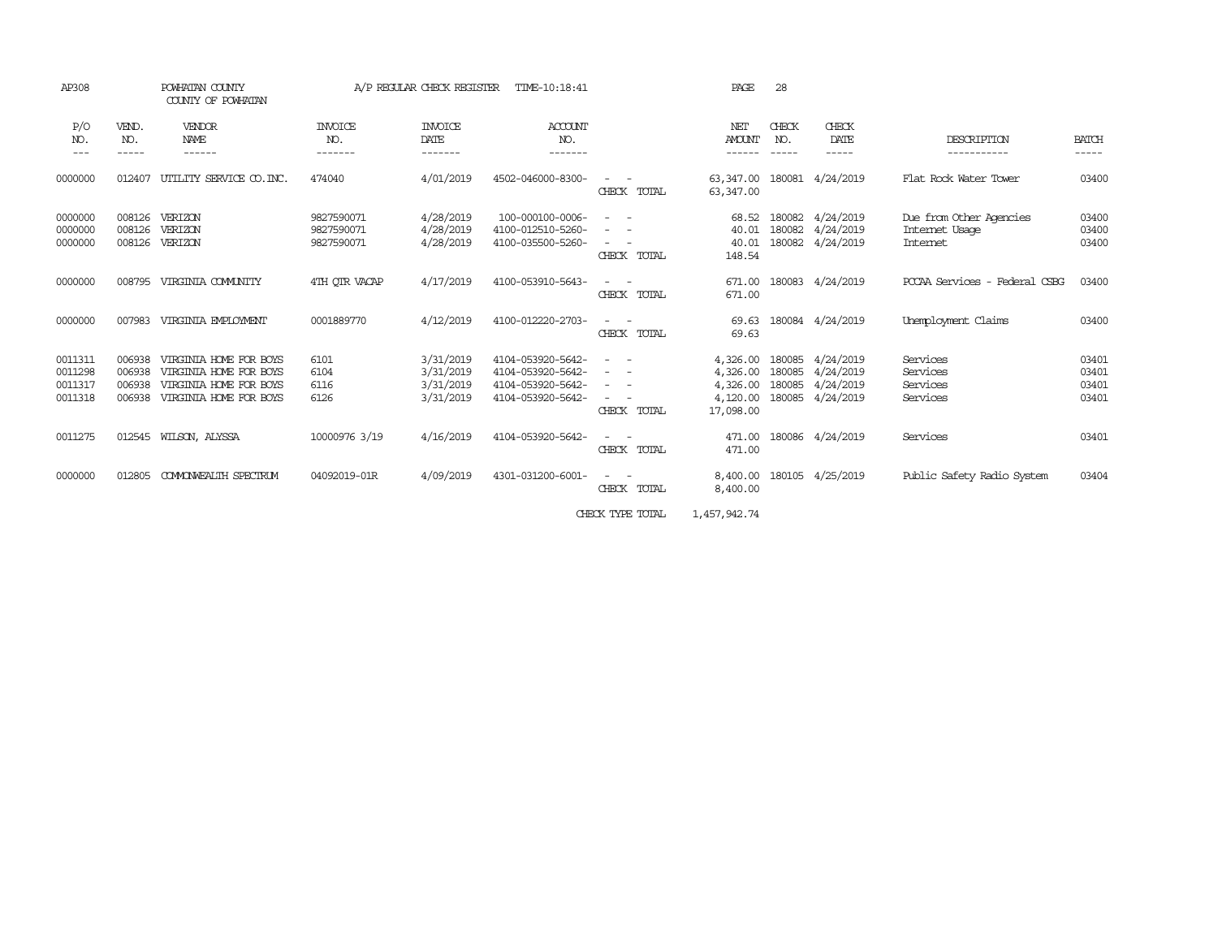AP308 POWHATAN COUNTY A/P REGULAR CHECK REGISTER TIME-10:18:41 PAGE 28

COUNTY OF POWHATAN

| P/O NO. | VEND. NO. | VENDOR NAME | INVOICE NO. | INVOICE DATE | ACCOUNT NO. | | NET AMOUNT | CHECK NO. | CHECK DATE | DESCRIPTION | BATCH |
|---|---|---|---|---|---|---|---|---|---|---|---|
| 0000000 | 012407 | UTILITY SERVICE CO.INC. | 474040 | 4/01/2019 | 4502-046000-8300- | - - | 63,347.00 | 180081 | 4/24/2019 | Flat Rock Water Tower | 03400 |
| | | | | | | CHECK TOTAL | 63,347.00 | | | | |
| 0000000 | 008126 | VERIZON | 9827590071 | 4/28/2019 | 100-000100-0006- | - - | 68.52 | 180082 | 4/24/2019 | Due from Other Agencies | 03400 |
| 0000000 | 008126 | VERIZON | 9827590071 | 4/28/2019 | 4100-012510-5260- | - - | 40.01 | 180082 | 4/24/2019 | Internet Usage | 03400 |
| 0000000 | 008126 | VERIZON | 9827590071 | 4/28/2019 | 4100-035500-5260- | - - | 40.01 | 180082 | 4/24/2019 | Internet | 03400 |
| | | | | | | CHECK TOTAL | 148.54 | | | | |
| 0000000 | 008795 | VIRGINIA COMMUNITY | 4TH QTR VACAP | 4/17/2019 | 4100-053910-5643- | - - | 671.00 | 180083 | 4/24/2019 | PCCAA Services - Federal CSBG | 03400 |
| | | | | | | CHECK TOTAL | 671.00 | | | | |
| 0000000 | 007983 | VIRGINIA EMPLOYMENT | 0001889770 | 4/12/2019 | 4100-012220-2703- | - - | 69.63 | 180084 | 4/24/2019 | Unemployment Claims | 03400 |
| | | | | | | CHECK TOTAL | 69.63 | | | | |
| 0011311 | 006938 | VIRGINIA HOME FOR BOYS | 6101 | 3/31/2019 | 4104-053920-5642- | - - | 4,326.00 | 180085 | 4/24/2019 | Services | 03401 |
| 0011298 | 006938 | VIRGINIA HOME FOR BOYS | 6104 | 3/31/2019 | 4104-053920-5642- | - - | 4,326.00 | 180085 | 4/24/2019 | Services | 03401 |
| 0011317 | 006938 | VIRGINIA HOME FOR BOYS | 6116 | 3/31/2019 | 4104-053920-5642- | - - | 4,326.00 | 180085 | 4/24/2019 | Services | 03401 |
| 0011318 | 006938 | VIRGINIA HOME FOR BOYS | 6126 | 3/31/2019 | 4104-053920-5642- | - - | 4,120.00 | 180085 | 4/24/2019 | Services | 03401 |
| | | | | | | CHECK TOTAL | 17,098.00 | | | | |
| 0011275 | 012545 | WILSON, ALYSSA | 10000976 3/19 | 4/16/2019 | 4104-053920-5642- | - - | 471.00 | 180086 | 4/24/2019 | Services | 03401 |
| | | | | | | CHECK TOTAL | 471.00 | | | | |
| 0000000 | 012805 | COMMONWEALTH SPECTRUM | 04092019-01R | 4/09/2019 | 4301-031200-6001- | - - | 8,400.00 | 180105 | 4/25/2019 | Public Safety Radio System | 03404 |
| | | | | | | CHECK TOTAL | 8,400.00 | | | | |
| | | | | | | CHECK TYPE TOTAL | 1,457,942.74 | | | | |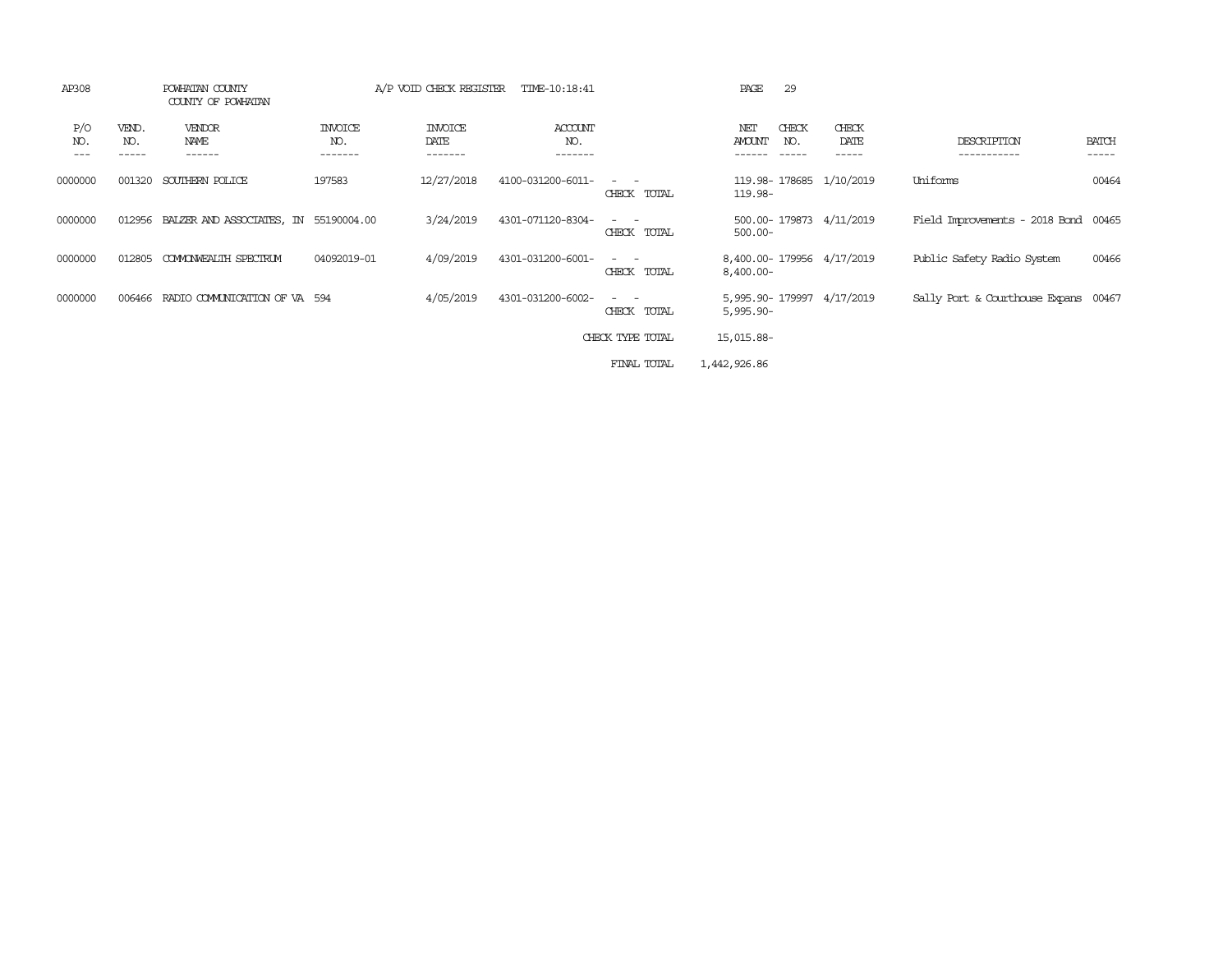AP308 POWHATAN COUNTY A/P VOID CHECK REGISTER TIME-10:18:41 PAGE 29
COUNTY OF POWHATAN

| P/O NO. | VEND. NO. | VENDOR NAME | INVOICE NO. | INVOICE DATE | ACCOUNT NO. | | NET AMOUNT | CHECK NO. | CHECK DATE | DESCRIPTION | BATCH |
|---|---|---|---|---|---|---|---|---|---|---|---|
| 0000000 | 001320 | SOUTHERN POLICE | 197583 | 12/27/2018 | 4100-031200-6011- | - - | 119.98- | 178685 | 1/10/2019 | Uniforms | 00464 |
| | | | | | | CHECK TOTAL | 119.98- | | | | |
| 0000000 | 012956 | BALZER AND ASSOCIATES, IN | 55190004.00 | 3/24/2019 | 4301-071120-8304- | - - | 500.00- | 179873 | 4/11/2019 | Field Improvements - 2018 Bond | 00465 |
| | | | | | | CHECK TOTAL | 500.00- | | | | |
| 0000000 | 012805 | COMMONWEALTH SPECTRUM | 04092019-01 | 4/09/2019 | 4301-031200-6001- | - - | 8,400.00- | 179956 | 4/17/2019 | Public Safety Radio System | 00466 |
| | | | | | | CHECK TOTAL | 8,400.00- | | | | |
| 0000000 | 006466 | RADIO COMMUNICATION OF VA | 594 | 4/05/2019 | 4301-031200-6002- | - - | 5,995.90- | 179997 | 4/17/2019 | Sally Port & Courthouse Expans | 00467 |
| | | | | | | CHECK TOTAL | 5,995.90- | | | | |
| | | | | | | CHECK TYPE TOTAL | 15,015.88- | | | | |
| | | | | | | FINAL TOTAL | 1,442,926.86 | | | | |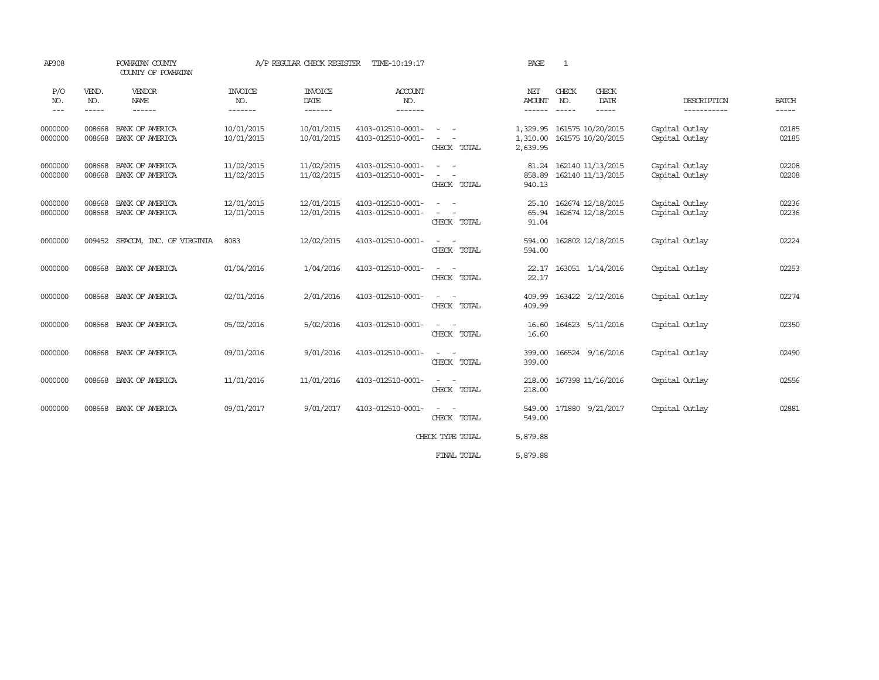AP308 POWHATAN COUNTY A/P REGULAR CHECK REGISTER TIME-10:19:17

COUNTY OF POWHATAN

| P/O NO. | VEND. NO. | VENDOR NAME | INVOICE NO. | INVOICE DATE | ACCOUNT NO. | | NET AMOUNT | CHECK NO. | CHECK DATE | DESCRIPTION | BATCH |
|---|---|---|---|---|---|---|---|---|---|---|---|
| 0000000 | 008668 | BANK OF AMERICA | 10/01/2015 | 10/01/2015 | 4103-012510-0001- | - - | 1,329.95 | 161575 | 10/20/2015 | Capital Outlay | 02185 |
| 0000000 | 008668 | BANK OF AMERICA | 10/01/2015 | 10/01/2015 | 4103-012510-0001- | - - | 1,310.00 | 161575 | 10/20/2015 | Capital Outlay | 02185 |
| | | | | | | CHECK TOTAL | 2,639.95 | | | | |
| 0000000 | 008668 | BANK OF AMERICA | 11/02/2015 | 11/02/2015 | 4103-012510-0001- | - - | 81.24 | 162140 | 11/13/2015 | Capital Outlay | 02208 |
| 0000000 | 008668 | BANK OF AMERICA | 11/02/2015 | 11/02/2015 | 4103-012510-0001- | - - | 858.89 | 162140 | 11/13/2015 | Capital Outlay | 02208 |
| | | | | | | CHECK TOTAL | 940.13 | | | | |
| 0000000 | 008668 | BANK OF AMERICA | 12/01/2015 | 12/01/2015 | 4103-012510-0001- | - - | 25.10 | 162674 | 12/18/2015 | Capital Outlay | 02236 |
| 0000000 | 008668 | BANK OF AMERICA | 12/01/2015 | 12/01/2015 | 4103-012510-0001- | - - | 65.94 | 162674 | 12/18/2015 | Capital Outlay | 02236 |
| | | | | | | CHECK TOTAL | 91.04 | | | | |
| 0000000 | 009452 | SEACOM, INC. OF VIRGINIA | 8083 | 12/02/2015 | 4103-012510-0001- | - - | 594.00 | 162802 | 12/18/2015 | Capital Outlay | 02224 |
| | | | | | | CHECK TOTAL | 594.00 | | | | |
| 0000000 | 008668 | BANK OF AMERICA | 01/04/2016 | 1/04/2016 | 4103-012510-0001- | - - | 22.17 | 163051 | 1/14/2016 | Capital Outlay | 02253 |
| | | | | | | CHECK TOTAL | 22.17 | | | | |
| 0000000 | 008668 | BANK OF AMERICA | 02/01/2016 | 2/01/2016 | 4103-012510-0001- | - - | 409.99 | 163422 | 2/12/2016 | Capital Outlay | 02274 |
| | | | | | | CHECK TOTAL | 409.99 | | | | |
| 0000000 | 008668 | BANK OF AMERICA | 05/02/2016 | 5/02/2016 | 4103-012510-0001- | - - | 16.60 | 164623 | 5/11/2016 | Capital Outlay | 02350 |
| | | | | | | CHECK TOTAL | 16.60 | | | | |
| 0000000 | 008668 | BANK OF AMERICA | 09/01/2016 | 9/01/2016 | 4103-012510-0001- | - - | 399.00 | 166524 | 9/16/2016 | Capital Outlay | 02490 |
| | | | | | | CHECK TOTAL | 399.00 | | | | |
| 0000000 | 008668 | BANK OF AMERICA | 11/01/2016 | 11/01/2016 | 4103-012510-0001- | - - | 218.00 | 167398 | 11/16/2016 | Capital Outlay | 02556 |
| | | | | | | CHECK TOTAL | 218.00 | | | | |
| 0000000 | 008668 | BANK OF AMERICA | 09/01/2017 | 9/01/2017 | 4103-012510-0001- | - - | 549.00 | 171880 | 9/21/2017 | Capital Outlay | 02881 |
| | | | | | | CHECK TOTAL | 549.00 | | | | |
| | | | | | | CHECK TYPE TOTAL | 5,879.88 | | | | |
| | | | | | | FINAL TOTAL | 5,879.88 | | | | |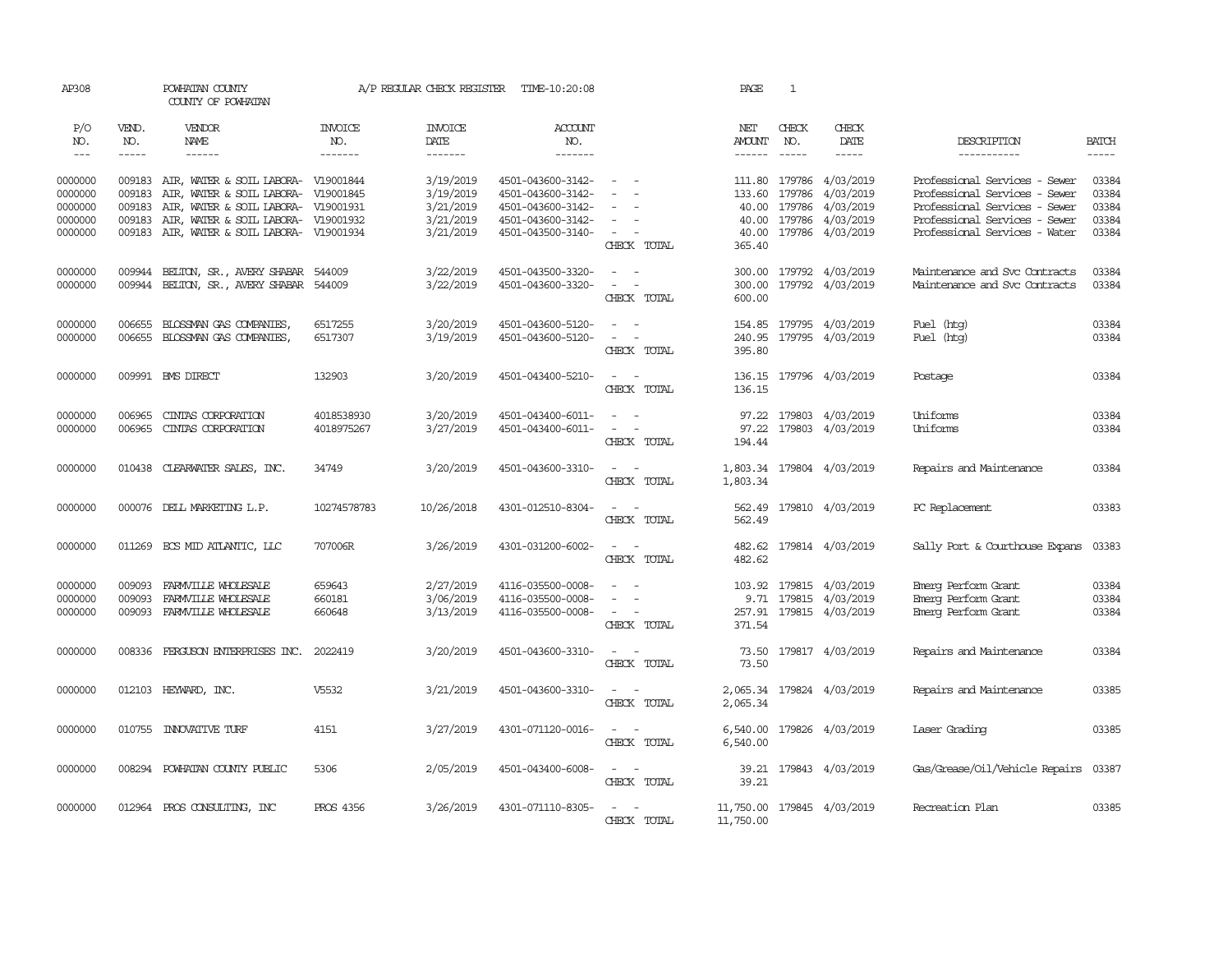AP308 POWHATAN COUNTY A/P REGULAR CHECK REGISTER TIME-10:20:08

COUNTY OF POWHATAN

| P/O NO. | VEND. NO. | VENDOR NAME | INVOICE NO. | INVOICE DATE | ACCOUNT NO. | | NET AMOUNT | CHECK NO. | CHECK DATE | DESCRIPTION | BATCH |
|---|---|---|---|---|---|---|---|---|---|---|---|
| 0000000 | 009183 | AIR, WATER & SOIL LABORA- | V19001844 | 3/19/2019 | 4501-043600-3142- | - - | 111.80 | 179786 | 4/03/2019 | Professional Services - Sewer | 03384 |
| 0000000 | 009183 | AIR, WATER & SOIL LABORA- | V19001845 | 3/19/2019 | 4501-043600-3142- | - - | 133.60 | 179786 | 4/03/2019 | Professional Services - Sewer | 03384 |
| 0000000 | 009183 | AIR, WATER & SOIL LABORA- | V19001931 | 3/21/2019 | 4501-043600-3142- | - - | 40.00 | 179786 | 4/03/2019 | Professional Services - Sewer | 03384 |
| 0000000 | 009183 | AIR, WATER & SOIL LABORA- | V19001932 | 3/21/2019 | 4501-043600-3142- | - - | 40.00 | 179786 | 4/03/2019 | Professional Services - Sewer | 03384 |
| 0000000 | 009183 | AIR, WATER & SOIL LABORA- | V19001934 | 3/21/2019 | 4501-043500-3140- | - - | 40.00 | 179786 | 4/03/2019 | Professional Services - Water | 03384 |
| | | | | | | CHECK TOTAL | 365.40 | | | | |
| 0000000 | 009944 | BELTON, SR., AVERY SHABAR | 544009 | 3/22/2019 | 4501-043500-3320- | - - | 300.00 | 179792 | 4/03/2019 | Maintenance and Svc Contracts | 03384 |
| 0000000 | 009944 | BELTON, SR., AVERY SHABAR | 544009 | 3/22/2019 | 4501-043600-3320- | - - | 300.00 | 179792 | 4/03/2019 | Maintenance and Svc Contracts | 03384 |
| | | | | | | CHECK TOTAL | 600.00 | | | | |
| 0000000 | 006655 | BLOSSMAN GAS COMPANIES, | 6517255 | 3/20/2019 | 4501-043600-5120- | - - | 154.85 | 179795 | 4/03/2019 | Fuel (htg) | 03384 |
| 0000000 | 006655 | BLOSSMAN GAS COMPANIES, | 6517307 | 3/19/2019 | 4501-043600-5120- | - - | 240.95 | 179795 | 4/03/2019 | Fuel (htg) | 03384 |
| | | | | | | CHECK TOTAL | 395.80 | | | | |
| 0000000 | 009991 | BMS DIRECT | 132903 | 3/20/2019 | 4501-043400-5210- | - - | 136.15 | 179796 | 4/03/2019 | Postage | 03384 |
| | | | | | | CHECK TOTAL | 136.15 | | | | |
| 0000000 | 006965 | CINTAS CORPORATION | 4018538930 | 3/20/2019 | 4501-043400-6011- | - - | 97.22 | 179803 | 4/03/2019 | Uniforms | 03384 |
| 0000000 | 006965 | CINTAS CORPORATION | 4018975267 | 3/27/2019 | 4501-043400-6011- | - - | 97.22 | 179803 | 4/03/2019 | Uniforms | 03384 |
| | | | | | | CHECK TOTAL | 194.44 | | | | |
| 0000000 | 010438 | CLEARWATER SALES, INC. | 34749 | 3/20/2019 | 4501-043600-3310- | - - | 1,803.34 | 179804 | 4/03/2019 | Repairs and Maintenance | 03384 |
| | | | | | | CHECK TOTAL | 1,803.34 | | | | |
| 0000000 | 000076 | DELL MARKETING L.P. | 10274578783 | 10/26/2018 | 4301-012510-8304- | - - | 562.49 | 179810 | 4/03/2019 | PC Replacement | 03383 |
| | | | | | | CHECK TOTAL | 562.49 | | | | |
| 0000000 | 011269 | ECS MID ATLANTIC, LLC | 707006R | 3/26/2019 | 4301-031200-6002- | - - | 482.62 | 179814 | 4/03/2019 | Sally Port & Courthouse Expans | 03383 |
| | | | | | | CHECK TOTAL | 482.62 | | | | |
| 0000000 | 009093 | FARMVILLE WHOLESALE | 659643 | 2/27/2019 | 4116-035500-0008- | - - | 103.92 | 179815 | 4/03/2019 | Emerg Perform Grant | 03384 |
| 0000000 | 009093 | FARMVILLE WHOLESALE | 660181 | 3/06/2019 | 4116-035500-0008- | - - | 9.71 | 179815 | 4/03/2019 | Emerg Perform Grant | 03384 |
| 0000000 | 009093 | FARMVILLE WHOLESALE | 660648 | 3/13/2019 | 4116-035500-0008- | - - | 257.91 | 179815 | 4/03/2019 | Emerg Perform Grant | 03384 |
| | | | | | | CHECK TOTAL | 371.54 | | | | |
| 0000000 | 008336 | FERGUSON ENTERPRISES INC. | 2022419 | 3/20/2019 | 4501-043600-3310- | - - | 73.50 | 179817 | 4/03/2019 | Repairs and Maintenance | 03384 |
| | | | | | | CHECK TOTAL | 73.50 | | | | |
| 0000000 | 012103 | HEYWARD, INC. | V5532 | 3/21/2019 | 4501-043600-3310- | - - | 2,065.34 | 179824 | 4/03/2019 | Repairs and Maintenance | 03385 |
| | | | | | | CHECK TOTAL | 2,065.34 | | | | |
| 0000000 | 010755 | INNOVATIVE TURF | 4151 | 3/27/2019 | 4301-071120-0016- | - - | 6,540.00 | 179826 | 4/03/2019 | Laser Grading | 03385 |
| | | | | | | CHECK TOTAL | 6,540.00 | | | | |
| 0000000 | 008294 | POWHATAN COUNTY PUBLIC | 5306 | 2/05/2019 | 4501-043400-6008- | - - | 39.21 | 179843 | 4/03/2019 | Gas/Grease/Oil/Vehicle Repairs | 03387 |
| | | | | | | CHECK TOTAL | 39.21 | | | | |
| 0000000 | 012964 | PROS CONSULTING, INC | PROS 4356 | 3/26/2019 | 4301-071110-8305- | - - | 11,750.00 | 179845 | 4/03/2019 | Recreation Plan | 03385 |
| | | | | | | CHECK TOTAL | 11,750.00 | | | | |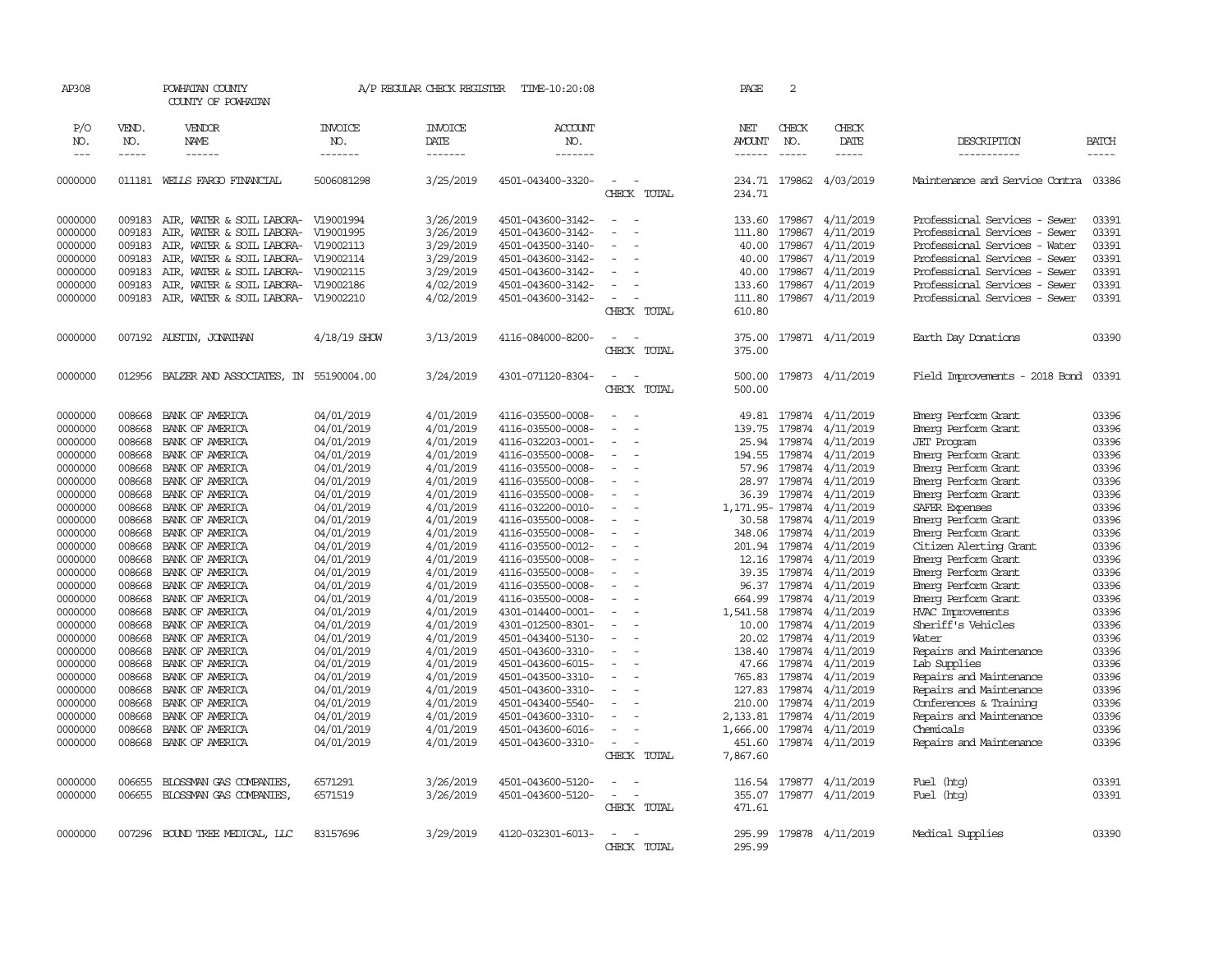AP308 POWHATAN COUNTY A/P REGULAR CHECK REGISTER TIME-10:20:08 PAGE 2

COUNTY OF POWHATAN

| P/O NO. | VEND. NO. | VENDOR NAME | INVOICE NO. | INVOICE DATE | ACCOUNT NO. | | NET AMOUNT | CHECK NO. | CHECK DATE | DESCRIPTION | BATCH |
|---|---|---|---|---|---|---|---|---|---|---|---|
| 0000000 | 011181 | WELLS FARGO FINANCIAL | 5006081298 | 3/25/2019 | 4501-043400-3320- | - - | 234.71 | 179862 | 4/03/2019 | Maintenance and Service Contra | 03386 |
| | | | | | | CHECK TOTAL | 234.71 | | | | |
| 0000000 | 009183 | AIR, WATER & SOIL LABORA- | V19001994 | 3/26/2019 | 4501-043600-3142- | - - | 133.60 | 179867 | 4/11/2019 | Professional Services - Sewer | 03391 |
| 0000000 | 009183 | AIR, WATER & SOIL LABORA- | V19001995 | 3/26/2019 | 4501-043600-3142- | - - | 111.80 | 179867 | 4/11/2019 | Professional Services - Sewer | 03391 |
| 0000000 | 009183 | AIR, WATER & SOIL LABORA- | V19002113 | 3/29/2019 | 4501-043500-3140- | - - | 40.00 | 179867 | 4/11/2019 | Professional Services - Water | 03391 |
| 0000000 | 009183 | AIR, WATER & SOIL LABORA- | V19002114 | 3/29/2019 | 4501-043600-3142- | - - | 40.00 | 179867 | 4/11/2019 | Professional Services - Sewer | 03391 |
| 0000000 | 009183 | AIR, WATER & SOIL LABORA- | V19002115 | 3/29/2019 | 4501-043600-3142- | - - | 40.00 | 179867 | 4/11/2019 | Professional Services - Sewer | 03391 |
| 0000000 | 009183 | AIR, WATER & SOIL LABORA- | V19002186 | 4/02/2019 | 4501-043600-3142- | - - | 133.60 | 179867 | 4/11/2019 | Professional Services - Sewer | 03391 |
| 0000000 | 009183 | AIR, WATER & SOIL LABORA- | V19002210 | 4/02/2019 | 4501-043600-3142- | - - | 111.80 | 179867 | 4/11/2019 | Professional Services - Sewer | 03391 |
| | | | | | | CHECK TOTAL | 610.80 | | | | |
| 0000000 | 007192 | AUSTIN, JONATHAN | 4/18/19 SHOW | 3/13/2019 | 4116-084000-8200- | - - | 375.00 | 179871 | 4/11/2019 | Earth Day Donations | 03390 |
| | | | | | | CHECK TOTAL | 375.00 | | | | |
| 0000000 | 012956 | BALZER AND ASSOCIATES, IN | 55190004.00 | 3/24/2019 | 4301-071120-8304- | - - | 500.00 | 179873 | 4/11/2019 | Field Improvements - 2018 Bond | 03391 |
| | | | | | | CHECK TOTAL | 500.00 | | | | |
| 0000000 | 008668 | BANK OF AMERICA | 04/01/2019 | 4/01/2019 | 4116-035500-0008- | - - | 49.81 | 179874 | 4/11/2019 | Emerg Perform Grant | 03396 |
| 0000000 | 008668 | BANK OF AMERICA | 04/01/2019 | 4/01/2019 | 4116-035500-0008- | - - | 139.75 | 179874 | 4/11/2019 | Emerg Perform Grant | 03396 |
| 0000000 | 008668 | BANK OF AMERICA | 04/01/2019 | 4/01/2019 | 4116-032203-0001- | - - | 25.94 | 179874 | 4/11/2019 | JET Program | 03396 |
| 0000000 | 008668 | BANK OF AMERICA | 04/01/2019 | 4/01/2019 | 4116-035500-0008- | - - | 194.55 | 179874 | 4/11/2019 | Emerg Perform Grant | 03396 |
| 0000000 | 008668 | BANK OF AMERICA | 04/01/2019 | 4/01/2019 | 4116-035500-0008- | - - | 57.96 | 179874 | 4/11/2019 | Emerg Perform Grant | 03396 |
| 0000000 | 008668 | BANK OF AMERICA | 04/01/2019 | 4/01/2019 | 4116-035500-0008- | - - | 28.97 | 179874 | 4/11/2019 | Emerg Perform Grant | 03396 |
| 0000000 | 008668 | BANK OF AMERICA | 04/01/2019 | 4/01/2019 | 4116-035500-0008- | - - | 36.39 | 179874 | 4/11/2019 | Emerg Perform Grant | 03396 |
| 0000000 | 008668 | BANK OF AMERICA | 04/01/2019 | 4/01/2019 | 4116-032200-0010- | - - | 1,171.95- | 179874 | 4/11/2019 | SAFER Expenses | 03396 |
| 0000000 | 008668 | BANK OF AMERICA | 04/01/2019 | 4/01/2019 | 4116-035500-0008- | - - | 30.58 | 179874 | 4/11/2019 | Emerg Perform Grant | 03396 |
| 0000000 | 008668 | BANK OF AMERICA | 04/01/2019 | 4/01/2019 | 4116-035500-0008- | - - | 348.06 | 179874 | 4/11/2019 | Emerg Perform Grant | 03396 |
| 0000000 | 008668 | BANK OF AMERICA | 04/01/2019 | 4/01/2019 | 4116-035500-0012- | - - | 201.94 | 179874 | 4/11/2019 | Citizen Alerting Grant | 03396 |
| 0000000 | 008668 | BANK OF AMERICA | 04/01/2019 | 4/01/2019 | 4116-035500-0008- | - - | 12.16 | 179874 | 4/11/2019 | Emerg Perform Grant | 03396 |
| 0000000 | 008668 | BANK OF AMERICA | 04/01/2019 | 4/01/2019 | 4116-035500-0008- | - - | 39.35 | 179874 | 4/11/2019 | Emerg Perform Grant | 03396 |
| 0000000 | 008668 | BANK OF AMERICA | 04/01/2019 | 4/01/2019 | 4116-035500-0008- | - - | 96.37 | 179874 | 4/11/2019 | Emerg Perform Grant | 03396 |
| 0000000 | 008668 | BANK OF AMERICA | 04/01/2019 | 4/01/2019 | 4116-035500-0008- | - - | 664.99 | 179874 | 4/11/2019 | Emerg Perform Grant | 03396 |
| 0000000 | 008668 | BANK OF AMERICA | 04/01/2019 | 4/01/2019 | 4301-014400-0001- | - - | 1,541.58 | 179874 | 4/11/2019 | HVAC Improvements | 03396 |
| 0000000 | 008668 | BANK OF AMERICA | 04/01/2019 | 4/01/2019 | 4301-012500-8301- | - - | 10.00 | 179874 | 4/11/2019 | Sheriff's Vehicles | 03396 |
| 0000000 | 008668 | BANK OF AMERICA | 04/01/2019 | 4/01/2019 | 4501-043400-5130- | - - | 20.02 | 179874 | 4/11/2019 | Water | 03396 |
| 0000000 | 008668 | BANK OF AMERICA | 04/01/2019 | 4/01/2019 | 4501-043600-3310- | - - | 138.40 | 179874 | 4/11/2019 | Repairs and Maintenance | 03396 |
| 0000000 | 008668 | BANK OF AMERICA | 04/01/2019 | 4/01/2019 | 4501-043600-6015- | - - | 47.66 | 179874 | 4/11/2019 | Lab Supplies | 03396 |
| 0000000 | 008668 | BANK OF AMERICA | 04/01/2019 | 4/01/2019 | 4501-043500-3310- | - - | 765.83 | 179874 | 4/11/2019 | Repairs and Maintenance | 03396 |
| 0000000 | 008668 | BANK OF AMERICA | 04/01/2019 | 4/01/2019 | 4501-043600-3310- | - - | 127.83 | 179874 | 4/11/2019 | Repairs and Maintenance | 03396 |
| 0000000 | 008668 | BANK OF AMERICA | 04/01/2019 | 4/01/2019 | 4501-043400-5540- | - - | 210.00 | 179874 | 4/11/2019 | Conferences & Training | 03396 |
| 0000000 | 008668 | BANK OF AMERICA | 04/01/2019 | 4/01/2019 | 4501-043600-3310- | - - | 2,133.81 | 179874 | 4/11/2019 | Repairs and Maintenance | 03396 |
| 0000000 | 008668 | BANK OF AMERICA | 04/01/2019 | 4/01/2019 | 4501-043600-6016- | - - | 1,666.00 | 179874 | 4/11/2019 | Chemicals | 03396 |
| 0000000 | 008668 | BANK OF AMERICA | 04/01/2019 | 4/01/2019 | 4501-043600-3310- | - - | 451.60 | 179874 | 4/11/2019 | Repairs and Maintenance | 03396 |
| | | | | | | CHECK TOTAL | 7,867.60 | | | | |
| 0000000 | 006655 | BLOSSMAN GAS COMPANIES, | 6571291 | 3/26/2019 | 4501-043600-5120- | - - | 116.54 | 179877 | 4/11/2019 | Fuel (htg) | 03391 |
| 0000000 | 006655 | BLOSSMAN GAS COMPANIES, | 6571519 | 3/26/2019 | 4501-043600-5120- | - - | 355.07 | 179877 | 4/11/2019 | Fuel (htg) | 03391 |
| | | | | | | CHECK TOTAL | 471.61 | | | | |
| 0000000 | 007296 | BOUND TREE MEDICAL, LLC | 83157696 | 3/29/2019 | 4120-032301-6013- | - - | 295.99 | 179878 | 4/11/2019 | Medical Supplies | 03390 |
| | | | | | | CHECK TOTAL | 295.99 | | | | |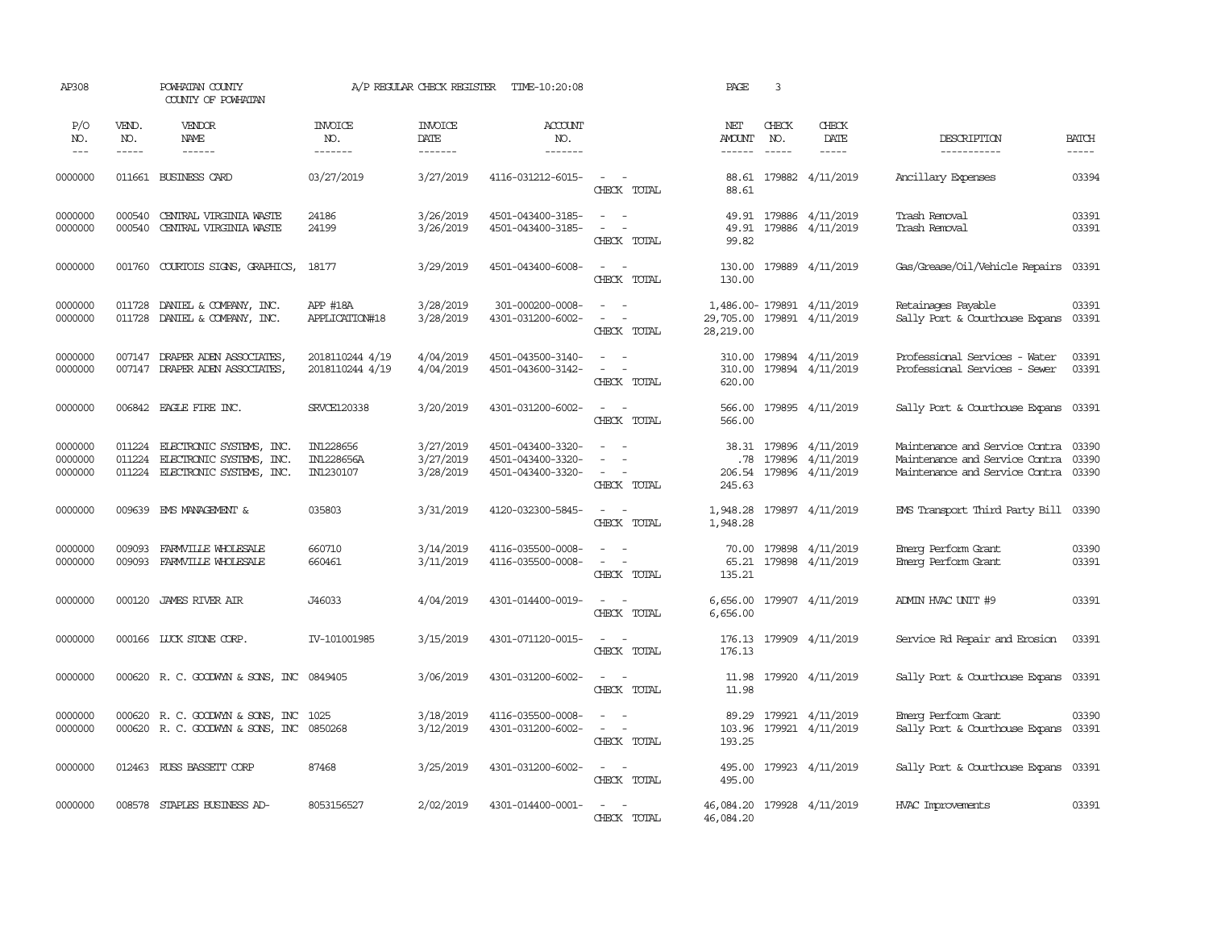AP308 POWHATAN COUNTY A/P REGULAR CHECK REGISTER TIME-10:20:08 PAGE 3

COUNTY OF POWHATAN

| P/O NO. | VEND. NO. | VENDOR NAME | INVOICE NO. | INVOICE DATE | ACCOUNT NO. | | NET AMOUNT | CHECK NO. | CHECK DATE | DESCRIPTION | BATCH |
|---|---|---|---|---|---|---|---|---|---|---|---|
| 0000000 | 011661 | BUSINESS CARD | 03/27/2019 | 3/27/2019 | 4116-031212-6015- | - - | 88.61 | 179882 | 4/11/2019 | Ancillary Expenses | 03394 |
| | | | | | | CHECK TOTAL | 88.61 | | | | |
| 0000000 | 000540 | CENTRAL VIRGINIA WASTE | 24186 | 3/26/2019 | 4501-043400-3185- | - - | 49.91 | 179886 | 4/11/2019 | Trash Removal | 03391 |
| 0000000 | 000540 | CENTRAL VIRGINIA WASTE | 24199 | 3/26/2019 | 4501-043400-3185- | - - | 49.91 | 179886 | 4/11/2019 | Trash Removal | 03391 |
| | | | | | | CHECK TOTAL | 99.82 | | | | |
| 0000000 | 001760 | COURTOIS SIGNS, GRAPHICS, | 18177 | 3/29/2019 | 4501-043400-6008- | - - | 130.00 | 179889 | 4/11/2019 | Gas/Grease/Oil/Vehicle Repairs | 03391 |
| | | | | | | CHECK TOTAL | 130.00 | | | | |
| 0000000 | 011728 | DANIEL & COMPANY, INC. | APP #18A | 3/28/2019 | 301-000200-0008- | - - | 1,486.00- | 179891 | 4/11/2019 | Retainages Payable | 03391 |
| 0000000 | 011728 | DANIEL & COMPANY, INC. | APPLICATION#18 | 3/28/2019 | 4301-031200-6002- | - - | 29,705.00 | 179891 | 4/11/2019 | Sally Port & Courthouse Expans | 03391 |
| | | | | | | CHECK TOTAL | 28,219.00 | | | | |
| 0000000 | 007147 | DRAPER ADEN ASSOCIATES, | 2018110244 4/19 | 4/04/2019 | 4501-043500-3140- | - - | 310.00 | 179894 | 4/11/2019 | Professional Services - Water | 03391 |
| 0000000 | 007147 | DRAPER ADEN ASSOCIATES, | 2018110244 4/19 | 4/04/2019 | 4501-043600-3142- | - - | 310.00 | 179894 | 4/11/2019 | Professional Services - Sewer | 03391 |
| | | | | | | CHECK TOTAL | 620.00 | | | | |
| 0000000 | 006842 | EAGLE FIRE INC. | SRVCE120338 | 3/20/2019 | 4301-031200-6002- | - - | 566.00 | 179895 | 4/11/2019 | Sally Port & Courthouse Expans | 03391 |
| | | | | | | CHECK TOTAL | 566.00 | | | | |
| 0000000 | 011224 | ELECTRONIC SYSTEMS, INC. | IN1228656 | 3/27/2019 | 4501-043400-3320- | - - | 38.31 | 179896 | 4/11/2019 | Maintenance and Service Contra | 03390 |
| 0000000 | 011224 | ELECTRONIC SYSTEMS, INC. | IN1228656A | 3/27/2019 | 4501-043400-3320- | - - | .78 | 179896 | 4/11/2019 | Maintenance and Service Contra | 03390 |
| 0000000 | 011224 | ELECTRONIC SYSTEMS, INC. | IN1230107 | 3/28/2019 | 4501-043400-3320- | - - | 206.54 | 179896 | 4/11/2019 | Maintenance and Service Contra | 03390 |
| | | | | | | CHECK TOTAL | 245.63 | | | | |
| 0000000 | 009639 | EMS MANAGEMENT & | 035803 | 3/31/2019 | 4120-032300-5845- | - - | 1,948.28 | 179897 | 4/11/2019 | EMS Transport Third Party Bill | 03390 |
| | | | | | | CHECK TOTAL | 1,948.28 | | | | |
| 0000000 | 009093 | FARMVILLE WHOLESALE | 660710 | 3/14/2019 | 4116-035500-0008- | - - | 70.00 | 179898 | 4/11/2019 | Emerg Perform Grant | 03390 |
| 0000000 | 009093 | FARMVILLE WHOLESALE | 660461 | 3/11/2019 | 4116-035500-0008- | - - | 65.21 | 179898 | 4/11/2019 | Emerg Perform Grant | 03391 |
| | | | | | | CHECK TOTAL | 135.21 | | | | |
| 0000000 | 000120 | JAMES RIVER AIR | J46033 | 4/04/2019 | 4301-014400-0019- | - - | 6,656.00 | 179907 | 4/11/2019 | ADMIN HVAC UNIT #9 | 03391 |
| | | | | | | CHECK TOTAL | 6,656.00 | | | | |
| 0000000 | 000166 | LUCK STONE CORP. | IV-101001985 | 3/15/2019 | 4301-071120-0015- | - - | 176.13 | 179909 | 4/11/2019 | Service Rd Repair and Erosion | 03391 |
| | | | | | | CHECK TOTAL | 176.13 | | | | |
| 0000000 | 000620 | R. C. GOODWYN & SONS, INC | 0849405 | 3/06/2019 | 4301-031200-6002- | - - | 11.98 | 179920 | 4/11/2019 | Sally Port & Courthouse Expans | 03391 |
| | | | | | | CHECK TOTAL | 11.98 | | | | |
| 0000000 | 000620 | R. C. GOODWYN & SONS, INC | 1025 | 3/18/2019 | 4116-035500-0008- | - - | 89.29 | 179921 | 4/11/2019 | Emerg Perform Grant | 03390 |
| 0000000 | 000620 | R. C. GOODWYN & SONS, INC | 0850268 | 3/12/2019 | 4301-031200-6002- | - - | 103.96 | 179921 | 4/11/2019 | Sally Port & Courthouse Expans | 03391 |
| | | | | | | CHECK TOTAL | 193.25 | | | | |
| 0000000 | 012463 | RUSS BASSETT CORP | 87468 | 3/25/2019 | 4301-031200-6002- | - - | 495.00 | 179923 | 4/11/2019 | Sally Port & Courthouse Expans | 03391 |
| | | | | | | CHECK TOTAL | 495.00 | | | | |
| 0000000 | 008578 | STAPLES BUSINESS AD- | 8053156527 | 2/02/2019 | 4301-014400-0001- | - - | 46,084.20 | 179928 | 4/11/2019 | HVAC Improvements | 03391 |
| | | | | | | CHECK TOTAL | 46,084.20 | | | | |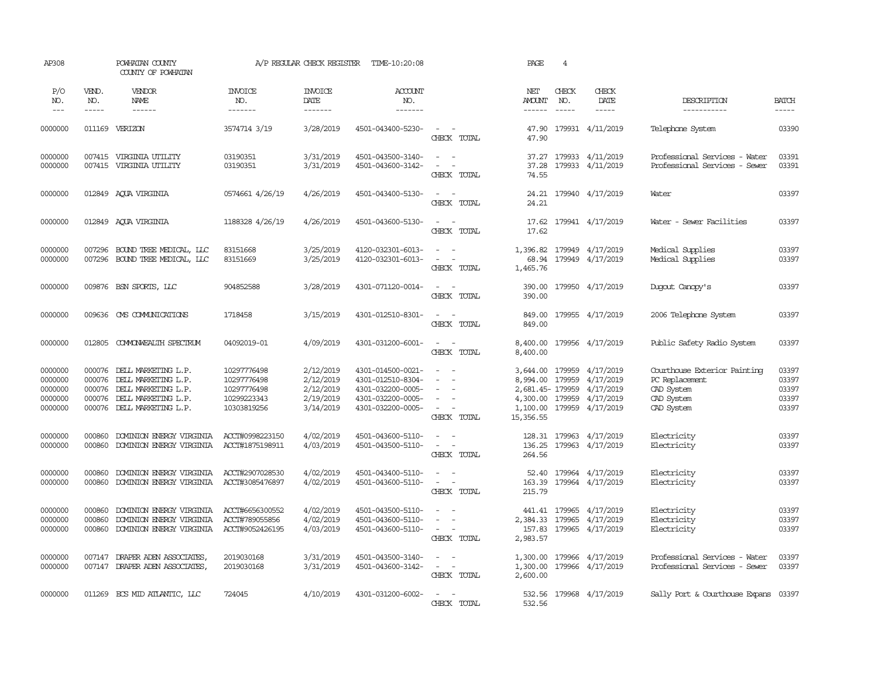AP308 POWHATAN COUNTY A/P REGULAR CHECK REGISTER TIME-10:20:08 PAGE 4

COUNTY OF POWHATAN

| P/O NO. | VEND. NO. | VENDOR NAME | INVOICE NO. | INVOICE DATE | ACCOUNT NO. | | NET AMOUNT | CHECK NO. | CHECK DATE | DESCRIPTION | BATCH |
|---|---|---|---|---|---|---|---|---|---|---|---|
| 0000000 | 011169 | VERIZON | 3574714 3/19 | 3/28/2019 | 4501-043400-5230- | - - | 47.90 | 179931 | 4/11/2019 | Telephone System | 03390 |
| | | | | | | CHECK TOTAL | 47.90 | | | | |
| 0000000 | 007415 | VIRGINIA UTILITY | 03190351 | 3/31/2019 | 4501-043500-3140- | - - | 37.27 | 179933 | 4/11/2019 | Professional Services - Water | 03391 |
| 0000000 | 007415 | VIRGINIA UTILITY | 03190351 | 3/31/2019 | 4501-043600-3142- | - - | 37.28 | 179933 | 4/11/2019 | Professional Services - Sewer | 03391 |
| | | | | | | CHECK TOTAL | 74.55 | | | | |
| 0000000 | 012849 | AQUA VIRGINIA | 0574661 4/26/19 | 4/26/2019 | 4501-043400-5130- | - - | 24.21 | 179940 | 4/17/2019 | Water | 03397 |
| | | | | | | CHECK TOTAL | 24.21 | | | | |
| 0000000 | 012849 | AQUA VIRGINIA | 1188328 4/26/19 | 4/26/2019 | 4501-043600-5130- | - - | 17.62 | 179941 | 4/17/2019 | Water - Sewer Facilities | 03397 |
| | | | | | | CHECK TOTAL | 17.62 | | | | |
| 0000000 | 007296 | BOUND TREE MEDICAL, LLC | 83151668 | 3/25/2019 | 4120-032301-6013- | - - | 1,396.82 | 179949 | 4/17/2019 | Medical Supplies | 03397 |
| 0000000 | 007296 | BOUND TREE MEDICAL, LLC | 83151669 | 3/25/2019 | 4120-032301-6013- | - - | 68.94 | 179949 | 4/17/2019 | Medical Supplies | 03397 |
| | | | | | | CHECK TOTAL | 1,465.76 | | | | |
| 0000000 | 009876 | BSN SPORTS, LLC | 904852588 | 3/28/2019 | 4301-071120-0014- | - - | 390.00 | 179950 | 4/17/2019 | Dugout Canopy's | 03397 |
| | | | | | | CHECK TOTAL | 390.00 | | | | |
| 0000000 | 009636 | CMS COMMUNICATIONS | 1718458 | 3/15/2019 | 4301-012510-8301- | - - | 849.00 | 179955 | 4/17/2019 | 2006 Telephone System | 03397 |
| | | | | | | CHECK TOTAL | 849.00 | | | | |
| 0000000 | 012805 | COMMONWEALTH SPECTRUM | 04092019-01 | 4/09/2019 | 4301-031200-6001- | - - | 8,400.00 | 179956 | 4/17/2019 | Public Safety Radio System | 03397 |
| | | | | | | CHECK TOTAL | 8,400.00 | | | | |
| 0000000 | 000076 | DELL MARKETING L.P. | 10297776498 | 2/12/2019 | 4301-014500-0021- | - - | 3,644.00 | 179959 | 4/17/2019 | Courthouse Exterior Painting | 03397 |
| 0000000 | 000076 | DELL MARKETING L.P. | 10297776498 | 2/12/2019 | 4301-012510-8304- | - - | 8,994.00 | 179959 | 4/17/2019 | PC Replacement | 03397 |
| 0000000 | 000076 | DELL MARKETING L.P. | 10297776498 | 2/12/2019 | 4301-032200-0005- | - - | 2,681.45- | 179959 | 4/17/2019 | CAD System | 03397 |
| 0000000 | 000076 | DELL MARKETING L.P. | 10299223343 | 2/19/2019 | 4301-032200-0005- | - - | 4,300.00 | 179959 | 4/17/2019 | CAD System | 03397 |
| 0000000 | 000076 | DELL MARKETING L.P. | 10303819256 | 3/14/2019 | 4301-032200-0005- | - - | 1,100.00 | 179959 | 4/17/2019 | CAD System | 03397 |
| | | | | | | CHECK TOTAL | 15,356.55 | | | | |
| 0000000 | 000860 | DOMINION ENERGY VIRGINIA | ACCT#0998223150 | 4/02/2019 | 4501-043600-5110- | - - | 128.31 | 179963 | 4/17/2019 | Electricity | 03397 |
| 0000000 | 000860 | DOMINION ENERGY VIRGINIA | ACCT#1875198911 | 4/03/2019 | 4501-043500-5110- | - - | 136.25 | 179963 | 4/17/2019 | Electricity | 03397 |
| | | | | | | CHECK TOTAL | 264.56 | | | | |
| 0000000 | 000860 | DOMINION ENERGY VIRGINIA | ACCT#2907028530 | 4/02/2019 | 4501-043400-5110- | - - | 52.40 | 179964 | 4/17/2019 | Electricity | 03397 |
| 0000000 | 000860 | DOMINION ENERGY VIRGINIA | ACCT#3085476897 | 4/02/2019 | 4501-043600-5110- | - - | 163.39 | 179964 | 4/17/2019 | Electricity | 03397 |
| | | | | | | CHECK TOTAL | 215.79 | | | | |
| 0000000 | 000860 | DOMINION ENERGY VIRGINIA | ACCT#6656300552 | 4/02/2019 | 4501-043500-5110- | - - | 441.41 | 179965 | 4/17/2019 | Electricity | 03397 |
| 0000000 | 000860 | DOMINION ENERGY VIRGINIA | ACCT#789055856 | 4/02/2019 | 4501-043600-5110- | - - | 2,384.33 | 179965 | 4/17/2019 | Electricity | 03397 |
| 0000000 | 000860 | DOMINION ENERGY VIRGINIA | ACCT#9052426195 | 4/03/2019 | 4501-043600-5110- | - - | 157.83 | 179965 | 4/17/2019 | Electricity | 03397 |
| | | | | | | CHECK TOTAL | 2,983.57 | | | | |
| 0000000 | 007147 | DRAPER ADEN ASSOCIATES, | 2019030168 | 3/31/2019 | 4501-043500-3140- | - - | 1,300.00 | 179966 | 4/17/2019 | Professional Services - Water | 03397 |
| 0000000 | 007147 | DRAPER ADEN ASSOCIATES, | 2019030168 | 3/31/2019 | 4501-043600-3142- | - - | 1,300.00 | 179966 | 4/17/2019 | Professional Services - Sewer | 03397 |
| | | | | | | CHECK TOTAL | 2,600.00 | | | | |
| 0000000 | 011269 | ECS MID ATLANTIC, LLC | 724045 | 4/10/2019 | 4301-031200-6002- | - - | 532.56 | 179968 | 4/17/2019 | Sally Port & Courthouse Expans | 03397 |
| | | | | | | CHECK TOTAL | 532.56 | | | | |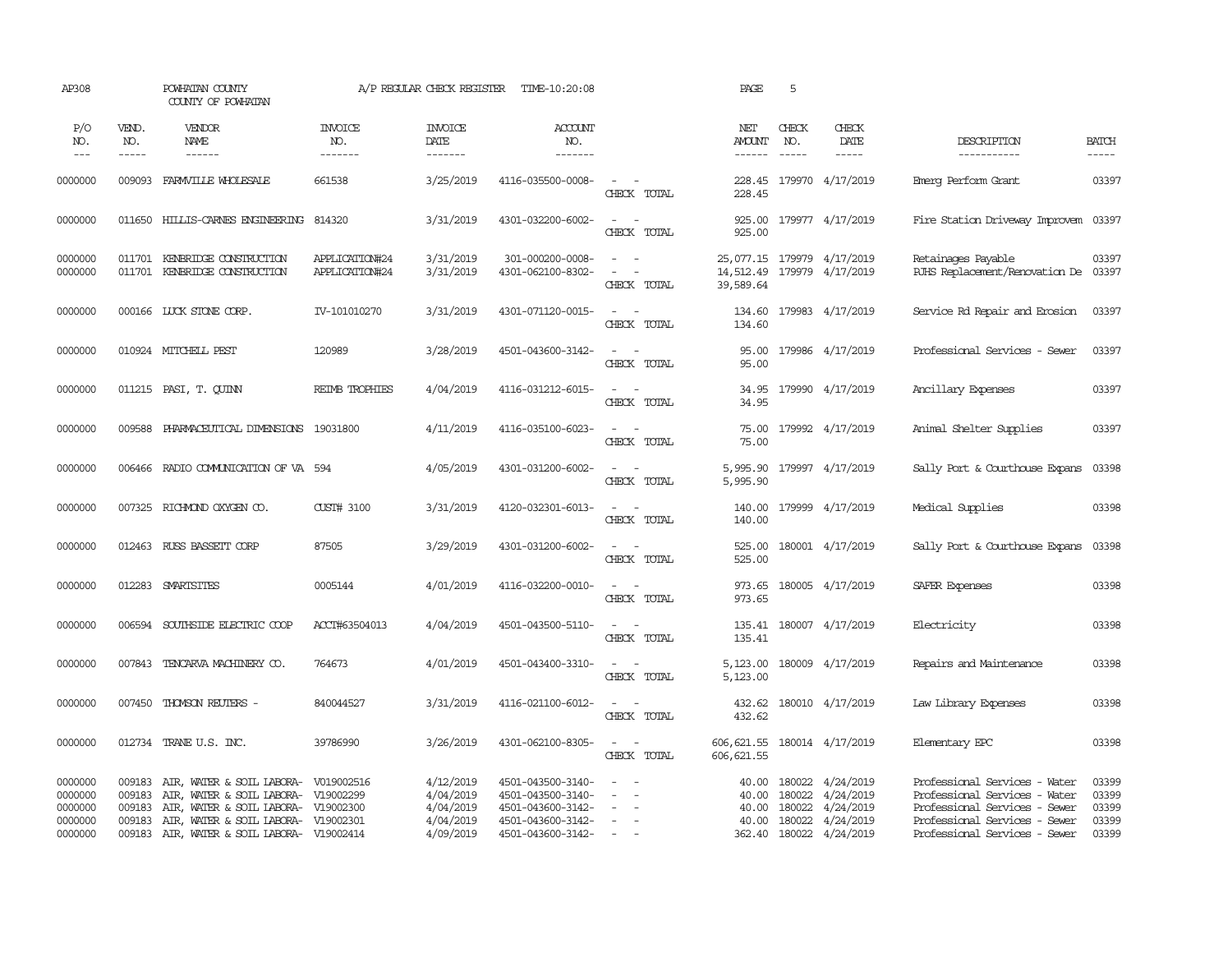AP308 POWHATAN COUNTY A/P REGULAR CHECK REGISTER TIME-10:20:08 PAGE 5
COUNTY OF POWHATAN

| P/O NO. | VEND. NO. | VENDOR NAME | INVOICE NO. | INVOICE DATE | ACCOUNT NO. | | NET AMOUNT | CHECK NO. | CHECK DATE | DESCRIPTION | BATCH |
|---|---|---|---|---|---|---|---|---|---|---|---|
| 0000000 | 009093 | FARMVILLE WHOLESALE | 661538 | 3/25/2019 | 4116-035500-0008- | - - | 228.45 | 179970 | 4/17/2019 | Emerg Perform Grant | 03397 |
| | | | | | | CHECK TOTAL | 228.45 | | | | |
| 0000000 | 011650 | HILLIS-CARNES ENGINEERING | 814320 | 3/31/2019 | 4301-032200-6002- | - - | 925.00 | 179977 | 4/17/2019 | Fire Station Driveway Improvem | 03397 |
| | | | | | | CHECK TOTAL | 925.00 | | | | |
| 0000000 | 011701 | KENBRIDGE CONSTRUCTION | APPLICATION#24 | 3/31/2019 | 301-000200-0008- | - - | 25,077.15 | 179979 | 4/17/2019 | Retainages Payable | 03397 |
| 0000000 | 011701 | KENBRIDGE CONSTRUCTION | APPLICATION#24 | 3/31/2019 | 4301-062100-8302- | - - | 14,512.49 | 179979 | 4/17/2019 | PJHS Replacement/Renovation De | 03397 |
| | | | | | | CHECK TOTAL | 39,589.64 | | | | |
| 0000000 | 000166 | LUCK STONE CORP. | IV-101010270 | 3/31/2019 | 4301-071120-0015- | - - | 134.60 | 179983 | 4/17/2019 | Service Rd Repair and Erosion | 03397 |
| | | | | | | CHECK TOTAL | 134.60 | | | | |
| 0000000 | 010924 | MITCHELL PEST | 120989 | 3/28/2019 | 4501-043600-3142- | - - | 95.00 | 179986 | 4/17/2019 | Professional Services - Sewer | 03397 |
| | | | | | | CHECK TOTAL | 95.00 | | | | |
| 0000000 | 011215 | PASI, T. QUINN | REIMB TROPHIES | 4/04/2019 | 4116-031212-6015- | - - | 34.95 | 179990 | 4/17/2019 | Ancillary Expenses | 03397 |
| | | | | | | CHECK TOTAL | 34.95 | | | | |
| 0000000 | 009588 | PHARMACEUTICAL DIMENSIONS | 19031800 | 4/11/2019 | 4116-035100-6023- | - - | 75.00 | 179992 | 4/17/2019 | Animal Shelter Supplies | 03397 |
| | | | | | | CHECK TOTAL | 75.00 | | | | |
| 0000000 | 006466 | RADIO COMMUNICATION OF VA | 594 | 4/05/2019 | 4301-031200-6002- | - - | 5,995.90 | 179997 | 4/17/2019 | Sally Port & Courthouse Expans | 03398 |
| | | | | | | CHECK TOTAL | 5,995.90 | | | | |
| 0000000 | 007325 | RICHMOND OXYGEN CO. | CUST# 3100 | 3/31/2019 | 4120-032301-6013- | - - | 140.00 | 179999 | 4/17/2019 | Medical Supplies | 03398 |
| | | | | | | CHECK TOTAL | 140.00 | | | | |
| 0000000 | 012463 | RUSS BASSETT CORP | 87505 | 3/29/2019 | 4301-031200-6002- | - - | 525.00 | 180001 | 4/17/2019 | Sally Port & Courthouse Expans | 03398 |
| | | | | | | CHECK TOTAL | 525.00 | | | | |
| 0000000 | 012283 | SMARTSITES | 0005144 | 4/01/2019 | 4116-032200-0010- | - - | 973.65 | 180005 | 4/17/2019 | SAFER Expenses | 03398 |
| | | | | | | CHECK TOTAL | 973.65 | | | | |
| 0000000 | 006594 | SOUTHSIDE ELECTRIC COOP | ACCT#63504013 | 4/04/2019 | 4501-043500-5110- | - - | 135.41 | 180007 | 4/17/2019 | Electricity | 03398 |
| | | | | | | CHECK TOTAL | 135.41 | | | | |
| 0000000 | 007843 | TENCARVA MACHINERY CO. | 764673 | 4/01/2019 | 4501-043400-3310- | - - | 5,123.00 | 180009 | 4/17/2019 | Repairs and Maintenance | 03398 |
| | | | | | | CHECK TOTAL | 5,123.00 | | | | |
| 0000000 | 007450 | THOMSON REUTERS - | 840044527 | 3/31/2019 | 4116-021100-6012- | - - | 432.62 | 180010 | 4/17/2019 | Law Library Expenses | 03398 |
| | | | | | | CHECK TOTAL | 432.62 | | | | |
| 0000000 | 012734 | TRANE U.S. INC. | 39786990 | 3/26/2019 | 4301-062100-8305- | - - | 606,621.55 | 180014 | 4/17/2019 | Elementary EPC | 03398 |
| | | | | | | CHECK TOTAL | 606,621.55 | | | | |
| 0000000 | 009183 | AIR, WATER & SOIL LABORA- | V019002516 | 4/12/2019 | 4501-043500-3140- | - - | 40.00 | 180022 | 4/24/2019 | Professional Services - Water | 03399 |
| 0000000 | 009183 | AIR, WATER & SOIL LABORA- | V19002299 | 4/04/2019 | 4501-043500-3140- | - - | 40.00 | 180022 | 4/24/2019 | Professional Services - Water | 03399 |
| 0000000 | 009183 | AIR, WATER & SOIL LABORA- | V19002300 | 4/04/2019 | 4501-043600-3142- | - - | 40.00 | 180022 | 4/24/2019 | Professional Services - Sewer | 03399 |
| 0000000 | 009183 | AIR, WATER & SOIL LABORA- | V19002301 | 4/04/2019 | 4501-043600-3142- | - - | 40.00 | 180022 | 4/24/2019 | Professional Services - Sewer | 03399 |
| 0000000 | 009183 | AIR, WATER & SOIL LABORA- | V19002414 | 4/09/2019 | 4501-043600-3142- | - - | 362.40 | 180022 | 4/24/2019 | Professional Services - Sewer | 03399 |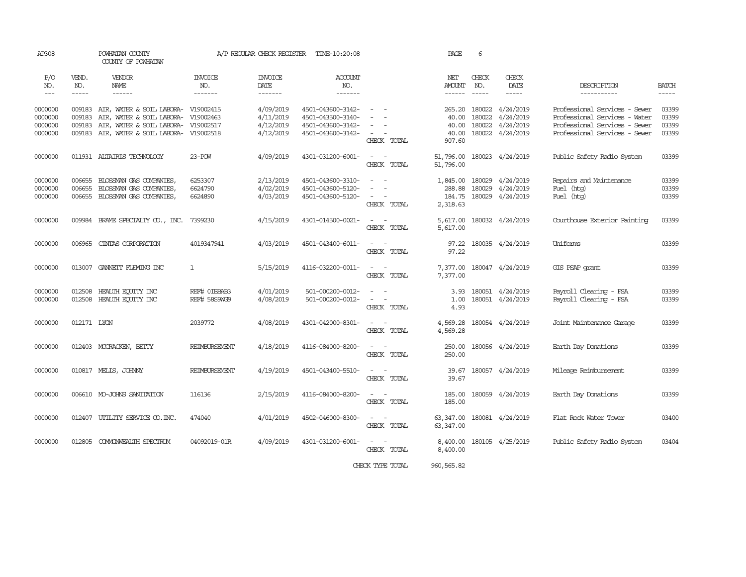AP308 POWHATAN COUNTY A/P REGULAR CHECK REGISTER TIME-10:20:08

COUNTY OF POWHATAN

| P/O NO. | VEND. NO. | VENDOR NAME | INVOICE NO. | INVOICE DATE | ACCOUNT NO. | | NET AMOUNT | CHECK NO. | CHECK DATE | DESCRIPTION | BATCH |
|---|---|---|---|---|---|---|---|---|---|---|---|
| 0000000 | 009183 | AIR, WATER & SOIL LABORA- | V19002415 | 4/09/2019 | 4501-043600-3142- | - - | 265.20 | 180022 | 4/24/2019 | Professional Services - Sewer | 03399 |
| 0000000 | 009183 | AIR, WATER & SOIL LABORA- | V19002463 | 4/11/2019 | 4501-043500-3140- | - - | 40.00 | 180022 | 4/24/2019 | Professional Services - Water | 03399 |
| 0000000 | 009183 | AIR, WATER & SOIL LABORA- | V19002517 | 4/12/2019 | 4501-043600-3142- | - - | 40.00 | 180022 | 4/24/2019 | Professional Services - Sewer | 03399 |
| 0000000 | 009183 | AIR, WATER & SOIL LABORA- | V19002518 | 4/12/2019 | 4501-043600-3142- | - - | 40.00 | 180022 | 4/24/2019 | Professional Services - Sewer | 03399 |
| | | | | | | CHECK TOTAL | 907.60 | | | | |
| 0000000 | 011931 | ALTAIRIS TECHNOLOGY | 23-POW | 4/09/2019 | 4301-031200-6001- | - - | 51,796.00 | 180023 | 4/24/2019 | Public Safety Radio System | 03399 |
| | | | | | | CHECK TOTAL | 51,796.00 | | | | |
| 0000000 | 006655 | BLOSSMAN GAS COMPANIES, | 6253307 | 2/13/2019 | 4501-043600-3310- | - - | 1,845.00 | 180029 | 4/24/2019 | Repairs and Maintenance | 03399 |
| 0000000 | 006655 | BLOSSMAN GAS COMPANIES, | 6624790 | 4/02/2019 | 4501-043600-5120- | - - | 288.88 | 180029 | 4/24/2019 | Fuel (htg) | 03399 |
| 0000000 | 006655 | BLOSSMAN GAS COMPANIES, | 6624890 | 4/03/2019 | 4501-043600-5120- | - - | 184.75 | 180029 | 4/24/2019 | Fuel (htg) | 03399 |
| | | | | | | CHECK TOTAL | 2,318.63 | | | | |
| 0000000 | 009984 | BRAME SPECIALTY CO., INC. | 7399230 | 4/15/2019 | 4301-014500-0021- | - - | 5,617.00 | 180032 | 4/24/2019 | Courthouse Exterior Painting | 03399 |
| | | | | | | CHECK TOTAL | 5,617.00 | | | | |
| 0000000 | 006965 | CINTAS CORPORATION | 4019347941 | 4/03/2019 | 4501-043400-6011- | - - | 97.22 | 180035 | 4/24/2019 | Uniforms | 03399 |
| | | | | | | CHECK TOTAL | 97.22 | | | | |
| 0000000 | 013007 | GANNETT FLEMING INC | 1 | 5/15/2019 | 4116-032200-0011- | - - | 7,377.00 | 180047 | 4/24/2019 | GIS PSAP grant | 03399 |
| | | | | | | CHECK TOTAL | 7,377.00 | | | | |
| 0000000 | 012508 | HEALTH EQUITY INC | REF# 0IBBAB3 | 4/01/2019 | 501-000200-0012- | - - | 3.93 | 180051 | 4/24/2019 | Payroll Clearing - FSA | 03399 |
| 0000000 | 012508 | HEALTH EQUITY INC | REF# 58S9WG9 | 4/08/2019 | 501-000200-0012- | - - | 1.00 | 180051 | 4/24/2019 | Payroll Clearing - FSA | 03399 |
| | | | | | | CHECK TOTAL | 4.93 | | | | |
| 0000000 | 012171 | LYON | 2039772 | 4/08/2019 | 4301-042000-8301- | - - | 4,569.28 | 180054 | 4/24/2019 | Joint Maintenance Garage | 03399 |
| | | | | | | CHECK TOTAL | 4,569.28 | | | | |
| 0000000 | 012403 | MCCRACKEN, BETTY | REIMBURSEMENT | 4/18/2019 | 4116-084000-8200- | - - | 250.00 | 180056 | 4/24/2019 | Earth Day Donations | 03399 |
| | | | | | | CHECK TOTAL | 250.00 | | | | |
| 0000000 | 010817 | MELIS, JOHNNY | REIMBURSEMENT | 4/19/2019 | 4501-043400-5510- | - - | 39.67 | 180057 | 4/24/2019 | Mileage Reimbursement | 03399 |
| | | | | | | CHECK TOTAL | 39.67 | | | | |
| 0000000 | 006610 | MO-JOHNS SANITATION | 116136 | 2/15/2019 | 4116-084000-8200- | - - | 185.00 | 180059 | 4/24/2019 | Earth Day Donations | 03399 |
| | | | | | | CHECK TOTAL | 185.00 | | | | |
| 0000000 | 012407 | UTILITY SERVICE CO.INC. | 474040 | 4/01/2019 | 4502-046000-8300- | - - | 63,347.00 | 180081 | 4/24/2019 | Flat Rock Water Tower | 03400 |
| | | | | | | CHECK TOTAL | 63,347.00 | | | | |
| 0000000 | 012805 | COMMONWEALTH SPECTRUM | 04092019-01R | 4/09/2019 | 4301-031200-6001- | - - | 8,400.00 | 180105 | 4/25/2019 | Public Safety Radio System | 03404 |
| | | | | | | CHECK TOTAL | 8,400.00 | | | | |
| | | | | | | CHECK TYPE TOTAL | 960,565.82 | | | | |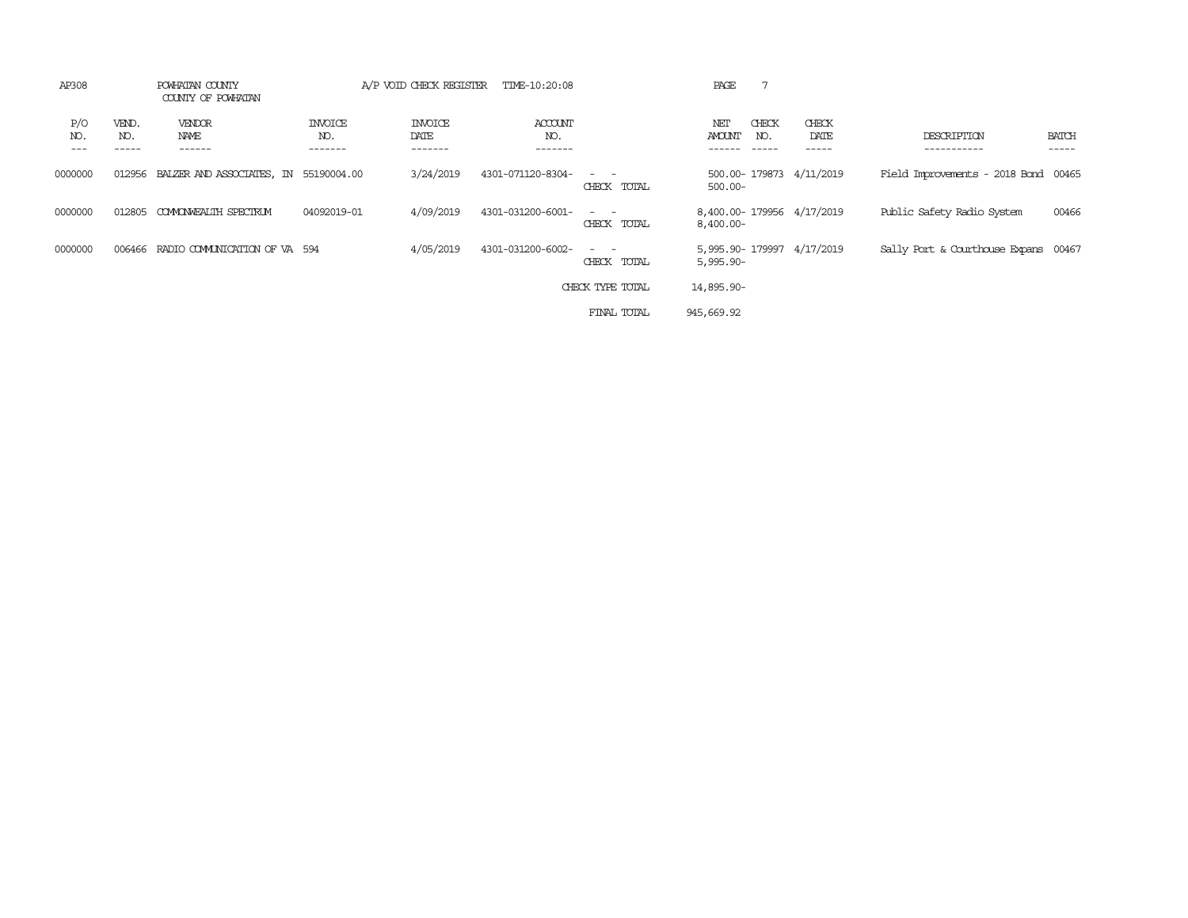AP308 POWHATAN COUNTY A/P VOID CHECK REGISTER TIME-10:20:08 PAGE 7

COUNTY OF POWHATAN

| P/O NO. | VEND. NO. | VENDOR NAME | INVOICE NO. | INVOICE DATE | ACCOUNT NO. | | NET AMOUNT | CHECK NO. | CHECK DATE | DESCRIPTION | BATCH |
|---|---|---|---|---|---|---|---|---|---|---|---|
| 0000000 | 012956 | BALZER AND ASSOCIATES, IN | 55190004.00 | 3/24/2019 | 4301-071120-8304- | - - | 500.00- | 179873 | 4/11/2019 | Field Improvements - 2018 Bond | 00465 |
| | | | | | | CHECK TOTAL | 500.00- | | | | |
| 0000000 | 012805 | COMMONWEALTH SPECTRUM | 04092019-01 | 4/09/2019 | 4301-031200-6001- | - - | 8,400.00- | 179956 | 4/17/2019 | Public Safety Radio System | 00466 |
| | | | | | | CHECK TOTAL | 8,400.00- | | | | |
| 0000000 | 006466 | RADIO COMMUNICATION OF VA | 594 | 4/05/2019 | 4301-031200-6002- | - - | 5,995.90- | 179997 | 4/17/2019 | Sally Port & Courthouse Expans | 00467 |
| | | | | | | CHECK TOTAL | 5,995.90- | | | | |
| | | | | | | CHECK TYPE TOTAL | 14,895.90- | | | | |
| | | | | | | FINAL TOTAL | 945,669.92 | | | | |